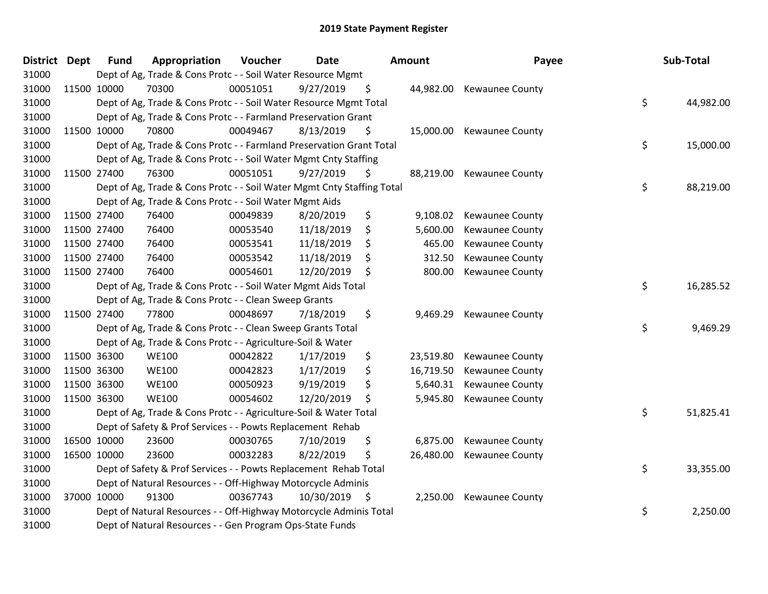# 2019 State Payment Register

| District | Dept | Fund | Appropriation | Voucher | Date | Amount | Payee | Sub-Total |
|---|---|---|---|---|---|---|---|---|
| 31000 | | Dept of Ag, Trade & Cons Protc - - Soil Water Resource Mgmt | | | | | | |
| 31000 | 11500 | 10000 | 70300 | 00051051 | 9/27/2019 | $ 44,982.00 | Kewaunee County | |
| 31000 | | Dept of Ag, Trade & Cons Protc - - Soil Water Resource Mgmt Total | | | | | | $ 44,982.00 |
| 31000 | | Dept of Ag, Trade & Cons Protc - - Farmland Preservation Grant | | | | | | |
| 31000 | 11500 | 10000 | 70800 | 00049467 | 8/13/2019 | $ 15,000.00 | Kewaunee County | |
| 31000 | | Dept of Ag, Trade & Cons Protc - - Farmland Preservation Grant Total | | | | | | $ 15,000.00 |
| 31000 | | Dept of Ag, Trade & Cons Protc - - Soil Water Mgmt Cnty Staffing | | | | | | |
| 31000 | 11500 | 27400 | 76300 | 00051051 | 9/27/2019 | $ 88,219.00 | Kewaunee County | |
| 31000 | | Dept of Ag, Trade & Cons Protc - - Soil Water Mgmt Cnty Staffing Total | | | | | | $ 88,219.00 |
| 31000 | | Dept of Ag, Trade & Cons Protc - - Soil Water Mgmt Aids | | | | | | |
| 31000 | 11500 | 27400 | 76400 | 00049839 | 8/20/2019 | $ 9,108.02 | Kewaunee County | |
| 31000 | 11500 | 27400 | 76400 | 00053540 | 11/18/2019 | $ 5,600.00 | Kewaunee County | |
| 31000 | 11500 | 27400 | 76400 | 00053541 | 11/18/2019 | $ 465.00 | Kewaunee County | |
| 31000 | 11500 | 27400 | 76400 | 00053542 | 11/18/2019 | $ 312.50 | Kewaunee County | |
| 31000 | 11500 | 27400 | 76400 | 00054601 | 12/20/2019 | $ 800.00 | Kewaunee County | |
| 31000 | | Dept of Ag, Trade & Cons Protc - - Soil Water Mgmt Aids Total | | | | | | $ 16,285.52 |
| 31000 | | Dept of Ag, Trade & Cons Protc - - Clean Sweep Grants | | | | | | |
| 31000 | 11500 | 27400 | 77800 | 00048697 | 7/18/2019 | $ 9,469.29 | Kewaunee County | |
| 31000 | | Dept of Ag, Trade & Cons Protc - - Clean Sweep Grants Total | | | | | | $ 9,469.29 |
| 31000 | | Dept of Ag, Trade & Cons Protc - - Agriculture-Soil & Water | | | | | | |
| 31000 | 11500 | 36300 | WE100 | 00042822 | 1/17/2019 | $ 23,519.80 | Kewaunee County | |
| 31000 | 11500 | 36300 | WE100 | 00042823 | 1/17/2019 | $ 16,719.50 | Kewaunee County | |
| 31000 | 11500 | 36300 | WE100 | 00050923 | 9/19/2019 | $ 5,640.31 | Kewaunee County | |
| 31000 | 11500 | 36300 | WE100 | 00054602 | 12/20/2019 | $ 5,945.80 | Kewaunee County | |
| 31000 | | Dept of Ag, Trade & Cons Protc - - Agriculture-Soil & Water Total | | | | | | $ 51,825.41 |
| 31000 | | Dept of Safety & Prof Services - - Powts Replacement Rehab | | | | | | |
| 31000 | 16500 | 10000 | 23600 | 00030765 | 7/10/2019 | $ 6,875.00 | Kewaunee County | |
| 31000 | 16500 | 10000 | 23600 | 00032283 | 8/22/2019 | $ 26,480.00 | Kewaunee County | |
| 31000 | | Dept of Safety & Prof Services - - Powts Replacement Rehab Total | | | | | | $ 33,355.00 |
| 31000 | | Dept of Natural Resources - - Off-Highway Motorcycle Adminis | | | | | | |
| 31000 | 37000 | 10000 | 91300 | 00367743 | 10/30/2019 | $ 2,250.00 | Kewaunee County | |
| 31000 | | Dept of Natural Resources - - Off-Highway Motorcycle Adminis Total | | | | | | $ 2,250.00 |
| 31000 | | Dept of Natural Resources - - Gen Program Ops-State Funds | | | | | | |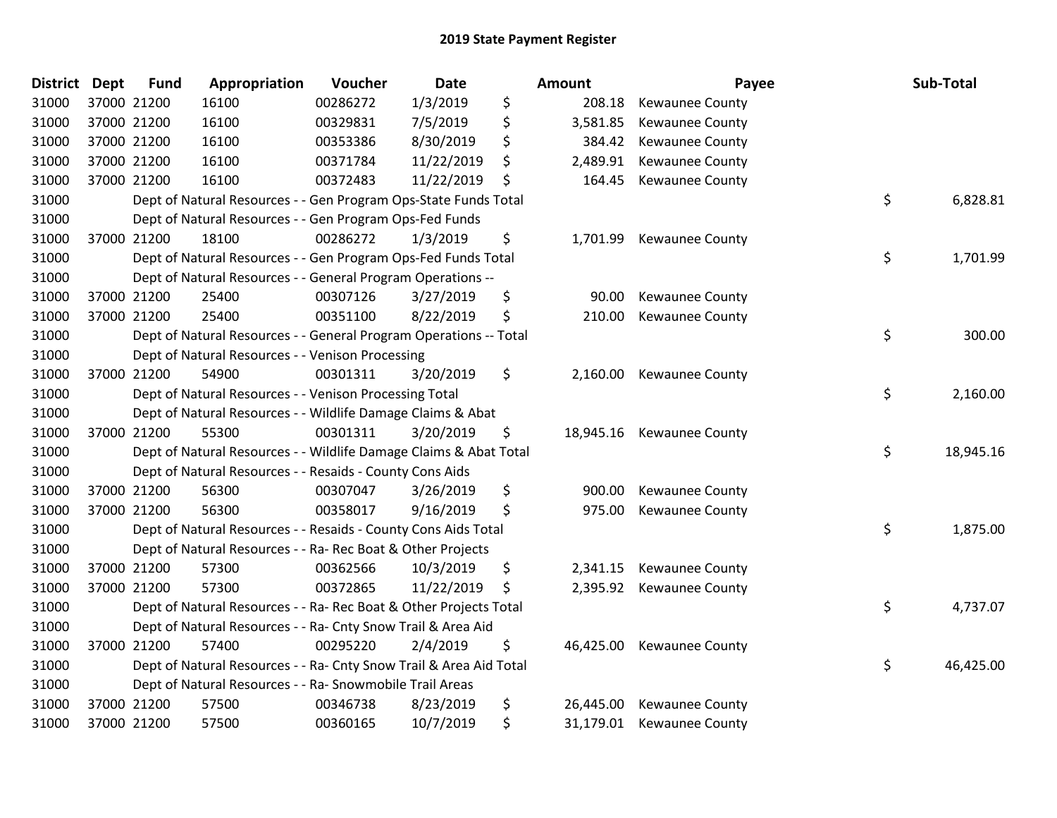# 2019 State Payment Register

| District | Dept | Fund | Appropriation | Voucher | Date | Amount | Payee | Sub-Total |
|---|---|---|---|---|---|---|---|---|
| 31000 | 37000 | 21200 | 16100 | 00286272 | 1/3/2019 | $ 208.18 | Kewaunee County | |
| 31000 | 37000 | 21200 | 16100 | 00329831 | 7/5/2019 | $ 3,581.85 | Kewaunee County | |
| 31000 | 37000 | 21200 | 16100 | 00353386 | 8/30/2019 | $ 384.42 | Kewaunee County | |
| 31000 | 37000 | 21200 | 16100 | 00371784 | 11/22/2019 | $ 2,489.91 | Kewaunee County | |
| 31000 | 37000 | 21200 | 16100 | 00372483 | 11/22/2019 | $ 164.45 | Kewaunee County | |
| 31000 | | Dept of Natural Resources - - Gen Program Ops-State Funds Total | | | | | | $ 6,828.81 |
| 31000 | | Dept of Natural Resources - - Gen Program Ops-Fed Funds | | | | | | |
| 31000 | 37000 | 21200 | 18100 | 00286272 | 1/3/2019 | $ 1,701.99 | Kewaunee County | |
| 31000 | | Dept of Natural Resources - - Gen Program Ops-Fed Funds Total | | | | | | $ 1,701.99 |
| 31000 | | Dept of Natural Resources - - General Program Operations -- | | | | | | |
| 31000 | 37000 | 21200 | 25400 | 00307126 | 3/27/2019 | $ 90.00 | Kewaunee County | |
| 31000 | 37000 | 21200 | 25400 | 00351100 | 8/22/2019 | $ 210.00 | Kewaunee County | |
| 31000 | | Dept of Natural Resources - - General Program Operations -- Total | | | | | | $ 300.00 |
| 31000 | | Dept of Natural Resources - - Venison Processing | | | | | | |
| 31000 | 37000 | 21200 | 54900 | 00301311 | 3/20/2019 | $ 2,160.00 | Kewaunee County | |
| 31000 | | Dept of Natural Resources - - Venison Processing Total | | | | | | $ 2,160.00 |
| 31000 | | Dept of Natural Resources - - Wildlife Damage Claims & Abat | | | | | | |
| 31000 | 37000 | 21200 | 55300 | 00301311 | 3/20/2019 | $ 18,945.16 | Kewaunee County | |
| 31000 | | Dept of Natural Resources - - Wildlife Damage Claims & Abat Total | | | | | | $ 18,945.16 |
| 31000 | | Dept of Natural Resources - - Resaids - County Cons Aids | | | | | | |
| 31000 | 37000 | 21200 | 56300 | 00307047 | 3/26/2019 | $ 900.00 | Kewaunee County | |
| 31000 | 37000 | 21200 | 56300 | 00358017 | 9/16/2019 | $ 975.00 | Kewaunee County | |
| 31000 | | Dept of Natural Resources - - Resaids - County Cons Aids Total | | | | | | $ 1,875.00 |
| 31000 | | Dept of Natural Resources - - Ra- Rec Boat & Other Projects | | | | | | |
| 31000 | 37000 | 21200 | 57300 | 00362566 | 10/3/2019 | $ 2,341.15 | Kewaunee County | |
| 31000 | 37000 | 21200 | 57300 | 00372865 | 11/22/2019 | $ 2,395.92 | Kewaunee County | |
| 31000 | | Dept of Natural Resources - - Ra- Rec Boat & Other Projects Total | | | | | | $ 4,737.07 |
| 31000 | | Dept of Natural Resources - - Ra- Cnty Snow Trail & Area Aid | | | | | | |
| 31000 | 37000 | 21200 | 57400 | 00295220 | 2/4/2019 | $ 46,425.00 | Kewaunee County | |
| 31000 | | Dept of Natural Resources - - Ra- Cnty Snow Trail & Area Aid Total | | | | | | $ 46,425.00 |
| 31000 | | Dept of Natural Resources - - Ra- Snowmobile Trail Areas | | | | | | |
| 31000 | 37000 | 21200 | 57500 | 00346738 | 8/23/2019 | $ 26,445.00 | Kewaunee County | |
| 31000 | 37000 | 21200 | 57500 | 00360165 | 10/7/2019 | $ 31,179.01 | Kewaunee County | |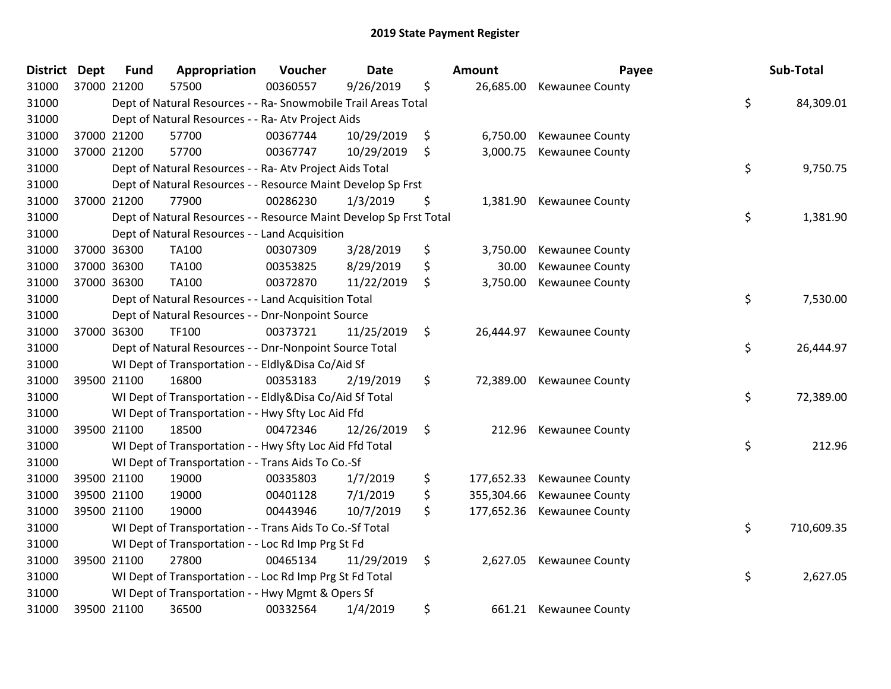# 2019 State Payment Register

| District | Dept | Fund | Appropriation | Voucher | Date | Amount | Payee | Sub-Total |
|---|---|---|---|---|---|---|---|---|
| 31000 | 37000 | 21200 | 57500 | 00360557 | 9/26/2019 | $ 26,685.00 | Kewaunee County | |
| 31000 | | | Dept of Natural Resources - - Ra- Snowmobile Trail Areas Total | | | | | $ 84,309.01 |
| 31000 | | | Dept of Natural Resources - - Ra- Atv Project Aids | | | | | |
| 31000 | 37000 | 21200 | 57700 | 00367744 | 10/29/2019 | $ 6,750.00 | Kewaunee County | |
| 31000 | 37000 | 21200 | 57700 | 00367747 | 10/29/2019 | $ 3,000.75 | Kewaunee County | |
| 31000 | | | Dept of Natural Resources - - Ra- Atv Project Aids Total | | | | | $ 9,750.75 |
| 31000 | | | Dept of Natural Resources - - Resource Maint Develop Sp Frst | | | | | |
| 31000 | 37000 | 21200 | 77900 | 00286230 | 1/3/2019 | $ 1,381.90 | Kewaunee County | |
| 31000 | | | Dept of Natural Resources - - Resource Maint Develop Sp Frst Total | | | | | $ 1,381.90 |
| 31000 | | | Dept of Natural Resources - - Land Acquisition | | | | | |
| 31000 | 37000 | 36300 | TA100 | 00307309 | 3/28/2019 | $ 3,750.00 | Kewaunee County | |
| 31000 | 37000 | 36300 | TA100 | 00353825 | 8/29/2019 | $ 30.00 | Kewaunee County | |
| 31000 | 37000 | 36300 | TA100 | 00372870 | 11/22/2019 | $ 3,750.00 | Kewaunee County | |
| 31000 | | | Dept of Natural Resources - - Land Acquisition Total | | | | | $ 7,530.00 |
| 31000 | | | Dept of Natural Resources - - Dnr-Nonpoint Source | | | | | |
| 31000 | 37000 | 36300 | TF100 | 00373721 | 11/25/2019 | $ 26,444.97 | Kewaunee County | |
| 31000 | | | Dept of Natural Resources - - Dnr-Nonpoint Source Total | | | | | $ 26,444.97 |
| 31000 | | | WI Dept of Transportation - - Eldly&Disa Co/Aid Sf | | | | | |
| 31000 | 39500 | 21100 | 16800 | 00353183 | 2/19/2019 | $ 72,389.00 | Kewaunee County | |
| 31000 | | | WI Dept of Transportation - - Eldly&Disa Co/Aid Sf Total | | | | | $ 72,389.00 |
| 31000 | | | WI Dept of Transportation - - Hwy Sfty Loc Aid Ffd | | | | | |
| 31000 | 39500 | 21100 | 18500 | 00472346 | 12/26/2019 | $ 212.96 | Kewaunee County | |
| 31000 | | | WI Dept of Transportation - - Hwy Sfty Loc Aid Ffd Total | | | | | $ 212.96 |
| 31000 | | | WI Dept of Transportation - - Trans Aids To Co.-Sf | | | | | |
| 31000 | 39500 | 21100 | 19000 | 00335803 | 1/7/2019 | $ 177,652.33 | Kewaunee County | |
| 31000 | 39500 | 21100 | 19000 | 00401128 | 7/1/2019 | $ 355,304.66 | Kewaunee County | |
| 31000 | 39500 | 21100 | 19000 | 00443946 | 10/7/2019 | $ 177,652.36 | Kewaunee County | |
| 31000 | | | WI Dept of Transportation - - Trans Aids To Co.-Sf Total | | | | | $ 710,609.35 |
| 31000 | | | WI Dept of Transportation - - Loc Rd Imp Prg St Fd | | | | | |
| 31000 | 39500 | 21100 | 27800 | 00465134 | 11/29/2019 | $ 2,627.05 | Kewaunee County | |
| 31000 | | | WI Dept of Transportation - - Loc Rd Imp Prg St Fd Total | | | | | $ 2,627.05 |
| 31000 | | | WI Dept of Transportation - - Hwy Mgmt & Opers Sf | | | | | |
| 31000 | 39500 | 21100 | 36500 | 00332564 | 1/4/2019 | $ 661.21 | Kewaunee County | |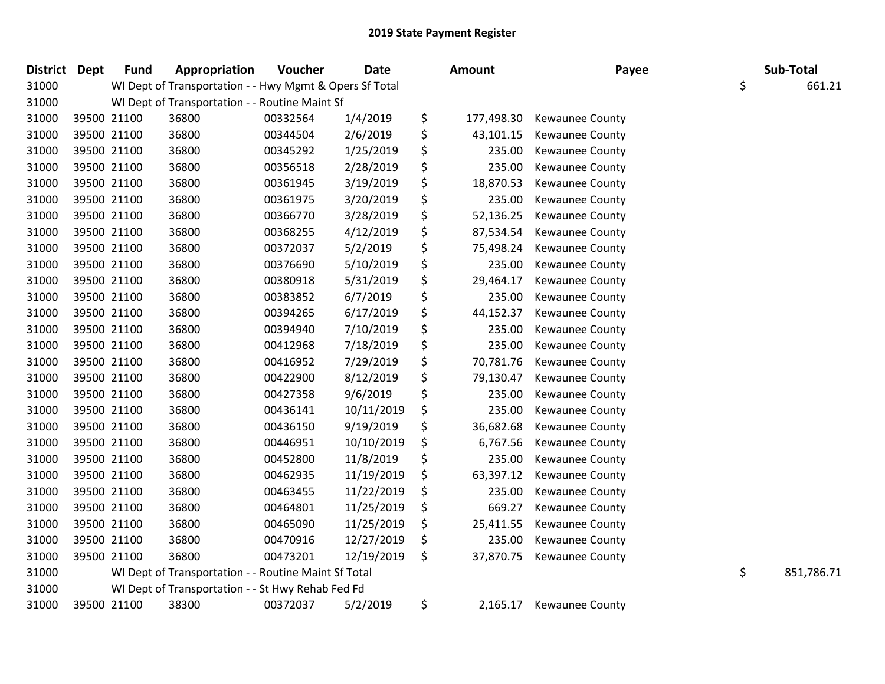## 2019 State Payment Register

| District | Dept | Fund | Appropriation | Voucher | Date | Amount | Payee | Sub-Total |
|---|---|---|---|---|---|---|---|---|
| 31000 | | WI Dept of Transportation - - Hwy Mgmt & Opers Sf Total | | | | | | $ 661.21 |
| 31000 | | WI Dept of Transportation - - Routine Maint Sf | | | | | | |
| 31000 | 39500 | 21100 | 36800 | 00332564 | 1/4/2019 | $ 177,498.30 | Kewaunee County | |
| 31000 | 39500 | 21100 | 36800 | 00344504 | 2/6/2019 | $ 43,101.15 | Kewaunee County | |
| 31000 | 39500 | 21100 | 36800 | 00345292 | 1/25/2019 | $ 235.00 | Kewaunee County | |
| 31000 | 39500 | 21100 | 36800 | 00356518 | 2/28/2019 | $ 235.00 | Kewaunee County | |
| 31000 | 39500 | 21100 | 36800 | 00361945 | 3/19/2019 | $ 18,870.53 | Kewaunee County | |
| 31000 | 39500 | 21100 | 36800 | 00361975 | 3/20/2019 | $ 235.00 | Kewaunee County | |
| 31000 | 39500 | 21100 | 36800 | 00366770 | 3/28/2019 | $ 52,136.25 | Kewaunee County | |
| 31000 | 39500 | 21100 | 36800 | 00368255 | 4/12/2019 | $ 87,534.54 | Kewaunee County | |
| 31000 | 39500 | 21100 | 36800 | 00372037 | 5/2/2019 | $ 75,498.24 | Kewaunee County | |
| 31000 | 39500 | 21100 | 36800 | 00376690 | 5/10/2019 | $ 235.00 | Kewaunee County | |
| 31000 | 39500 | 21100 | 36800 | 00380918 | 5/31/2019 | $ 29,464.17 | Kewaunee County | |
| 31000 | 39500 | 21100 | 36800 | 00383852 | 6/7/2019 | $ 235.00 | Kewaunee County | |
| 31000 | 39500 | 21100 | 36800 | 00394265 | 6/17/2019 | $ 44,152.37 | Kewaunee County | |
| 31000 | 39500 | 21100 | 36800 | 00394940 | 7/10/2019 | $ 235.00 | Kewaunee County | |
| 31000 | 39500 | 21100 | 36800 | 00412968 | 7/18/2019 | $ 235.00 | Kewaunee County | |
| 31000 | 39500 | 21100 | 36800 | 00416952 | 7/29/2019 | $ 70,781.76 | Kewaunee County | |
| 31000 | 39500 | 21100 | 36800 | 00422900 | 8/12/2019 | $ 79,130.47 | Kewaunee County | |
| 31000 | 39500 | 21100 | 36800 | 00427358 | 9/6/2019 | $ 235.00 | Kewaunee County | |
| 31000 | 39500 | 21100 | 36800 | 00436141 | 10/11/2019 | $ 235.00 | Kewaunee County | |
| 31000 | 39500 | 21100 | 36800 | 00436150 | 9/19/2019 | $ 36,682.68 | Kewaunee County | |
| 31000 | 39500 | 21100 | 36800 | 00446951 | 10/10/2019 | $ 6,767.56 | Kewaunee County | |
| 31000 | 39500 | 21100 | 36800 | 00452800 | 11/8/2019 | $ 235.00 | Kewaunee County | |
| 31000 | 39500 | 21100 | 36800 | 00462935 | 11/19/2019 | $ 63,397.12 | Kewaunee County | |
| 31000 | 39500 | 21100 | 36800 | 00463455 | 11/22/2019 | $ 235.00 | Kewaunee County | |
| 31000 | 39500 | 21100 | 36800 | 00464801 | 11/25/2019 | $ 669.27 | Kewaunee County | |
| 31000 | 39500 | 21100 | 36800 | 00465090 | 11/25/2019 | $ 25,411.55 | Kewaunee County | |
| 31000 | 39500 | 21100 | 36800 | 00470916 | 12/27/2019 | $ 235.00 | Kewaunee County | |
| 31000 | 39500 | 21100 | 36800 | 00473201 | 12/19/2019 | $ 37,870.75 | Kewaunee County | |
| 31000 | | WI Dept of Transportation - - Routine Maint Sf Total | | | | | | $ 851,786.71 |
| 31000 | | WI Dept of Transportation - - St Hwy Rehab Fed Fd | | | | | | |
| 31000 | 39500 | 21100 | 38300 | 00372037 | 5/2/2019 | $ 2,165.17 | Kewaunee County | |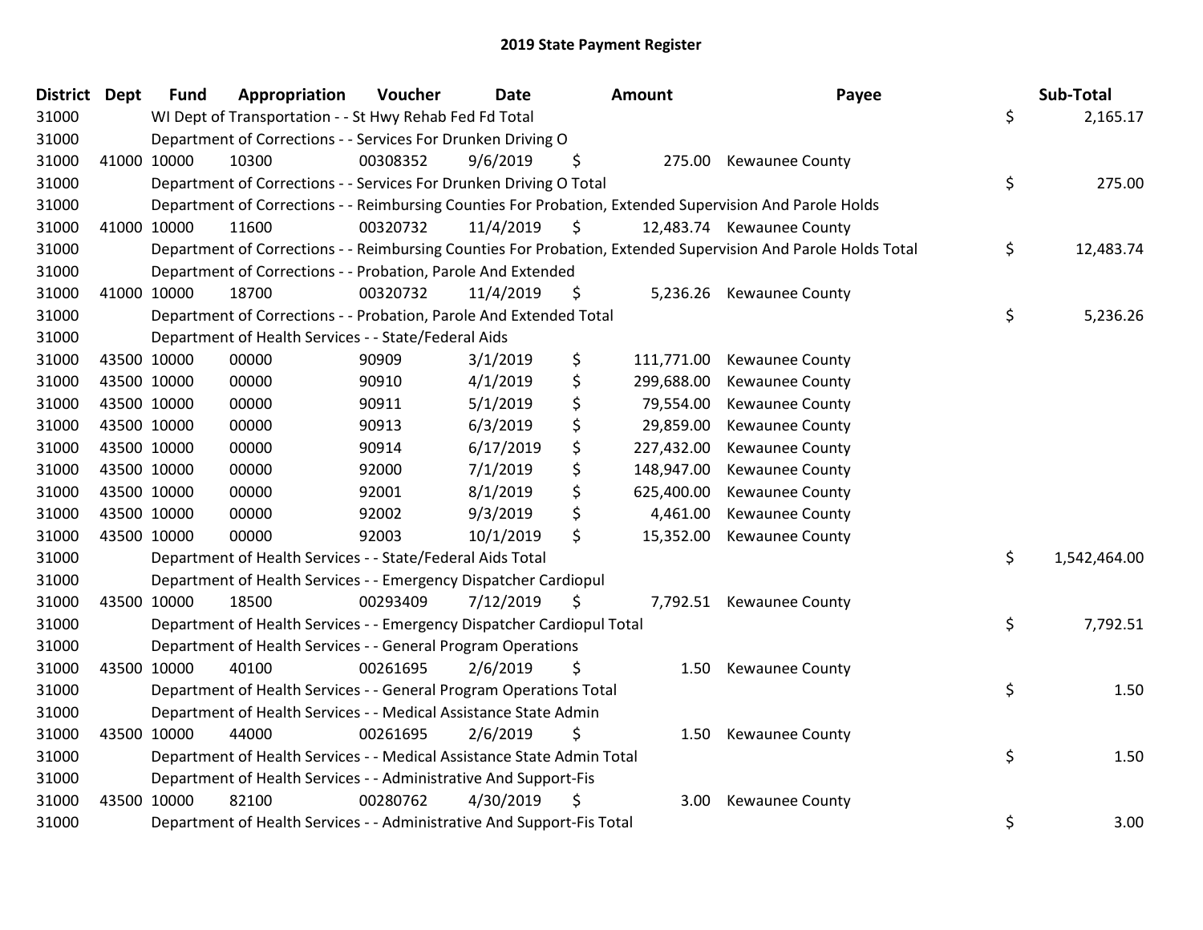# 2019 State Payment Register

| District | Dept | Fund | Appropriation | Voucher | Date | Amount | Payee | Sub-Total |
|---|---|---|---|---|---|---|---|---|
| 31000 | | WI Dept of Transportation - - St Hwy Rehab Fed Fd Total | | | | | | $ 2,165.17 |
| 31000 | | Department of Corrections - - Services For Drunken Driving O | | | | | | |
| 31000 | 41000 | 10000 | 10300 | 00308352 | 9/6/2019 | $ 275.00 | Kewaunee County | |
| 31000 | | Department of Corrections - - Services For Drunken Driving O Total | | | | | | $ 275.00 |
| 31000 | | Department of Corrections - - Reimbursing Counties For Probation, Extended Supervision And Parole Holds | | | | | | |
| 31000 | 41000 | 10000 | 11600 | 00320732 | 11/4/2019 | $ 12,483.74 | Kewaunee County | |
| 31000 | | Department of Corrections - - Reimbursing Counties For Probation, Extended Supervision And Parole Holds Total | | | | | | $ 12,483.74 |
| 31000 | | Department of Corrections - - Probation, Parole And Extended | | | | | | |
| 31000 | 41000 | 10000 | 18700 | 00320732 | 11/4/2019 | $ 5,236.26 | Kewaunee County | |
| 31000 | | Department of Corrections - - Probation, Parole And Extended Total | | | | | | $ 5,236.26 |
| 31000 | | Department of Health Services - - State/Federal Aids | | | | | | |
| 31000 | 43500 | 10000 | 00000 | 90909 | 3/1/2019 | $ 111,771.00 | Kewaunee County | |
| 31000 | 43500 | 10000 | 00000 | 90910 | 4/1/2019 | $ 299,688.00 | Kewaunee County | |
| 31000 | 43500 | 10000 | 00000 | 90911 | 5/1/2019 | $ 79,554.00 | Kewaunee County | |
| 31000 | 43500 | 10000 | 00000 | 90913 | 6/3/2019 | $ 29,859.00 | Kewaunee County | |
| 31000 | 43500 | 10000 | 00000 | 90914 | 6/17/2019 | $ 227,432.00 | Kewaunee County | |
| 31000 | 43500 | 10000 | 00000 | 92000 | 7/1/2019 | $ 148,947.00 | Kewaunee County | |
| 31000 | 43500 | 10000 | 00000 | 92001 | 8/1/2019 | $ 625,400.00 | Kewaunee County | |
| 31000 | 43500 | 10000 | 00000 | 92002 | 9/3/2019 | $ 4,461.00 | Kewaunee County | |
| 31000 | 43500 | 10000 | 00000 | 92003 | 10/1/2019 | $ 15,352.00 | Kewaunee County | |
| 31000 | | Department of Health Services - - State/Federal Aids Total | | | | | | $ 1,542,464.00 |
| 31000 | | Department of Health Services - - Emergency Dispatcher Cardiopul | | | | | | |
| 31000 | 43500 | 10000 | 18500 | 00293409 | 7/12/2019 | $ 7,792.51 | Kewaunee County | |
| 31000 | | Department of Health Services - - Emergency Dispatcher Cardiopul Total | | | | | | $ 7,792.51 |
| 31000 | | Department of Health Services - - General Program Operations | | | | | | |
| 31000 | 43500 | 10000 | 40100 | 00261695 | 2/6/2019 | $ 1.50 | Kewaunee County | |
| 31000 | | Department of Health Services - - General Program Operations Total | | | | | | $ 1.50 |
| 31000 | | Department of Health Services - - Medical Assistance State Admin | | | | | | |
| 31000 | 43500 | 10000 | 44000 | 00261695 | 2/6/2019 | $ 1.50 | Kewaunee County | |
| 31000 | | Department of Health Services - - Medical Assistance State Admin Total | | | | | | $ 1.50 |
| 31000 | | Department of Health Services - - Administrative And Support-Fis | | | | | | |
| 31000 | 43500 | 10000 | 82100 | 00280762 | 4/30/2019 | $ 3.00 | Kewaunee County | |
| 31000 | | Department of Health Services - - Administrative And Support-Fis Total | | | | | | $ 3.00 |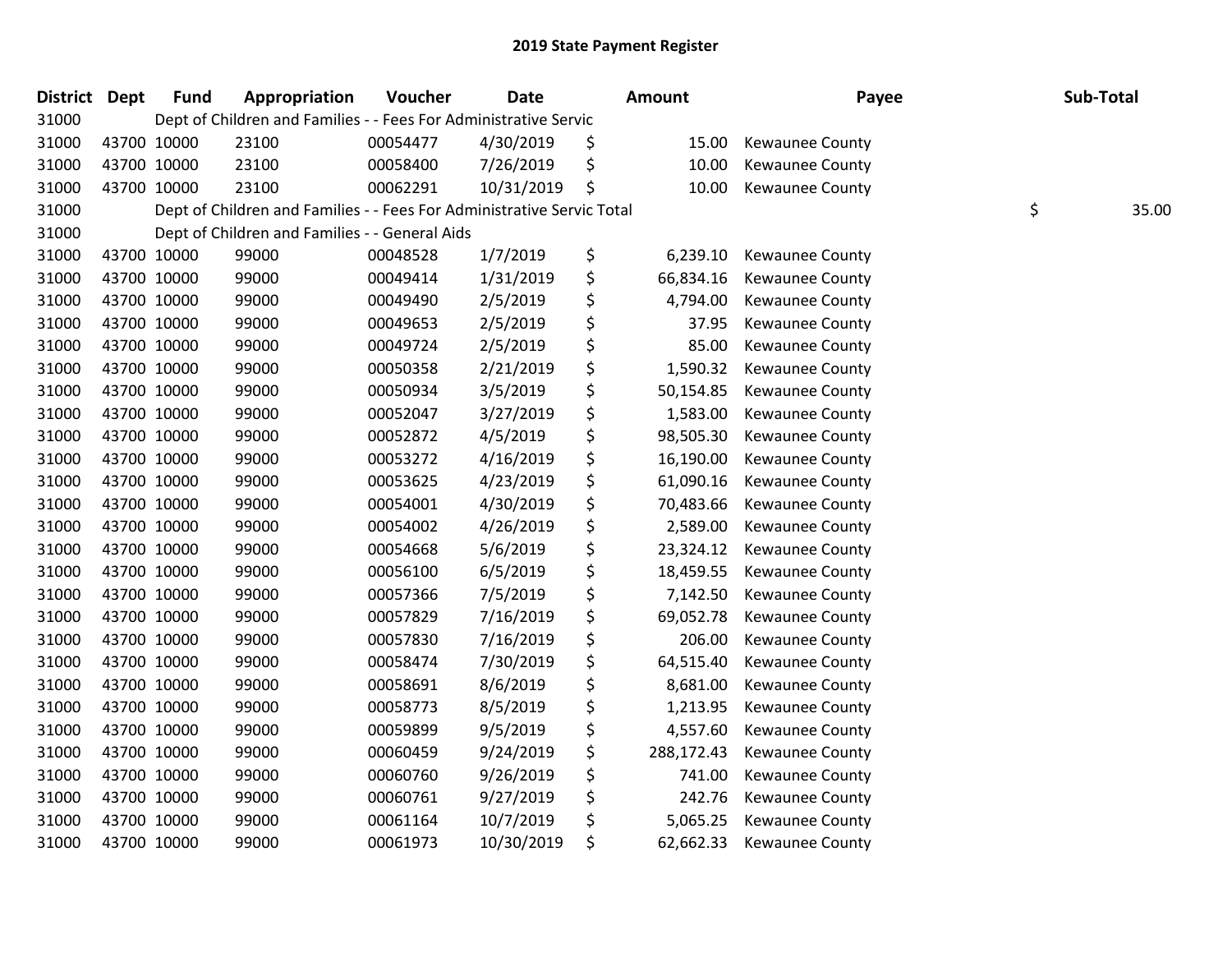# 2019 State Payment Register

| District | Dept | Fund | Appropriation | Voucher | Date | Amount | Payee | Sub-Total |
|---|---|---|---|---|---|---|---|---|
| 31000 | | Dept of Children and Families - - Fees For Administrative Servic | | | | | | |
| 31000 | 43700 | 10000 | 23100 | 00054477 | 4/30/2019 | $ 15.00 | Kewaunee County | |
| 31000 | 43700 | 10000 | 23100 | 00058400 | 7/26/2019 | $ 10.00 | Kewaunee County | |
| 31000 | 43700 | 10000 | 23100 | 00062291 | 10/31/2019 | $ 10.00 | Kewaunee County | |
| 31000 | | Dept of Children and Families - - Fees For Administrative Servic Total | | | | | | $ 35.00 |
| 31000 | | Dept of Children and Families - - General Aids | | | | | | |
| 31000 | 43700 | 10000 | 99000 | 00048528 | 1/7/2019 | $ 6,239.10 | Kewaunee County | |
| 31000 | 43700 | 10000 | 99000 | 00049414 | 1/31/2019 | $ 66,834.16 | Kewaunee County | |
| 31000 | 43700 | 10000 | 99000 | 00049490 | 2/5/2019 | $ 4,794.00 | Kewaunee County | |
| 31000 | 43700 | 10000 | 99000 | 00049653 | 2/5/2019 | $ 37.95 | Kewaunee County | |
| 31000 | 43700 | 10000 | 99000 | 00049724 | 2/5/2019 | $ 85.00 | Kewaunee County | |
| 31000 | 43700 | 10000 | 99000 | 00050358 | 2/21/2019 | $ 1,590.32 | Kewaunee County | |
| 31000 | 43700 | 10000 | 99000 | 00050934 | 3/5/2019 | $ 50,154.85 | Kewaunee County | |
| 31000 | 43700 | 10000 | 99000 | 00052047 | 3/27/2019 | $ 1,583.00 | Kewaunee County | |
| 31000 | 43700 | 10000 | 99000 | 00052872 | 4/5/2019 | $ 98,505.30 | Kewaunee County | |
| 31000 | 43700 | 10000 | 99000 | 00053272 | 4/16/2019 | $ 16,190.00 | Kewaunee County | |
| 31000 | 43700 | 10000 | 99000 | 00053625 | 4/23/2019 | $ 61,090.16 | Kewaunee County | |
| 31000 | 43700 | 10000 | 99000 | 00054001 | 4/30/2019 | $ 70,483.66 | Kewaunee County | |
| 31000 | 43700 | 10000 | 99000 | 00054002 | 4/26/2019 | $ 2,589.00 | Kewaunee County | |
| 31000 | 43700 | 10000 | 99000 | 00054668 | 5/6/2019 | $ 23,324.12 | Kewaunee County | |
| 31000 | 43700 | 10000 | 99000 | 00056100 | 6/5/2019 | $ 18,459.55 | Kewaunee County | |
| 31000 | 43700 | 10000 | 99000 | 00057366 | 7/5/2019 | $ 7,142.50 | Kewaunee County | |
| 31000 | 43700 | 10000 | 99000 | 00057829 | 7/16/2019 | $ 69,052.78 | Kewaunee County | |
| 31000 | 43700 | 10000 | 99000 | 00057830 | 7/16/2019 | $ 206.00 | Kewaunee County | |
| 31000 | 43700 | 10000 | 99000 | 00058474 | 7/30/2019 | $ 64,515.40 | Kewaunee County | |
| 31000 | 43700 | 10000 | 99000 | 00058691 | 8/6/2019 | $ 8,681.00 | Kewaunee County | |
| 31000 | 43700 | 10000 | 99000 | 00058773 | 8/5/2019 | $ 1,213.95 | Kewaunee County | |
| 31000 | 43700 | 10000 | 99000 | 00059899 | 9/5/2019 | $ 4,557.60 | Kewaunee County | |
| 31000 | 43700 | 10000 | 99000 | 00060459 | 9/24/2019 | $ 288,172.43 | Kewaunee County | |
| 31000 | 43700 | 10000 | 99000 | 00060760 | 9/26/2019 | $ 741.00 | Kewaunee County | |
| 31000 | 43700 | 10000 | 99000 | 00060761 | 9/27/2019 | $ 242.76 | Kewaunee County | |
| 31000 | 43700 | 10000 | 99000 | 00061164 | 10/7/2019 | $ 5,065.25 | Kewaunee County | |
| 31000 | 43700 | 10000 | 99000 | 00061973 | 10/30/2019 | $ 62,662.33 | Kewaunee County | |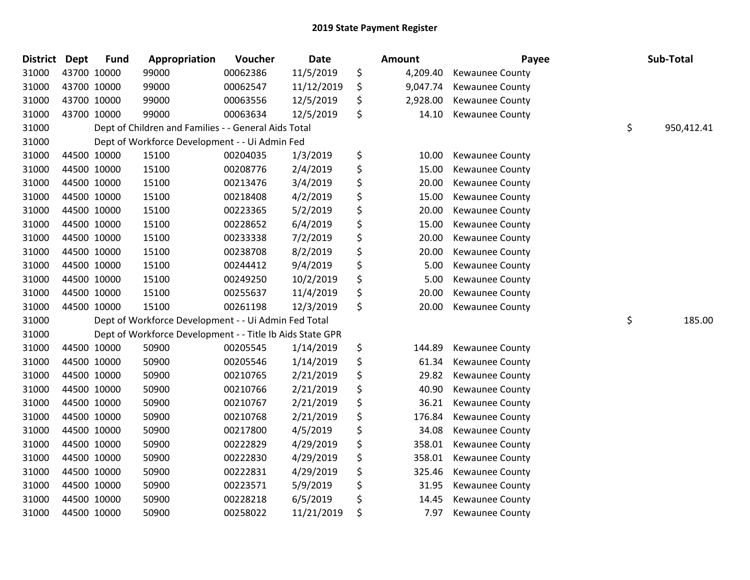# 2019 State Payment Register

| District | Dept | Fund | Appropriation | Voucher | Date | Amount | Payee | Sub-Total |
|---|---|---|---|---|---|---|---|---|
| 31000 | 43700 | 10000 | 99000 | 00062386 | 11/5/2019 | $ 4,209.40 | Kewaunee County | |
| 31000 | 43700 | 10000 | 99000 | 00062547 | 11/12/2019 | $ 9,047.74 | Kewaunee County | |
| 31000 | 43700 | 10000 | 99000 | 00063556 | 12/5/2019 | $ 2,928.00 | Kewaunee County | |
| 31000 | 43700 | 10000 | 99000 | 00063634 | 12/5/2019 | $ 14.10 | Kewaunee County | |
| 31000 | | | Dept of Children and Families - - General Aids Total | | | | | $ 950,412.41 |
| 31000 | | | Dept of Workforce Development - - Ui Admin Fed | | | | | |
| 31000 | 44500 | 10000 | 15100 | 00204035 | 1/3/2019 | $ 10.00 | Kewaunee County | |
| 31000 | 44500 | 10000 | 15100 | 00208776 | 2/4/2019 | $ 15.00 | Kewaunee County | |
| 31000 | 44500 | 10000 | 15100 | 00213476 | 3/4/2019 | $ 20.00 | Kewaunee County | |
| 31000 | 44500 | 10000 | 15100 | 00218408 | 4/2/2019 | $ 15.00 | Kewaunee County | |
| 31000 | 44500 | 10000 | 15100 | 00223365 | 5/2/2019 | $ 20.00 | Kewaunee County | |
| 31000 | 44500 | 10000 | 15100 | 00228652 | 6/4/2019 | $ 15.00 | Kewaunee County | |
| 31000 | 44500 | 10000 | 15100 | 00233338 | 7/2/2019 | $ 20.00 | Kewaunee County | |
| 31000 | 44500 | 10000 | 15100 | 00238708 | 8/2/2019 | $ 20.00 | Kewaunee County | |
| 31000 | 44500 | 10000 | 15100 | 00244412 | 9/4/2019 | $ 5.00 | Kewaunee County | |
| 31000 | 44500 | 10000 | 15100 | 00249250 | 10/2/2019 | $ 5.00 | Kewaunee County | |
| 31000 | 44500 | 10000 | 15100 | 00255637 | 11/4/2019 | $ 20.00 | Kewaunee County | |
| 31000 | 44500 | 10000 | 15100 | 00261198 | 12/3/2019 | $ 20.00 | Kewaunee County | |
| 31000 | | | Dept of Workforce Development - - Ui Admin Fed Total | | | | | $ 185.00 |
| 31000 | | | Dept of Workforce Development - - Title Ib Aids State GPR | | | | | |
| 31000 | 44500 | 10000 | 50900 | 00205545 | 1/14/2019 | $ 144.89 | Kewaunee County | |
| 31000 | 44500 | 10000 | 50900 | 00205546 | 1/14/2019 | $ 61.34 | Kewaunee County | |
| 31000 | 44500 | 10000 | 50900 | 00210765 | 2/21/2019 | $ 29.82 | Kewaunee County | |
| 31000 | 44500 | 10000 | 50900 | 00210766 | 2/21/2019 | $ 40.90 | Kewaunee County | |
| 31000 | 44500 | 10000 | 50900 | 00210767 | 2/21/2019 | $ 36.21 | Kewaunee County | |
| 31000 | 44500 | 10000 | 50900 | 00210768 | 2/21/2019 | $ 176.84 | Kewaunee County | |
| 31000 | 44500 | 10000 | 50900 | 00217800 | 4/5/2019 | $ 34.08 | Kewaunee County | |
| 31000 | 44500 | 10000 | 50900 | 00222829 | 4/29/2019 | $ 358.01 | Kewaunee County | |
| 31000 | 44500 | 10000 | 50900 | 00222830 | 4/29/2019 | $ 358.01 | Kewaunee County | |
| 31000 | 44500 | 10000 | 50900 | 00222831 | 4/29/2019 | $ 325.46 | Kewaunee County | |
| 31000 | 44500 | 10000 | 50900 | 00223571 | 5/9/2019 | $ 31.95 | Kewaunee County | |
| 31000 | 44500 | 10000 | 50900 | 00228218 | 6/5/2019 | $ 14.45 | Kewaunee County | |
| 31000 | 44500 | 10000 | 50900 | 00258022 | 11/21/2019 | $ 7.97 | Kewaunee County | |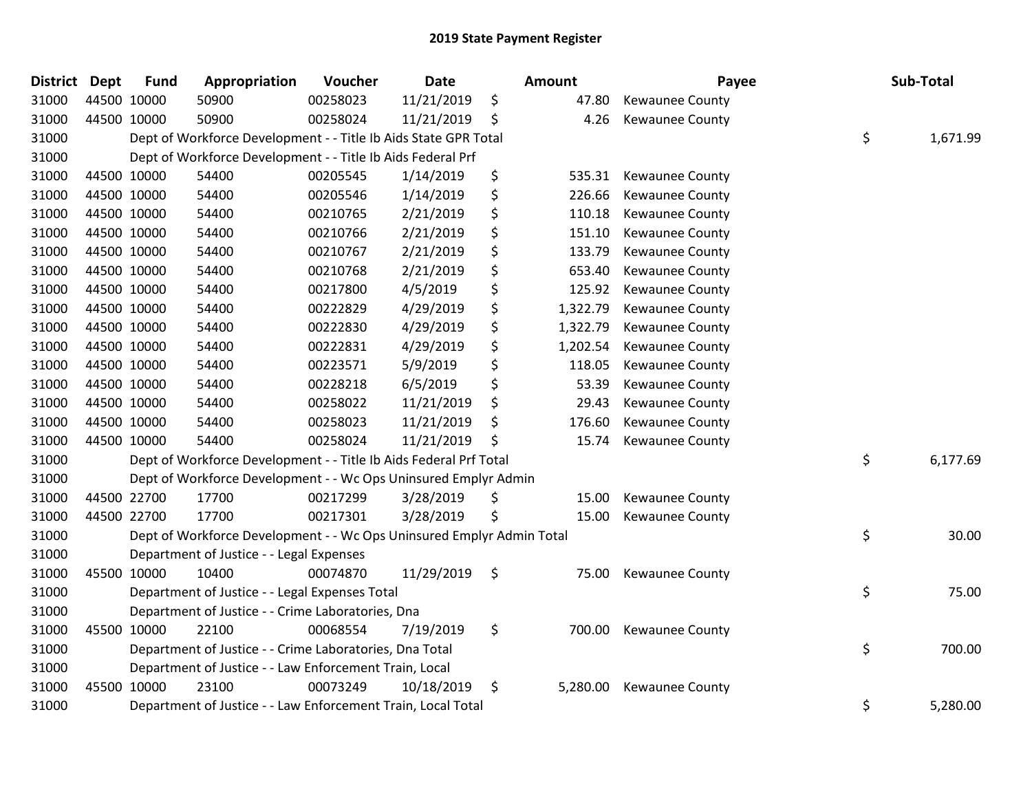# 2019 State Payment Register

| District | Dept | Fund | Appropriation | Voucher | Date | Amount | Payee | Sub-Total |
|---|---|---|---|---|---|---|---|---|
| 31000 | 44500 | 10000 | 50900 | 00258023 | 11/21/2019 | $ 47.80 | Kewaunee County | |
| 31000 | 44500 | 10000 | 50900 | 00258024 | 11/21/2019 | $ 4.26 | Kewaunee County | |
| 31000 | | Dept of Workforce Development - - Title Ib Aids State GPR Total | | | | | | $ 1,671.99 |
| 31000 | | Dept of Workforce Development - - Title Ib Aids Federal Prf | | | | | | |
| 31000 | 44500 | 10000 | 54400 | 00205545 | 1/14/2019 | $ 535.31 | Kewaunee County | |
| 31000 | 44500 | 10000 | 54400 | 00205546 | 1/14/2019 | $ 226.66 | Kewaunee County | |
| 31000 | 44500 | 10000 | 54400 | 00210765 | 2/21/2019 | $ 110.18 | Kewaunee County | |
| 31000 | 44500 | 10000 | 54400 | 00210766 | 2/21/2019 | $ 151.10 | Kewaunee County | |
| 31000 | 44500 | 10000 | 54400 | 00210767 | 2/21/2019 | $ 133.79 | Kewaunee County | |
| 31000 | 44500 | 10000 | 54400 | 00210768 | 2/21/2019 | $ 653.40 | Kewaunee County | |
| 31000 | 44500 | 10000 | 54400 | 00217800 | 4/5/2019 | $ 125.92 | Kewaunee County | |
| 31000 | 44500 | 10000 | 54400 | 00222829 | 4/29/2019 | $ 1,322.79 | Kewaunee County | |
| 31000 | 44500 | 10000 | 54400 | 00222830 | 4/29/2019 | $ 1,322.79 | Kewaunee County | |
| 31000 | 44500 | 10000 | 54400 | 00222831 | 4/29/2019 | $ 1,202.54 | Kewaunee County | |
| 31000 | 44500 | 10000 | 54400 | 00223571 | 5/9/2019 | $ 118.05 | Kewaunee County | |
| 31000 | 44500 | 10000 | 54400 | 00228218 | 6/5/2019 | $ 53.39 | Kewaunee County | |
| 31000 | 44500 | 10000 | 54400 | 00258022 | 11/21/2019 | $ 29.43 | Kewaunee County | |
| 31000 | 44500 | 10000 | 54400 | 00258023 | 11/21/2019 | $ 176.60 | Kewaunee County | |
| 31000 | 44500 | 10000 | 54400 | 00258024 | 11/21/2019 | $ 15.74 | Kewaunee County | |
| 31000 | | Dept of Workforce Development - - Title Ib Aids Federal Prf Total | | | | | | $ 6,177.69 |
| 31000 | | Dept of Workforce Development - - Wc Ops Uninsured Emplyr Admin | | | | | | |
| 31000 | 44500 | 22700 | 17700 | 00217299 | 3/28/2019 | $ 15.00 | Kewaunee County | |
| 31000 | 44500 | 22700 | 17700 | 00217301 | 3/28/2019 | $ 15.00 | Kewaunee County | |
| 31000 | | Dept of Workforce Development - - Wc Ops Uninsured Emplyr Admin Total | | | | | | $ 30.00 |
| 31000 | | Department of Justice - - Legal Expenses | | | | | | |
| 31000 | 45500 | 10000 | 10400 | 00074870 | 11/29/2019 | $ 75.00 | Kewaunee County | |
| 31000 | | Department of Justice - - Legal Expenses Total | | | | | | $ 75.00 |
| 31000 | | Department of Justice - - Crime Laboratories, Dna | | | | | | |
| 31000 | 45500 | 10000 | 22100 | 00068554 | 7/19/2019 | $ 700.00 | Kewaunee County | |
| 31000 | | Department of Justice - - Crime Laboratories, Dna Total | | | | | | $ 700.00 |
| 31000 | | Department of Justice - - Law Enforcement Train, Local | | | | | | |
| 31000 | 45500 | 10000 | 23100 | 00073249 | 10/18/2019 | $ 5,280.00 | Kewaunee County | |
| 31000 | | Department of Justice - - Law Enforcement Train, Local Total | | | | | | $ 5,280.00 |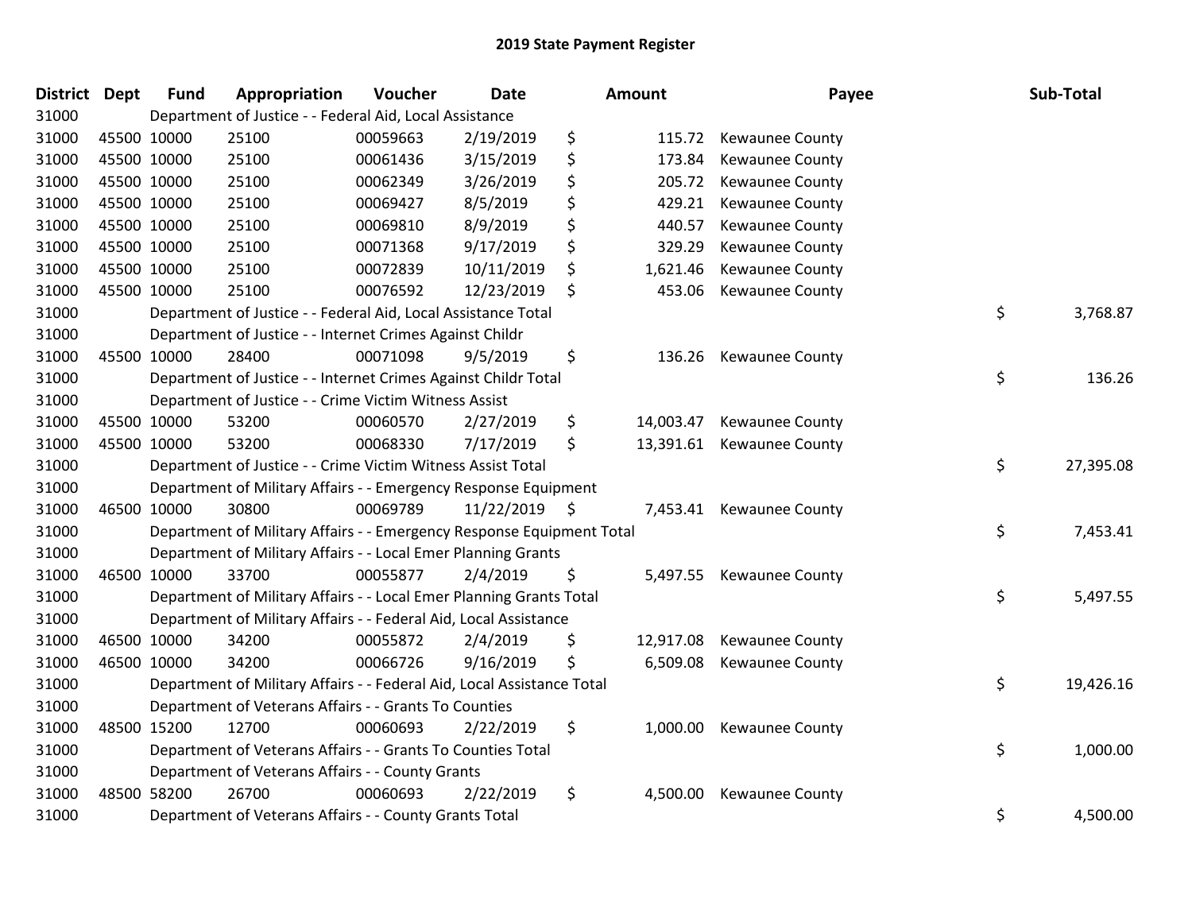# 2019 State Payment Register

| District | Dept | Fund | Appropriation | Voucher | Date | Amount | Payee | Sub-Total |
|---|---|---|---|---|---|---|---|---|
| 31000 | Department of Justice - - Federal Aid, Local Assistance | | | | | | | |
| 31000 | 45500 | 10000 | 25100 | 00059663 | 2/19/2019 | $ 115.72 | Kewaunee County | |
| 31000 | 45500 | 10000 | 25100 | 00061436 | 3/15/2019 | $ 173.84 | Kewaunee County | |
| 31000 | 45500 | 10000 | 25100 | 00062349 | 3/26/2019 | $ 205.72 | Kewaunee County | |
| 31000 | 45500 | 10000 | 25100 | 00069427 | 8/5/2019 | $ 429.21 | Kewaunee County | |
| 31000 | 45500 | 10000 | 25100 | 00069810 | 8/9/2019 | $ 440.57 | Kewaunee County | |
| 31000 | 45500 | 10000 | 25100 | 00071368 | 9/17/2019 | $ 329.29 | Kewaunee County | |
| 31000 | 45500 | 10000 | 25100 | 00072839 | 10/11/2019 | $ 1,621.46 | Kewaunee County | |
| 31000 | 45500 | 10000 | 25100 | 00076592 | 12/23/2019 | $ 453.06 | Kewaunee County | |
| 31000 | Department of Justice - - Federal Aid, Local Assistance Total | | | | | | | $ 3,768.87 |
| 31000 | Department of Justice - - Internet Crimes Against Childr | | | | | | | |
| 31000 | 45500 | 10000 | 28400 | 00071098 | 9/5/2019 | $ 136.26 | Kewaunee County | |
| 31000 | Department of Justice - - Internet Crimes Against Childr Total | | | | | | | $ 136.26 |
| 31000 | Department of Justice - - Crime Victim Witness Assist | | | | | | | |
| 31000 | 45500 | 10000 | 53200 | 00060570 | 2/27/2019 | $ 14,003.47 | Kewaunee County | |
| 31000 | 45500 | 10000 | 53200 | 00068330 | 7/17/2019 | $ 13,391.61 | Kewaunee County | |
| 31000 | Department of Justice - - Crime Victim Witness Assist Total | | | | | | | $ 27,395.08 |
| 31000 | Department of Military Affairs - - Emergency Response Equipment | | | | | | | |
| 31000 | 46500 | 10000 | 30800 | 00069789 | 11/22/2019 | $ 7,453.41 | Kewaunee County | |
| 31000 | Department of Military Affairs - - Emergency Response Equipment Total | | | | | | | $ 7,453.41 |
| 31000 | Department of Military Affairs - - Local Emer Planning Grants | | | | | | | |
| 31000 | 46500 | 10000 | 33700 | 00055877 | 2/4/2019 | $ 5,497.55 | Kewaunee County | |
| 31000 | Department of Military Affairs - - Local Emer Planning Grants Total | | | | | | | $ 5,497.55 |
| 31000 | Department of Military Affairs - - Federal Aid, Local Assistance | | | | | | | |
| 31000 | 46500 | 10000 | 34200 | 00055872 | 2/4/2019 | $ 12,917.08 | Kewaunee County | |
| 31000 | 46500 | 10000 | 34200 | 00066726 | 9/16/2019 | $ 6,509.08 | Kewaunee County | |
| 31000 | Department of Military Affairs - - Federal Aid, Local Assistance Total | | | | | | | $ 19,426.16 |
| 31000 | Department of Veterans Affairs - - Grants To Counties | | | | | | | |
| 31000 | 48500 | 15200 | 12700 | 00060693 | 2/22/2019 | $ 1,000.00 | Kewaunee County | |
| 31000 | Department of Veterans Affairs - - Grants To Counties Total | | | | | | | $ 1,000.00 |
| 31000 | Department of Veterans Affairs - - County Grants | | | | | | | |
| 31000 | 48500 | 58200 | 26700 | 00060693 | 2/22/2019 | $ 4,500.00 | Kewaunee County | |
| 31000 | Department of Veterans Affairs - - County Grants Total | | | | | | | $ 4,500.00 |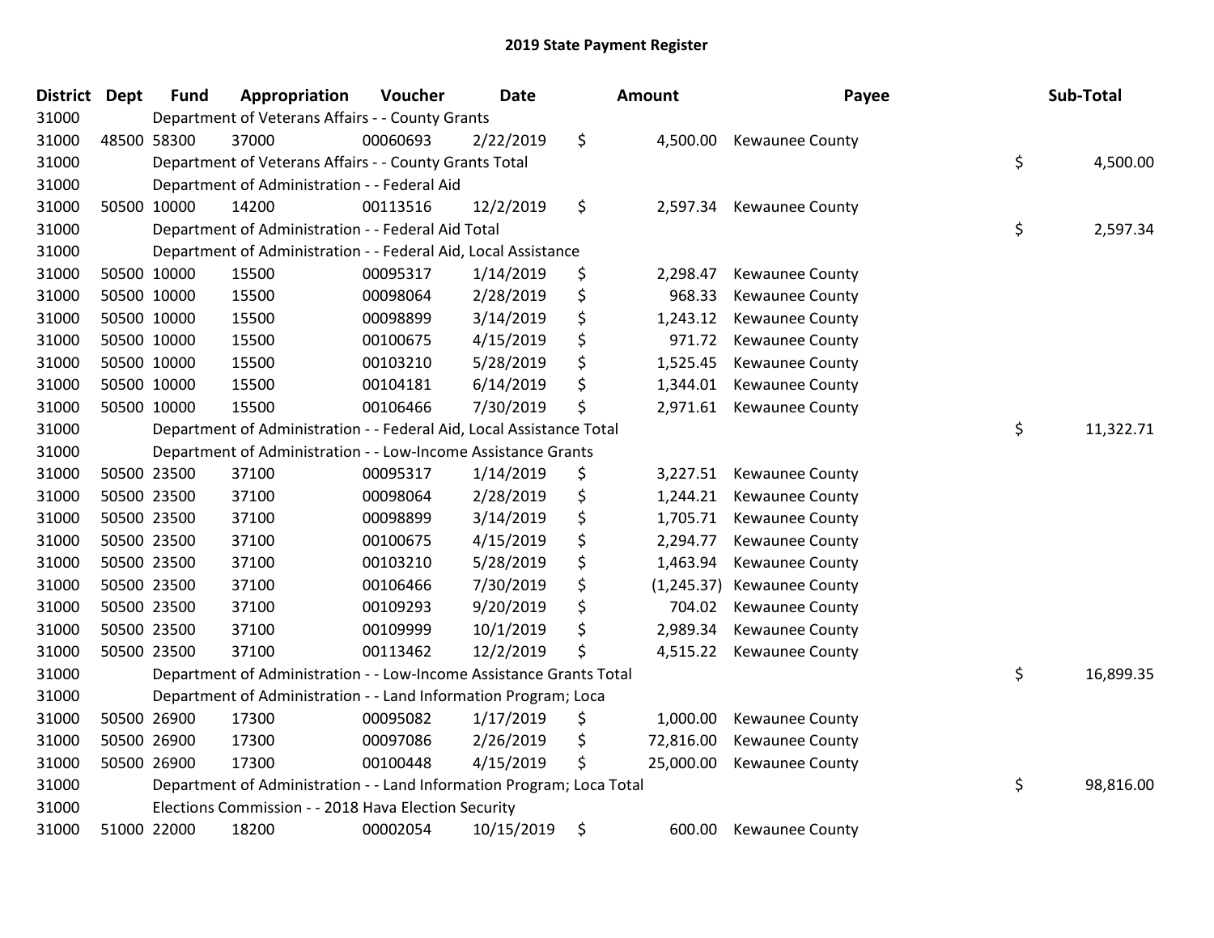# 2019 State Payment Register

| District | Dept | Fund | Appropriation | Voucher | Date | Amount | Payee | Sub-Total |
|---|---|---|---|---|---|---|---|---|
| 31000 | | Department of Veterans Affairs - - County Grants | | | | | | |
| 31000 | 48500 | 58300 | 37000 | 00060693 | 2/22/2019 | $ 4,500.00 | Kewaunee County | |
| 31000 | | Department of Veterans Affairs - - County Grants Total | | | | | | $ 4,500.00 |
| 31000 | | Department of Administration - - Federal Aid | | | | | | |
| 31000 | 50500 | 10000 | 14200 | 00113516 | 12/2/2019 | $ 2,597.34 | Kewaunee County | |
| 31000 | | Department of Administration - - Federal Aid Total | | | | | | $ 2,597.34 |
| 31000 | | Department of Administration - - Federal Aid, Local Assistance | | | | | | |
| 31000 | 50500 | 10000 | 15500 | 00095317 | 1/14/2019 | $ 2,298.47 | Kewaunee County | |
| 31000 | 50500 | 10000 | 15500 | 00098064 | 2/28/2019 | $ 968.33 | Kewaunee County | |
| 31000 | 50500 | 10000 | 15500 | 00098899 | 3/14/2019 | $ 1,243.12 | Kewaunee County | |
| 31000 | 50500 | 10000 | 15500 | 00100675 | 4/15/2019 | $ 971.72 | Kewaunee County | |
| 31000 | 50500 | 10000 | 15500 | 00103210 | 5/28/2019 | $ 1,525.45 | Kewaunee County | |
| 31000 | 50500 | 10000 | 15500 | 00104181 | 6/14/2019 | $ 1,344.01 | Kewaunee County | |
| 31000 | 50500 | 10000 | 15500 | 00106466 | 7/30/2019 | $ 2,971.61 | Kewaunee County | |
| 31000 | | Department of Administration - - Federal Aid, Local Assistance Total | | | | | | $ 11,322.71 |
| 31000 | | Department of Administration - - Low-Income Assistance Grants | | | | | | |
| 31000 | 50500 | 23500 | 37100 | 00095317 | 1/14/2019 | $ 3,227.51 | Kewaunee County | |
| 31000 | 50500 | 23500 | 37100 | 00098064 | 2/28/2019 | $ 1,244.21 | Kewaunee County | |
| 31000 | 50500 | 23500 | 37100 | 00098899 | 3/14/2019 | $ 1,705.71 | Kewaunee County | |
| 31000 | 50500 | 23500 | 37100 | 00100675 | 4/15/2019 | $ 2,294.77 | Kewaunee County | |
| 31000 | 50500 | 23500 | 37100 | 00103210 | 5/28/2019 | $ 1,463.94 | Kewaunee County | |
| 31000 | 50500 | 23500 | 37100 | 00106466 | 7/30/2019 | $ (1,245.37) | Kewaunee County | |
| 31000 | 50500 | 23500 | 37100 | 00109293 | 9/20/2019 | $ 704.02 | Kewaunee County | |
| 31000 | 50500 | 23500 | 37100 | 00109999 | 10/1/2019 | $ 2,989.34 | Kewaunee County | |
| 31000 | 50500 | 23500 | 37100 | 00113462 | 12/2/2019 | $ 4,515.22 | Kewaunee County | |
| 31000 | | Department of Administration - - Low-Income Assistance Grants Total | | | | | | $ 16,899.35 |
| 31000 | | Department of Administration - - Land Information Program; Loca | | | | | | |
| 31000 | 50500 | 26900 | 17300 | 00095082 | 1/17/2019 | $ 1,000.00 | Kewaunee County | |
| 31000 | 50500 | 26900 | 17300 | 00097086 | 2/26/2019 | $ 72,816.00 | Kewaunee County | |
| 31000 | 50500 | 26900 | 17300 | 00100448 | 4/15/2019 | $ 25,000.00 | Kewaunee County | |
| 31000 | | Department of Administration - - Land Information Program; Loca Total | | | | | | $ 98,816.00 |
| 31000 | | Elections Commission - - 2018 Hava Election Security | | | | | | |
| 31000 | 51000 | 22000 | 18200 | 00002054 | 10/15/2019 | $ 600.00 | Kewaunee County | |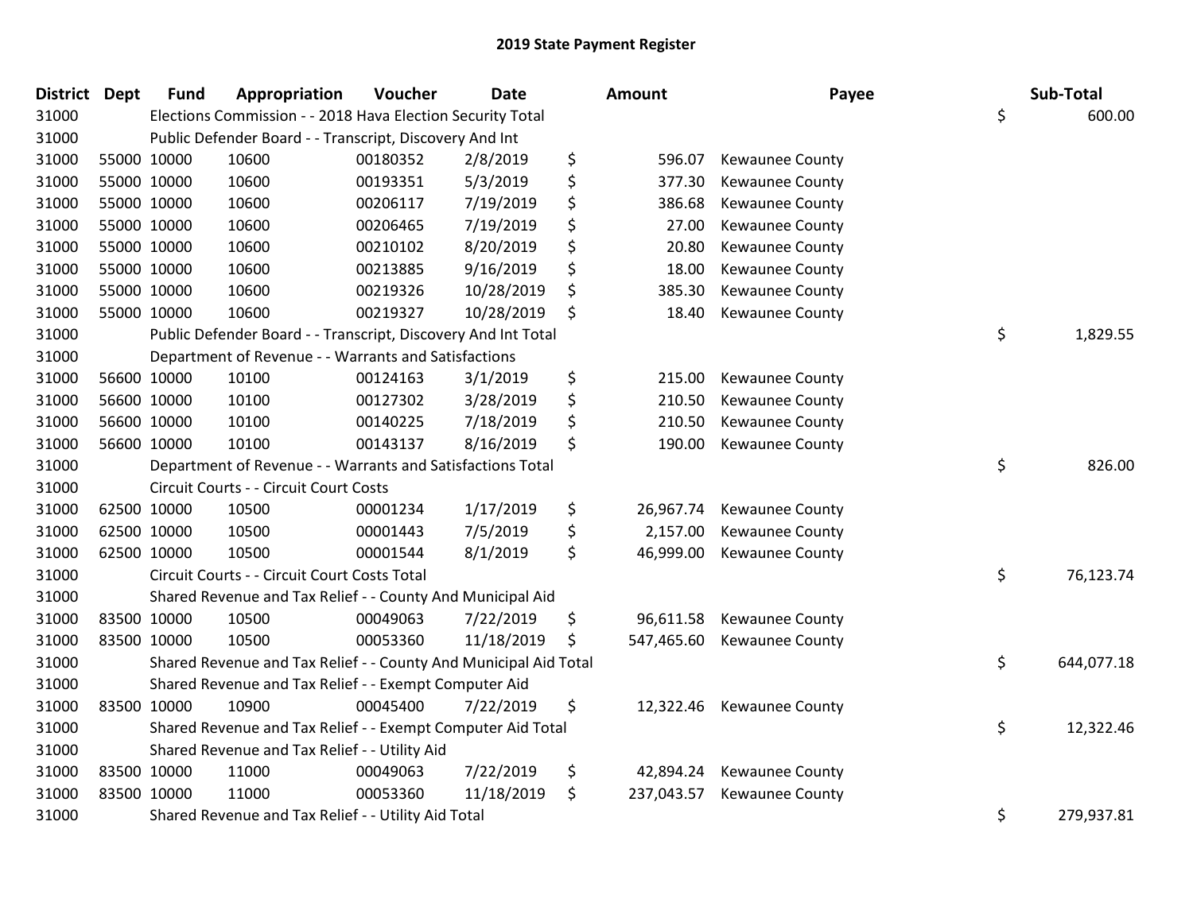# 2019 State Payment Register

| District | Dept | Fund | Appropriation | Voucher | Date | Amount | Payee | Sub-Total |
|---|---|---|---|---|---|---|---|---|
| 31000 | | Elections Commission - - 2018 Hava Election Security Total | | | | | | $ 600.00 |
| 31000 | | Public Defender Board - - Transcript, Discovery And Int | | | | | | |
| 31000 | 55000 | 10000 | 10600 | 00180352 | 2/8/2019 | $ 596.07 | Kewaunee County | |
| 31000 | 55000 | 10000 | 10600 | 00193351 | 5/3/2019 | $ 377.30 | Kewaunee County | |
| 31000 | 55000 | 10000 | 10600 | 00206117 | 7/19/2019 | $ 386.68 | Kewaunee County | |
| 31000 | 55000 | 10000 | 10600 | 00206465 | 7/19/2019 | $ 27.00 | Kewaunee County | |
| 31000 | 55000 | 10000 | 10600 | 00210102 | 8/20/2019 | $ 20.80 | Kewaunee County | |
| 31000 | 55000 | 10000 | 10600 | 00213885 | 9/16/2019 | $ 18.00 | Kewaunee County | |
| 31000 | 55000 | 10000 | 10600 | 00219326 | 10/28/2019 | $ 385.30 | Kewaunee County | |
| 31000 | 55000 | 10000 | 10600 | 00219327 | 10/28/2019 | $ 18.40 | Kewaunee County | |
| 31000 | | Public Defender Board - - Transcript, Discovery And Int Total | | | | | | $ 1,829.55 |
| 31000 | | Department of Revenue - - Warrants and Satisfactions | | | | | | |
| 31000 | 56600 | 10000 | 10100 | 00124163 | 3/1/2019 | $ 215.00 | Kewaunee County | |
| 31000 | 56600 | 10000 | 10100 | 00127302 | 3/28/2019 | $ 210.50 | Kewaunee County | |
| 31000 | 56600 | 10000 | 10100 | 00140225 | 7/18/2019 | $ 210.50 | Kewaunee County | |
| 31000 | 56600 | 10000 | 10100 | 00143137 | 8/16/2019 | $ 190.00 | Kewaunee County | |
| 31000 | | Department of Revenue - - Warrants and Satisfactions Total | | | | | | $ 826.00 |
| 31000 | | Circuit Courts - - Circuit Court Costs | | | | | | |
| 31000 | 62500 | 10000 | 10500 | 00001234 | 1/17/2019 | $ 26,967.74 | Kewaunee County | |
| 31000 | 62500 | 10000 | 10500 | 00001443 | 7/5/2019 | $ 2,157.00 | Kewaunee County | |
| 31000 | 62500 | 10000 | 10500 | 00001544 | 8/1/2019 | $ 46,999.00 | Kewaunee County | |
| 31000 | | Circuit Courts - - Circuit Court Costs Total | | | | | | $ 76,123.74 |
| 31000 | | Shared Revenue and Tax Relief - - County And Municipal Aid | | | | | | |
| 31000 | 83500 | 10000 | 10500 | 00049063 | 7/22/2019 | $ 96,611.58 | Kewaunee County | |
| 31000 | 83500 | 10000 | 10500 | 00053360 | 11/18/2019 | $ 547,465.60 | Kewaunee County | |
| 31000 | | Shared Revenue and Tax Relief - - County And Municipal Aid Total | | | | | | $ 644,077.18 |
| 31000 | | Shared Revenue and Tax Relief - - Exempt Computer Aid | | | | | | |
| 31000 | 83500 | 10000 | 10900 | 00045400 | 7/22/2019 | $ 12,322.46 | Kewaunee County | |
| 31000 | | Shared Revenue and Tax Relief - - Exempt Computer Aid Total | | | | | | $ 12,322.46 |
| 31000 | | Shared Revenue and Tax Relief - - Utility Aid | | | | | | |
| 31000 | 83500 | 10000 | 11000 | 00049063 | 7/22/2019 | $ 42,894.24 | Kewaunee County | |
| 31000 | 83500 | 10000 | 11000 | 00053360 | 11/18/2019 | $ 237,043.57 | Kewaunee County | |
| 31000 | | Shared Revenue and Tax Relief - - Utility Aid Total | | | | | | $ 279,937.81 |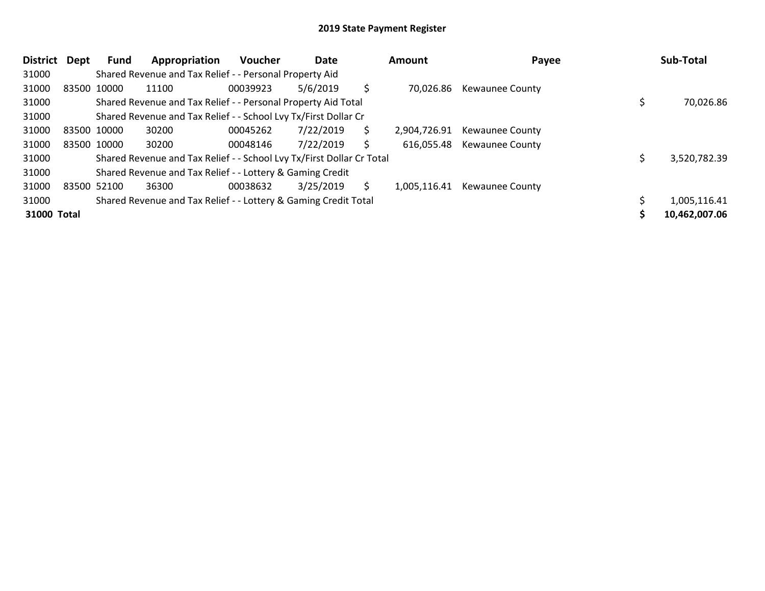# 2019 State Payment Register

| District | Dept | Fund | Appropriation | Voucher | Date | Amount | Payee | Sub-Total |
|---|---|---|---|---|---|---|---|---|
| 31000 | | Shared Revenue and Tax Relief - - Personal Property Aid | | | | | | |
| 31000 | 83500 | 10000 | 11100 | 00039923 | 5/6/2019 | $ 70,026.86 | Kewaunee County | |
| 31000 | | Shared Revenue and Tax Relief - - Personal Property Aid Total | | | | | | $ 70,026.86 |
| 31000 | | Shared Revenue and Tax Relief - - School Lvy Tx/First Dollar Cr | | | | | | |
| 31000 | 83500 | 10000 | 30200 | 00045262 | 7/22/2019 | $ 2,904,726.91 | Kewaunee County | |
| 31000 | 83500 | 10000 | 30200 | 00048146 | 7/22/2019 | $ 616,055.48 | Kewaunee County | |
| 31000 | | Shared Revenue and Tax Relief - - School Lvy Tx/First Dollar Cr Total | | | | | | $ 3,520,782.39 |
| 31000 | | Shared Revenue and Tax Relief - - Lottery & Gaming Credit | | | | | | |
| 31000 | 83500 | 52100 | 36300 | 00038632 | 3/25/2019 | $ 1,005,116.41 | Kewaunee County | |
| 31000 | | Shared Revenue and Tax Relief - - Lottery & Gaming Credit Total | | | | | | $ 1,005,116.41 |
| **31000 Total** | | | | | | | | **$ 10,462,007.06** |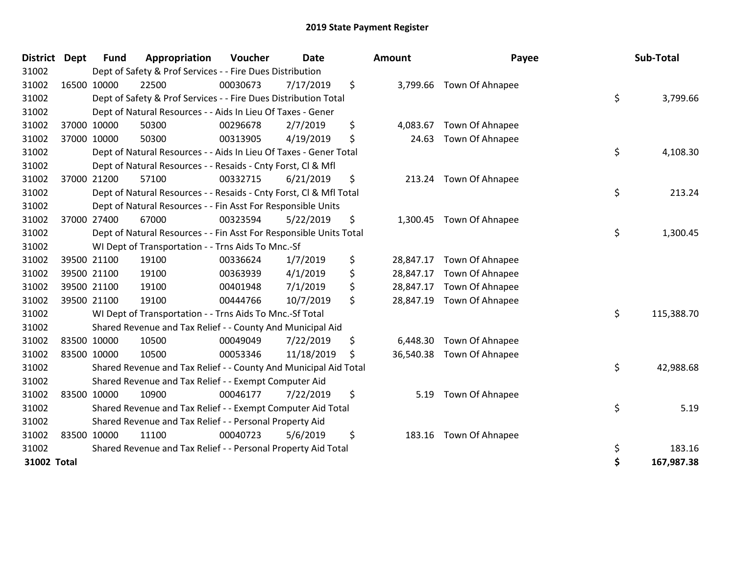# 2019 State Payment Register

| District | Dept | Fund | Appropriation | Voucher | Date | Amount | Payee | Sub-Total |
|---|---|---|---|---|---|---|---|---|
| 31002 | | Dept of Safety & Prof Services - - Fire Dues Distribution | | | | | | |
| 31002 | 16500 | 10000 | 22500 | 00030673 | 7/17/2019 | $ 3,799.66 | Town Of Ahnapee | |
| 31002 | | Dept of Safety & Prof Services - - Fire Dues Distribution Total | | | | | | $ 3,799.66 |
| 31002 | | Dept of Natural Resources - - Aids In Lieu Of Taxes - Gener | | | | | | |
| 31002 | 37000 | 10000 | 50300 | 00296678 | 2/7/2019 | $ 4,083.67 | Town Of Ahnapee | |
| 31002 | 37000 | 10000 | 50300 | 00313905 | 4/19/2019 | $ 24.63 | Town Of Ahnapee | |
| 31002 | | Dept of Natural Resources - - Aids In Lieu Of Taxes - Gener Total | | | | | | $ 4,108.30 |
| 31002 | | Dept of Natural Resources - - Resaids - Cnty Forst, Cl & Mfl | | | | | | |
| 31002 | 37000 | 21200 | 57100 | 00332715 | 6/21/2019 | $ 213.24 | Town Of Ahnapee | |
| 31002 | | Dept of Natural Resources - - Resaids - Cnty Forst, Cl & Mfl Total | | | | | | $ 213.24 |
| 31002 | | Dept of Natural Resources - - Fin Asst For Responsible Units | | | | | | |
| 31002 | 37000 | 27400 | 67000 | 00323594 | 5/22/2019 | $ 1,300.45 | Town Of Ahnapee | |
| 31002 | | Dept of Natural Resources - - Fin Asst For Responsible Units Total | | | | | | $ 1,300.45 |
| 31002 | | WI Dept of Transportation - - Trns Aids To Mnc.-Sf | | | | | | |
| 31002 | 39500 | 21100 | 19100 | 00336624 | 1/7/2019 | $ 28,847.17 | Town Of Ahnapee | |
| 31002 | 39500 | 21100 | 19100 | 00363939 | 4/1/2019 | $ 28,847.17 | Town Of Ahnapee | |
| 31002 | 39500 | 21100 | 19100 | 00401948 | 7/1/2019 | $ 28,847.17 | Town Of Ahnapee | |
| 31002 | 39500 | 21100 | 19100 | 00444766 | 10/7/2019 | $ 28,847.19 | Town Of Ahnapee | |
| 31002 | | WI Dept of Transportation - - Trns Aids To Mnc.-Sf Total | | | | | | $ 115,388.70 |
| 31002 | | Shared Revenue and Tax Relief - - County And Municipal Aid | | | | | | |
| 31002 | 83500 | 10000 | 10500 | 00049049 | 7/22/2019 | $ 6,448.30 | Town Of Ahnapee | |
| 31002 | 83500 | 10000 | 10500 | 00053346 | 11/18/2019 | $ 36,540.38 | Town Of Ahnapee | |
| 31002 | | Shared Revenue and Tax Relief - - County And Municipal Aid Total | | | | | | $ 42,988.68 |
| 31002 | | Shared Revenue and Tax Relief - - Exempt Computer Aid | | | | | | |
| 31002 | 83500 | 10000 | 10900 | 00046177 | 7/22/2019 | $ 5.19 | Town Of Ahnapee | |
| 31002 | | Shared Revenue and Tax Relief - - Exempt Computer Aid Total | | | | | | $ 5.19 |
| 31002 | | Shared Revenue and Tax Relief - - Personal Property Aid | | | | | | |
| 31002 | 83500 | 10000 | 11100 | 00040723 | 5/6/2019 | $ 183.16 | Town Of Ahnapee | |
| 31002 | | Shared Revenue and Tax Relief - - Personal Property Aid Total | | | | | | $ 183.16 |
| **31002 Total** | | | | | | | | **$ 167,987.38** |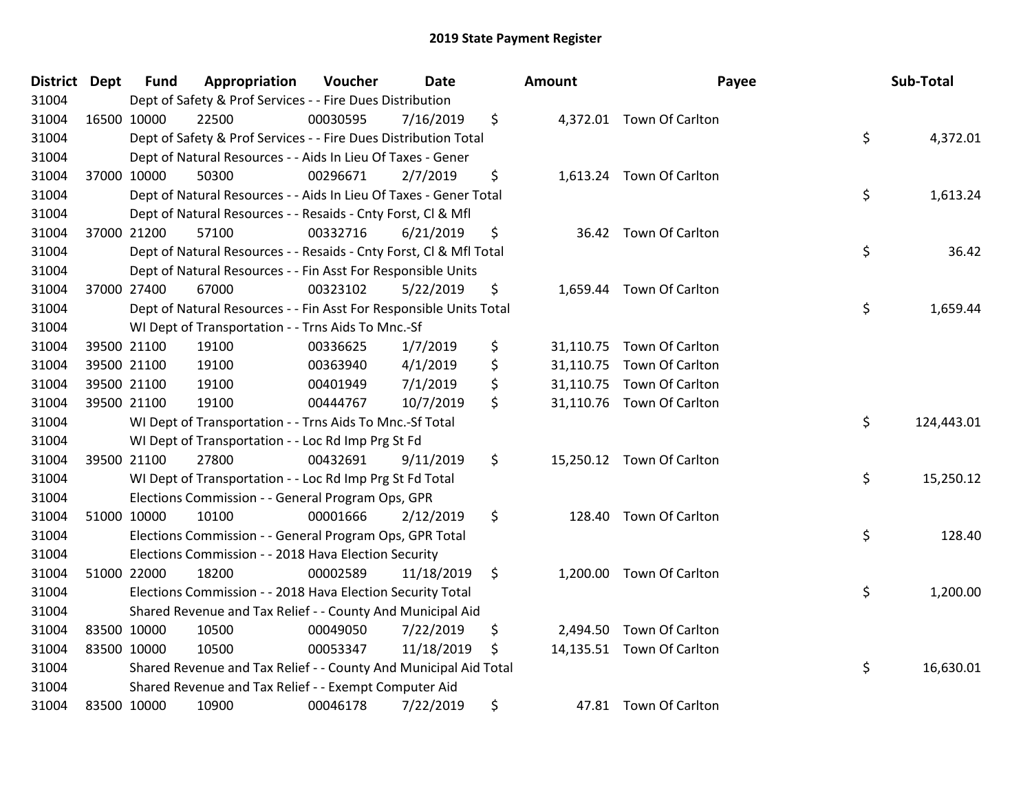# 2019 State Payment Register

| District | Dept | Fund | Appropriation | Voucher | Date | Amount | Payee | Sub-Total |
|---|---|---|---|---|---|---|---|---|
| 31004 | Dept of Safety & Prof Services - - Fire Dues Distribution | | | | | | | |
| 31004 | 16500 | 10000 | 22500 | 00030595 | 7/16/2019 | $ 4,372.01 | Town Of Carlton | |
| 31004 | Dept of Safety & Prof Services - - Fire Dues Distribution Total | | | | | | | $ 4,372.01 |
| 31004 | Dept of Natural Resources - - Aids In Lieu Of Taxes - Gener | | | | | | | |
| 31004 | 37000 | 10000 | 50300 | 00296671 | 2/7/2019 | $ 1,613.24 | Town Of Carlton | |
| 31004 | Dept of Natural Resources - - Aids In Lieu Of Taxes - Gener Total | | | | | | | $ 1,613.24 |
| 31004 | Dept of Natural Resources - - Resaids - Cnty Forst, Cl & Mfl | | | | | | | |
| 31004 | 37000 | 21200 | 57100 | 00332716 | 6/21/2019 | $ 36.42 | Town Of Carlton | |
| 31004 | Dept of Natural Resources - - Resaids - Cnty Forst, Cl & Mfl Total | | | | | | | $ 36.42 |
| 31004 | Dept of Natural Resources - - Fin Asst For Responsible Units | | | | | | | |
| 31004 | 37000 | 27400 | 67000 | 00323102 | 5/22/2019 | $ 1,659.44 | Town Of Carlton | |
| 31004 | Dept of Natural Resources - - Fin Asst For Responsible Units Total | | | | | | | $ 1,659.44 |
| 31004 | WI Dept of Transportation - - Trns Aids To Mnc.-Sf | | | | | | | |
| 31004 | 39500 | 21100 | 19100 | 00336625 | 1/7/2019 | $ 31,110.75 | Town Of Carlton | |
| 31004 | 39500 | 21100 | 19100 | 00363940 | 4/1/2019 | $ 31,110.75 | Town Of Carlton | |
| 31004 | 39500 | 21100 | 19100 | 00401949 | 7/1/2019 | $ 31,110.75 | Town Of Carlton | |
| 31004 | 39500 | 21100 | 19100 | 00444767 | 10/7/2019 | $ 31,110.76 | Town Of Carlton | |
| 31004 | WI Dept of Transportation - - Trns Aids To Mnc.-Sf Total | | | | | | | $ 124,443.01 |
| 31004 | WI Dept of Transportation - - Loc Rd Imp Prg St Fd | | | | | | | |
| 31004 | 39500 | 21100 | 27800 | 00432691 | 9/11/2019 | $ 15,250.12 | Town Of Carlton | |
| 31004 | WI Dept of Transportation - - Loc Rd Imp Prg St Fd Total | | | | | | | $ 15,250.12 |
| 31004 | Elections Commission - - General Program Ops, GPR | | | | | | | |
| 31004 | 51000 | 10000 | 10100 | 00001666 | 2/12/2019 | $ 128.40 | Town Of Carlton | |
| 31004 | Elections Commission - - General Program Ops, GPR Total | | | | | | | $ 128.40 |
| 31004 | Elections Commission - - 2018 Hava Election Security | | | | | | | |
| 31004 | 51000 | 22000 | 18200 | 00002589 | 11/18/2019 | $ 1,200.00 | Town Of Carlton | |
| 31004 | Elections Commission - - 2018 Hava Election Security Total | | | | | | | $ 1,200.00 |
| 31004 | Shared Revenue and Tax Relief - - County And Municipal Aid | | | | | | | |
| 31004 | 83500 | 10000 | 10500 | 00049050 | 7/22/2019 | $ 2,494.50 | Town Of Carlton | |
| 31004 | 83500 | 10000 | 10500 | 00053347 | 11/18/2019 | $ 14,135.51 | Town Of Carlton | |
| 31004 | Shared Revenue and Tax Relief - - County And Municipal Aid Total | | | | | | | $ 16,630.01 |
| 31004 | Shared Revenue and Tax Relief - - Exempt Computer Aid | | | | | | | |
| 31004 | 83500 | 10000 | 10900 | 00046178 | 7/22/2019 | $ 47.81 | Town Of Carlton | |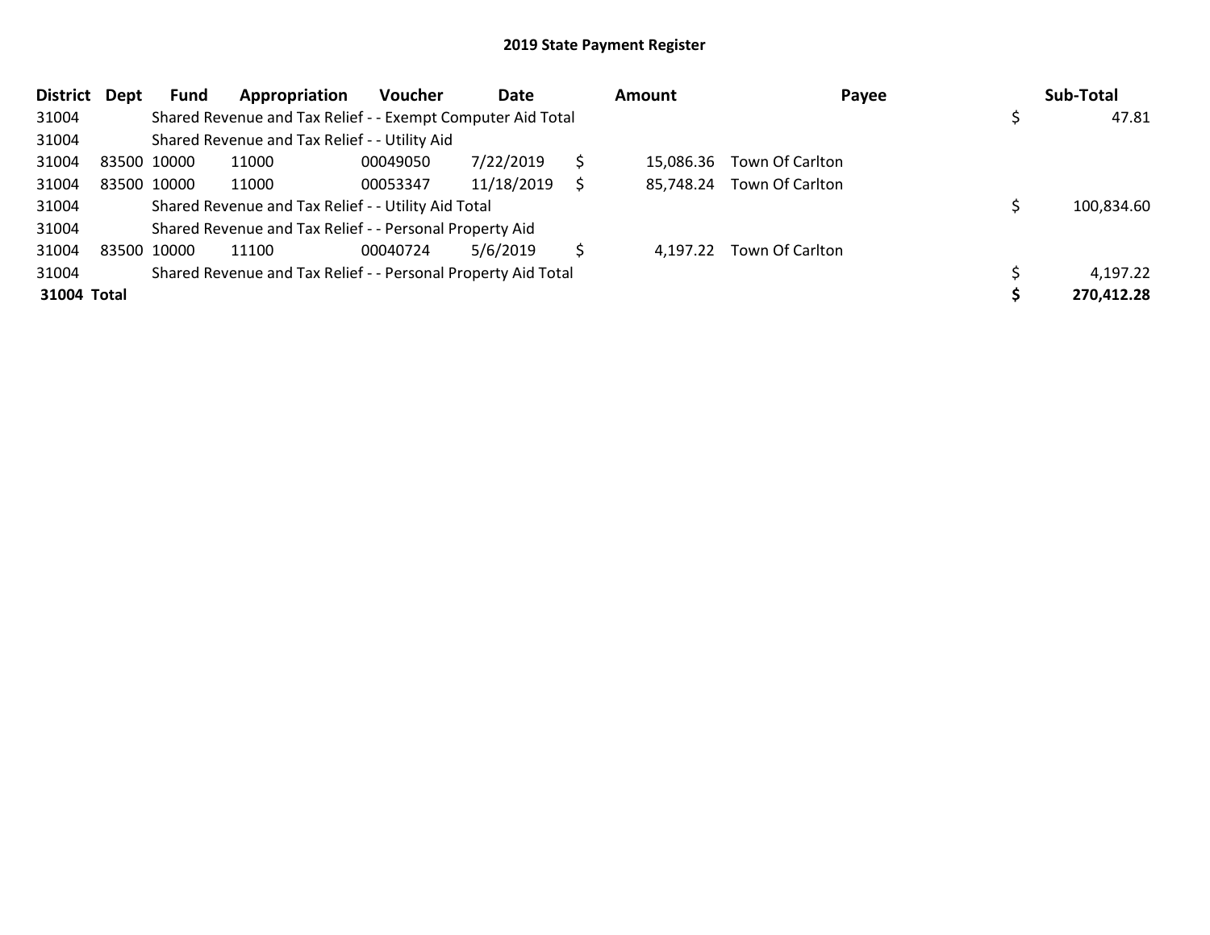# 2019 State Payment Register

| District | Dept | Fund | Appropriation | Voucher | Date | Amount | Payee | Sub-Total |
|---|---|---|---|---|---|---|---|---|
| 31004 | | Shared Revenue and Tax Relief - - Exempt Computer Aid Total | | | | | | $ 47.81 |
| 31004 | | Shared Revenue and Tax Relief - - Utility Aid | | | | | | |
| 31004 | 83500 | 10000 | 11000 | 00049050 | 7/22/2019 | $ 15,086.36 | Town Of Carlton | |
| 31004 | 83500 | 10000 | 11000 | 00053347 | 11/18/2019 | $ 85,748.24 | Town Of Carlton | |
| 31004 | | Shared Revenue and Tax Relief - - Utility Aid Total | | | | | | $ 100,834.60 |
| 31004 | | Shared Revenue and Tax Relief - - Personal Property Aid | | | | | | |
| 31004 | 83500 | 10000 | 11100 | 00040724 | 5/6/2019 | $ 4,197.22 | Town Of Carlton | |
| 31004 | | Shared Revenue and Tax Relief - - Personal Property Aid Total | | | | | | $ 4,197.22 |
| **31004 Total** | | | | | | | | **$ 270,412.28** |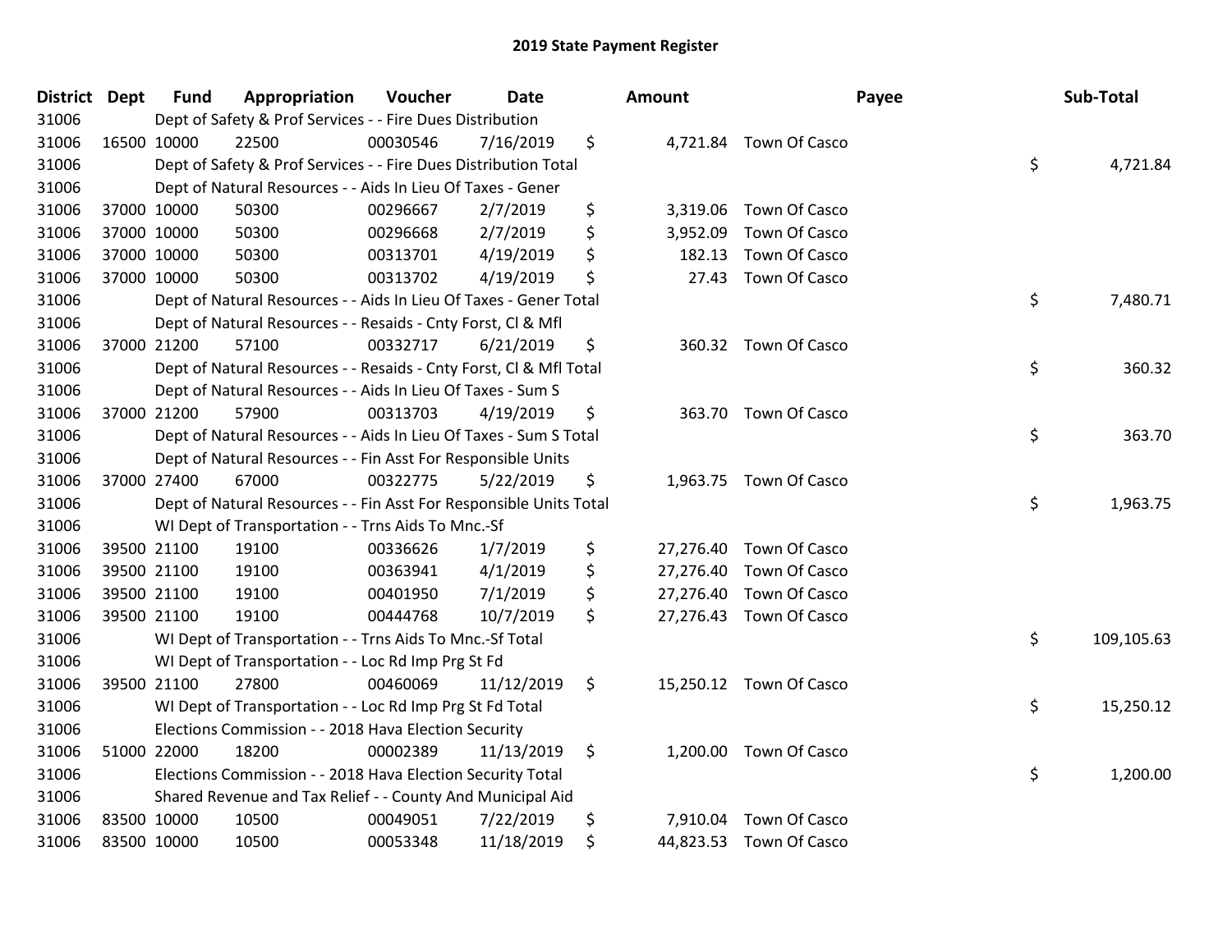## 2019 State Payment Register

| District | Dept | Fund | Appropriation | Voucher | Date | Amount | Payee | Sub-Total |
|---|---|---|---|---|---|---|---|---|
| 31006 | | Dept of Safety & Prof Services - - Fire Dues Distribution | | | | | | |
| 31006 | 16500 | 10000 | 22500 | 00030546 | 7/16/2019 | $ 4,721.84 | Town Of Casco | |
| 31006 | | Dept of Safety & Prof Services - - Fire Dues Distribution Total | | | | | | $ 4,721.84 |
| 31006 | | Dept of Natural Resources - - Aids In Lieu Of Taxes - Gener | | | | | | |
| 31006 | 37000 | 10000 | 50300 | 00296667 | 2/7/2019 | $ 3,319.06 | Town Of Casco | |
| 31006 | 37000 | 10000 | 50300 | 00296668 | 2/7/2019 | $ 3,952.09 | Town Of Casco | |
| 31006 | 37000 | 10000 | 50300 | 00313701 | 4/19/2019 | $ 182.13 | Town Of Casco | |
| 31006 | 37000 | 10000 | 50300 | 00313702 | 4/19/2019 | $ 27.43 | Town Of Casco | |
| 31006 | | Dept of Natural Resources - - Aids In Lieu Of Taxes - Gener Total | | | | | | $ 7,480.71 |
| 31006 | | Dept of Natural Resources - - Resaids - Cnty Forst, Cl & Mfl | | | | | | |
| 31006 | 37000 | 21200 | 57100 | 00332717 | 6/21/2019 | $ 360.32 | Town Of Casco | |
| 31006 | | Dept of Natural Resources - - Resaids - Cnty Forst, Cl & Mfl Total | | | | | | $ 360.32 |
| 31006 | | Dept of Natural Resources - - Aids In Lieu Of Taxes - Sum S | | | | | | |
| 31006 | 37000 | 21200 | 57900 | 00313703 | 4/19/2019 | $ 363.70 | Town Of Casco | |
| 31006 | | Dept of Natural Resources - - Aids In Lieu Of Taxes - Sum S Total | | | | | | $ 363.70 |
| 31006 | | Dept of Natural Resources - - Fin Asst For Responsible Units | | | | | | |
| 31006 | 37000 | 27400 | 67000 | 00322775 | 5/22/2019 | $ 1,963.75 | Town Of Casco | |
| 31006 | | Dept of Natural Resources - - Fin Asst For Responsible Units Total | | | | | | $ 1,963.75 |
| 31006 | | WI Dept of Transportation - - Trns Aids To Mnc.-Sf | | | | | | |
| 31006 | 39500 | 21100 | 19100 | 00336626 | 1/7/2019 | $ 27,276.40 | Town Of Casco | |
| 31006 | 39500 | 21100 | 19100 | 00363941 | 4/1/2019 | $ 27,276.40 | Town Of Casco | |
| 31006 | 39500 | 21100 | 19100 | 00401950 | 7/1/2019 | $ 27,276.40 | Town Of Casco | |
| 31006 | 39500 | 21100 | 19100 | 00444768 | 10/7/2019 | $ 27,276.43 | Town Of Casco | |
| 31006 | | WI Dept of Transportation - - Trns Aids To Mnc.-Sf Total | | | | | | $ 109,105.63 |
| 31006 | | WI Dept of Transportation - - Loc Rd Imp Prg St Fd | | | | | | |
| 31006 | 39500 | 21100 | 27800 | 00460069 | 11/12/2019 | $ 15,250.12 | Town Of Casco | |
| 31006 | | WI Dept of Transportation - - Loc Rd Imp Prg St Fd Total | | | | | | $ 15,250.12 |
| 31006 | | Elections Commission - - 2018 Hava Election Security | | | | | | |
| 31006 | 51000 | 22000 | 18200 | 00002389 | 11/13/2019 | $ 1,200.00 | Town Of Casco | |
| 31006 | | Elections Commission - - 2018 Hava Election Security Total | | | | | | $ 1,200.00 |
| 31006 | | Shared Revenue and Tax Relief - - County And Municipal Aid | | | | | | |
| 31006 | 83500 | 10000 | 10500 | 00049051 | 7/22/2019 | $ 7,910.04 | Town Of Casco | |
| 31006 | 83500 | 10000 | 10500 | 00053348 | 11/18/2019 | $ 44,823.53 | Town Of Casco | |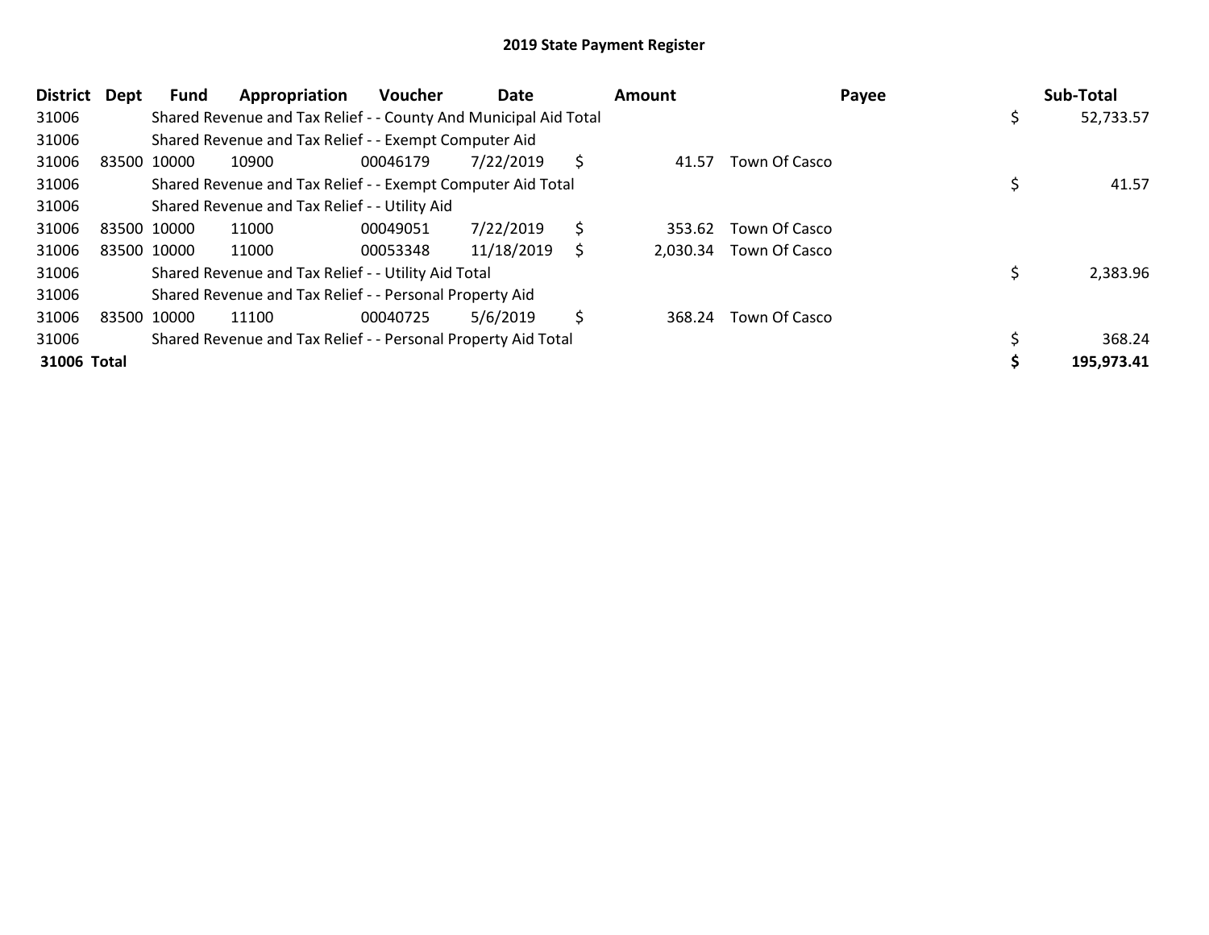# 2019 State Payment Register

| District | Dept | Fund | Appropriation | Voucher | Date | Amount | Payee | Sub-Total |
|---|---|---|---|---|---|---|---|---|
| 31006 | | Shared Revenue and Tax Relief - - County And Municipal Aid Total | | | | | | $ 52,733.57 |
| 31006 | | Shared Revenue and Tax Relief - - Exempt Computer Aid | | | | | | |
| 31006 | 83500 | 10000 | 10900 | 00046179 | 7/22/2019 | $ 41.57 | Town Of Casco | |
| 31006 | | Shared Revenue and Tax Relief - - Exempt Computer Aid Total | | | | | | $ 41.57 |
| 31006 | | Shared Revenue and Tax Relief - - Utility Aid | | | | | | |
| 31006 | 83500 | 10000 | 11000 | 00049051 | 7/22/2019 | $ 353.62 | Town Of Casco | |
| 31006 | 83500 | 10000 | 11000 | 00053348 | 11/18/2019 | $ 2,030.34 | Town Of Casco | |
| 31006 | | Shared Revenue and Tax Relief - - Utility Aid Total | | | | | | $ 2,383.96 |
| 31006 | | Shared Revenue and Tax Relief - - Personal Property Aid | | | | | | |
| 31006 | 83500 | 10000 | 11100 | 00040725 | 5/6/2019 | $ 368.24 | Town Of Casco | |
| 31006 | | Shared Revenue and Tax Relief - - Personal Property Aid Total | | | | | | $ 368.24 |
| **31006 Total** | | | | | | | | **$ 195,973.41** |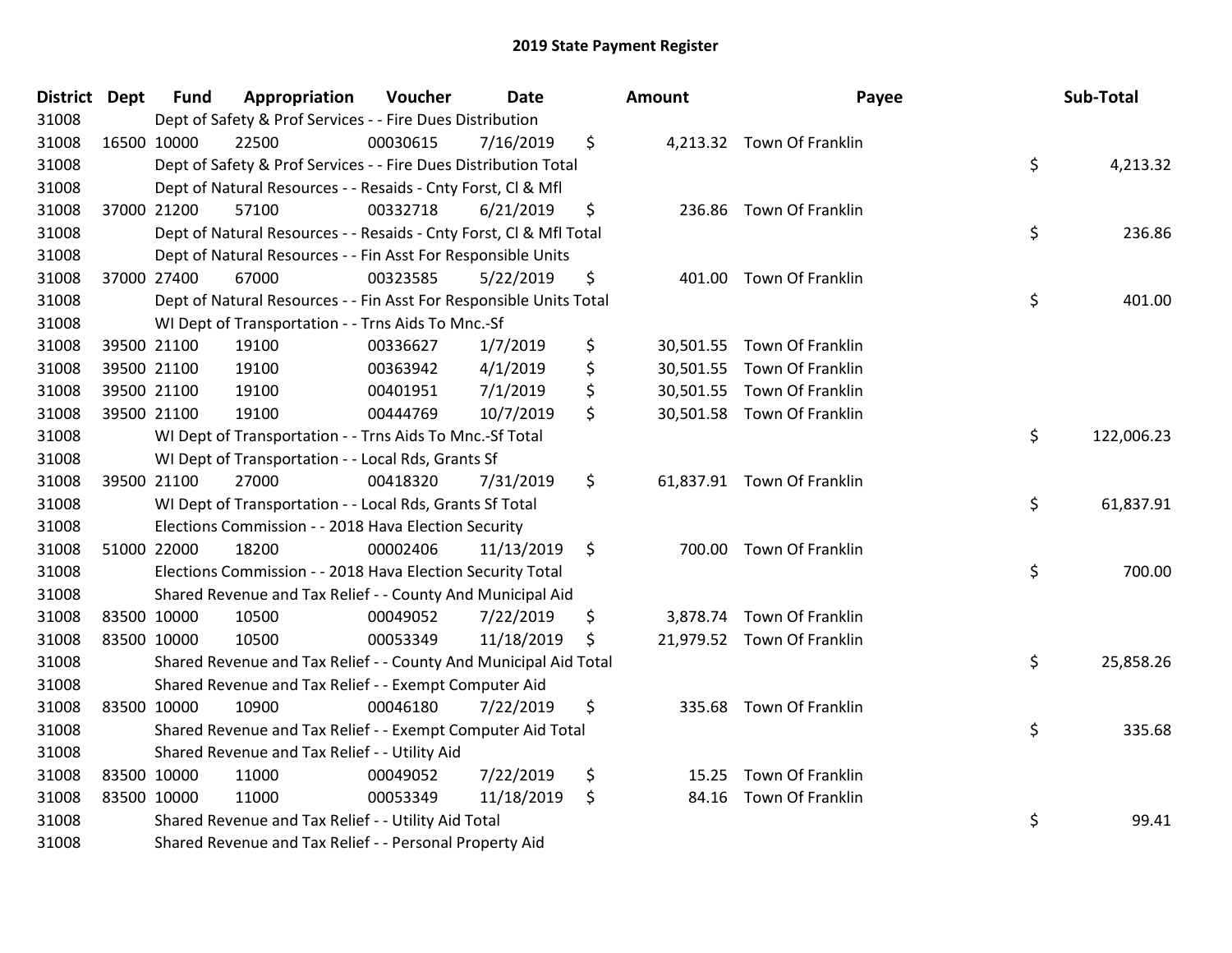## 2019 State Payment Register

| District | Dept | Fund | Appropriation | Voucher | Date | Amount | Payee | Sub-Total |
|---|---|---|---|---|---|---|---|---|
| 31008 | | Dept of Safety & Prof Services - - Fire Dues Distribution | | | | | | |
| 31008 | 16500 | 10000 | 22500 | 00030615 | 7/16/2019 | $ 4,213.32 | Town Of Franklin | |
| 31008 | | Dept of Safety & Prof Services - - Fire Dues Distribution Total | | | | | | $ 4,213.32 |
| 31008 | | Dept of Natural Resources - - Resaids - Cnty Forst, Cl & Mfl | | | | | | |
| 31008 | 37000 | 21200 | 57100 | 00332718 | 6/21/2019 | $ 236.86 | Town Of Franklin | |
| 31008 | | Dept of Natural Resources - - Resaids - Cnty Forst, Cl & Mfl Total | | | | | | $ 236.86 |
| 31008 | | Dept of Natural Resources - - Fin Asst For Responsible Units | | | | | | |
| 31008 | 37000 | 27400 | 67000 | 00323585 | 5/22/2019 | $ 401.00 | Town Of Franklin | |
| 31008 | | Dept of Natural Resources - - Fin Asst For Responsible Units Total | | | | | | $ 401.00 |
| 31008 | | WI Dept of Transportation - - Trns Aids To Mnc.-Sf | | | | | | |
| 31008 | 39500 | 21100 | 19100 | 00336627 | 1/7/2019 | $ 30,501.55 | Town Of Franklin | |
| 31008 | 39500 | 21100 | 19100 | 00363942 | 4/1/2019 | $ 30,501.55 | Town Of Franklin | |
| 31008 | 39500 | 21100 | 19100 | 00401951 | 7/1/2019 | $ 30,501.55 | Town Of Franklin | |
| 31008 | 39500 | 21100 | 19100 | 00444769 | 10/7/2019 | $ 30,501.58 | Town Of Franklin | |
| 31008 | | WI Dept of Transportation - - Trns Aids To Mnc.-Sf Total | | | | | | $ 122,006.23 |
| 31008 | | WI Dept of Transportation - - Local Rds, Grants Sf | | | | | | |
| 31008 | 39500 | 21100 | 27000 | 00418320 | 7/31/2019 | $ 61,837.91 | Town Of Franklin | |
| 31008 | | WI Dept of Transportation - - Local Rds, Grants Sf Total | | | | | | $ 61,837.91 |
| 31008 | | Elections Commission - - 2018 Hava Election Security | | | | | | |
| 31008 | 51000 | 22000 | 18200 | 00002406 | 11/13/2019 | $ 700.00 | Town Of Franklin | |
| 31008 | | Elections Commission - - 2018 Hava Election Security Total | | | | | | $ 700.00 |
| 31008 | | Shared Revenue and Tax Relief - - County And Municipal Aid | | | | | | |
| 31008 | 83500 | 10000 | 10500 | 00049052 | 7/22/2019 | $ 3,878.74 | Town Of Franklin | |
| 31008 | 83500 | 10000 | 10500 | 00053349 | 11/18/2019 | $ 21,979.52 | Town Of Franklin | |
| 31008 | | Shared Revenue and Tax Relief - - County And Municipal Aid Total | | | | | | $ 25,858.26 |
| 31008 | | Shared Revenue and Tax Relief - - Exempt Computer Aid | | | | | | |
| 31008 | 83500 | 10000 | 10900 | 00046180 | 7/22/2019 | $ 335.68 | Town Of Franklin | |
| 31008 | | Shared Revenue and Tax Relief - - Exempt Computer Aid Total | | | | | | $ 335.68 |
| 31008 | | Shared Revenue and Tax Relief - - Utility Aid | | | | | | |
| 31008 | 83500 | 10000 | 11000 | 00049052 | 7/22/2019 | $ 15.25 | Town Of Franklin | |
| 31008 | 83500 | 10000 | 11000 | 00053349 | 11/18/2019 | $ 84.16 | Town Of Franklin | |
| 31008 | | Shared Revenue and Tax Relief - - Utility Aid Total | | | | | | $ 99.41 |
| 31008 | | Shared Revenue and Tax Relief - - Personal Property Aid | | | | | | |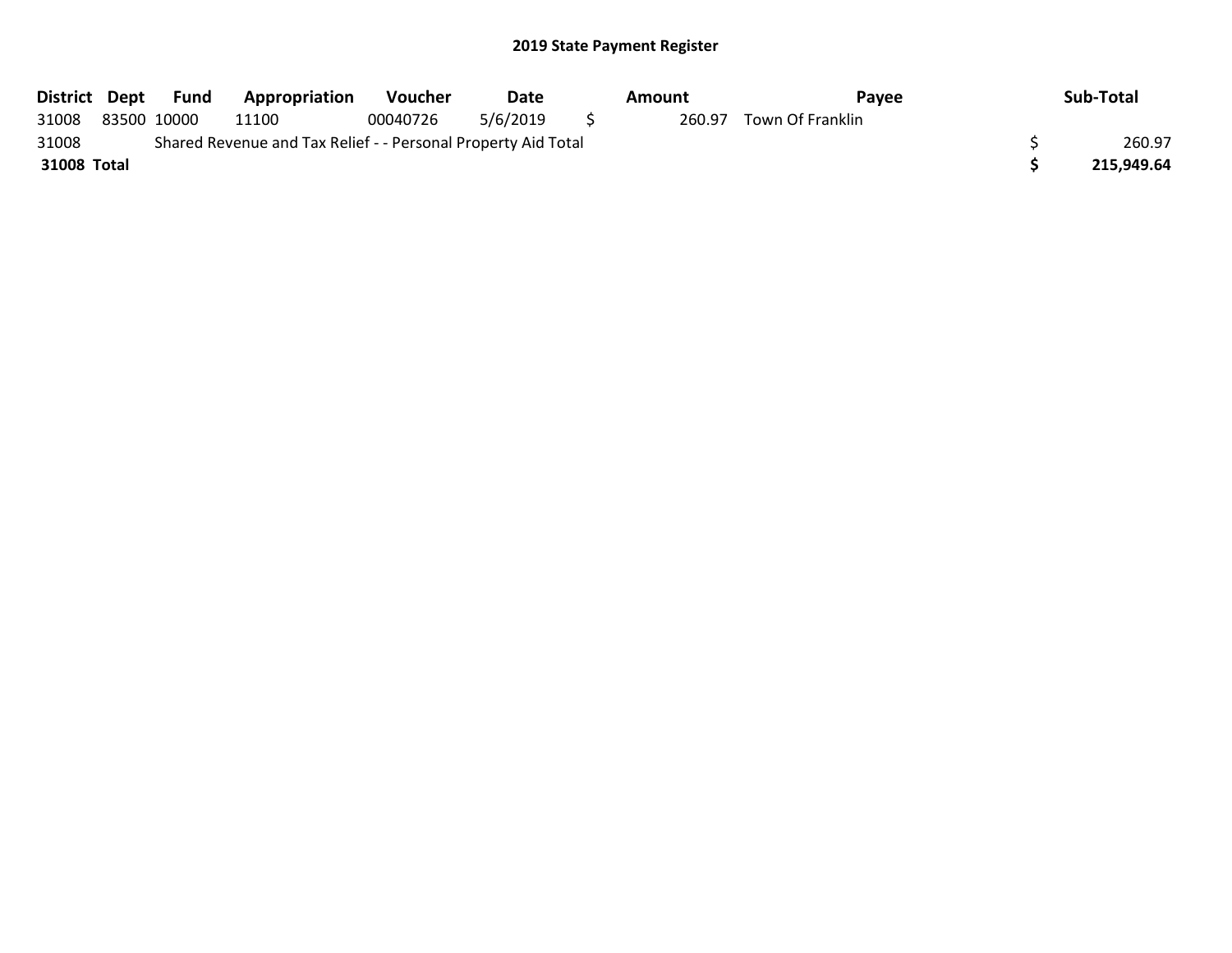## 2019 State Payment Register

| District | Dept | Fund | Appropriation | Voucher | Date | Amount | Payee | Sub-Total |
|---|---|---|---|---|---|---|---|---|
| 31008 | 83500 | 10000 | 11100 | 00040726 | 5/6/2019 | $ 260.97 | Town Of Franklin | |
| 31008 | | Shared Revenue and Tax Relief - - Personal Property Aid Total | | | | | | $ 260.97 |
| **31008 Total** | | | | | | | | **$ 215,949.64** |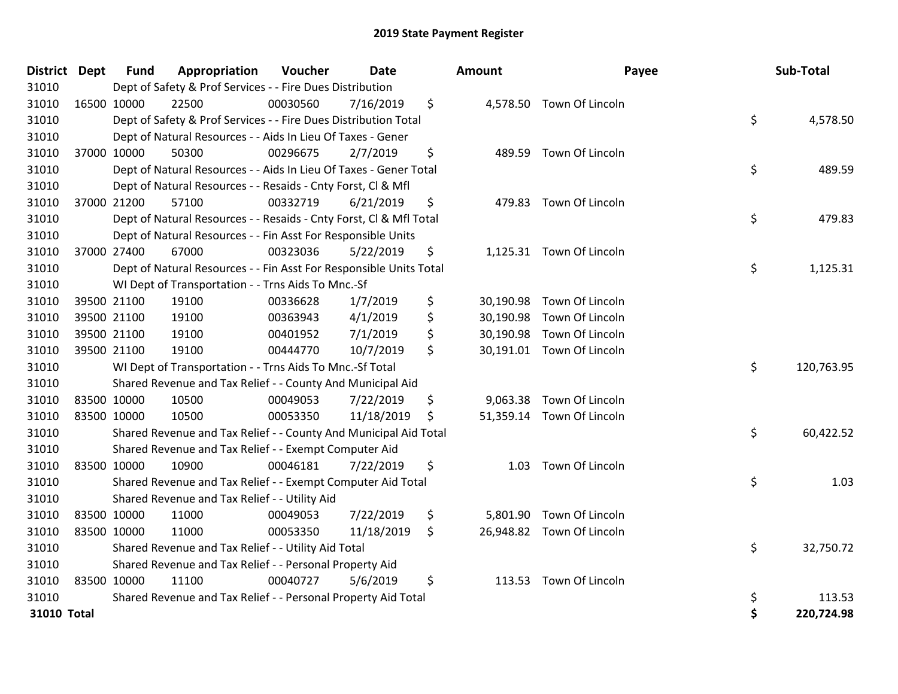# 2019 State Payment Register

| District | Dept | Fund | Appropriation | Voucher | Date | Amount | Payee | Sub-Total |
|---|---|---|---|---|---|---|---|---|
| 31010 | | Dept of Safety & Prof Services - - Fire Dues Distribution | | | | | | |
| 31010 | 16500 | 10000 | 22500 | 00030560 | 7/16/2019 | $ 4,578.50 | Town Of Lincoln | |
| 31010 | | Dept of Safety & Prof Services - - Fire Dues Distribution Total | | | | | | $ 4,578.50 |
| 31010 | | Dept of Natural Resources - - Aids In Lieu Of Taxes - Gener | | | | | | |
| 31010 | 37000 | 10000 | 50300 | 00296675 | 2/7/2019 | $ 489.59 | Town Of Lincoln | |
| 31010 | | Dept of Natural Resources - - Aids In Lieu Of Taxes - Gener Total | | | | | | $ 489.59 |
| 31010 | | Dept of Natural Resources - - Resaids - Cnty Forst, Cl & Mfl | | | | | | |
| 31010 | 37000 | 21200 | 57100 | 00332719 | 6/21/2019 | $ 479.83 | Town Of Lincoln | |
| 31010 | | Dept of Natural Resources - - Resaids - Cnty Forst, Cl & Mfl Total | | | | | | $ 479.83 |
| 31010 | | Dept of Natural Resources - - Fin Asst For Responsible Units | | | | | | |
| 31010 | 37000 | 27400 | 67000 | 00323036 | 5/22/2019 | $ 1,125.31 | Town Of Lincoln | |
| 31010 | | Dept of Natural Resources - - Fin Asst For Responsible Units Total | | | | | | $ 1,125.31 |
| 31010 | | WI Dept of Transportation - - Trns Aids To Mnc.-Sf | | | | | | |
| 31010 | 39500 | 21100 | 19100 | 00336628 | 1/7/2019 | $ 30,190.98 | Town Of Lincoln | |
| 31010 | 39500 | 21100 | 19100 | 00363943 | 4/1/2019 | $ 30,190.98 | Town Of Lincoln | |
| 31010 | 39500 | 21100 | 19100 | 00401952 | 7/1/2019 | $ 30,190.98 | Town Of Lincoln | |
| 31010 | 39500 | 21100 | 19100 | 00444770 | 10/7/2019 | $ 30,191.01 | Town Of Lincoln | |
| 31010 | | WI Dept of Transportation - - Trns Aids To Mnc.-Sf Total | | | | | | $ 120,763.95 |
| 31010 | | Shared Revenue and Tax Relief - - County And Municipal Aid | | | | | | |
| 31010 | 83500 | 10000 | 10500 | 00049053 | 7/22/2019 | $ 9,063.38 | Town Of Lincoln | |
| 31010 | 83500 | 10000 | 10500 | 00053350 | 11/18/2019 | $ 51,359.14 | Town Of Lincoln | |
| 31010 | | Shared Revenue and Tax Relief - - County And Municipal Aid Total | | | | | | $ 60,422.52 |
| 31010 | | Shared Revenue and Tax Relief - - Exempt Computer Aid | | | | | | |
| 31010 | 83500 | 10000 | 10900 | 00046181 | 7/22/2019 | $ 1.03 | Town Of Lincoln | |
| 31010 | | Shared Revenue and Tax Relief - - Exempt Computer Aid Total | | | | | | $ 1.03 |
| 31010 | | Shared Revenue and Tax Relief - - Utility Aid | | | | | | |
| 31010 | 83500 | 10000 | 11000 | 00049053 | 7/22/2019 | $ 5,801.90 | Town Of Lincoln | |
| 31010 | 83500 | 10000 | 11000 | 00053350 | 11/18/2019 | $ 26,948.82 | Town Of Lincoln | |
| 31010 | | Shared Revenue and Tax Relief - - Utility Aid Total | | | | | | $ 32,750.72 |
| 31010 | | Shared Revenue and Tax Relief - - Personal Property Aid | | | | | | |
| 31010 | 83500 | 10000 | 11100 | 00040727 | 5/6/2019 | $ 113.53 | Town Of Lincoln | |
| 31010 | | Shared Revenue and Tax Relief - - Personal Property Aid Total | | | | | | $ 113.53 |
| **31010 Total** | | | | | | | | **$ 220,724.98** |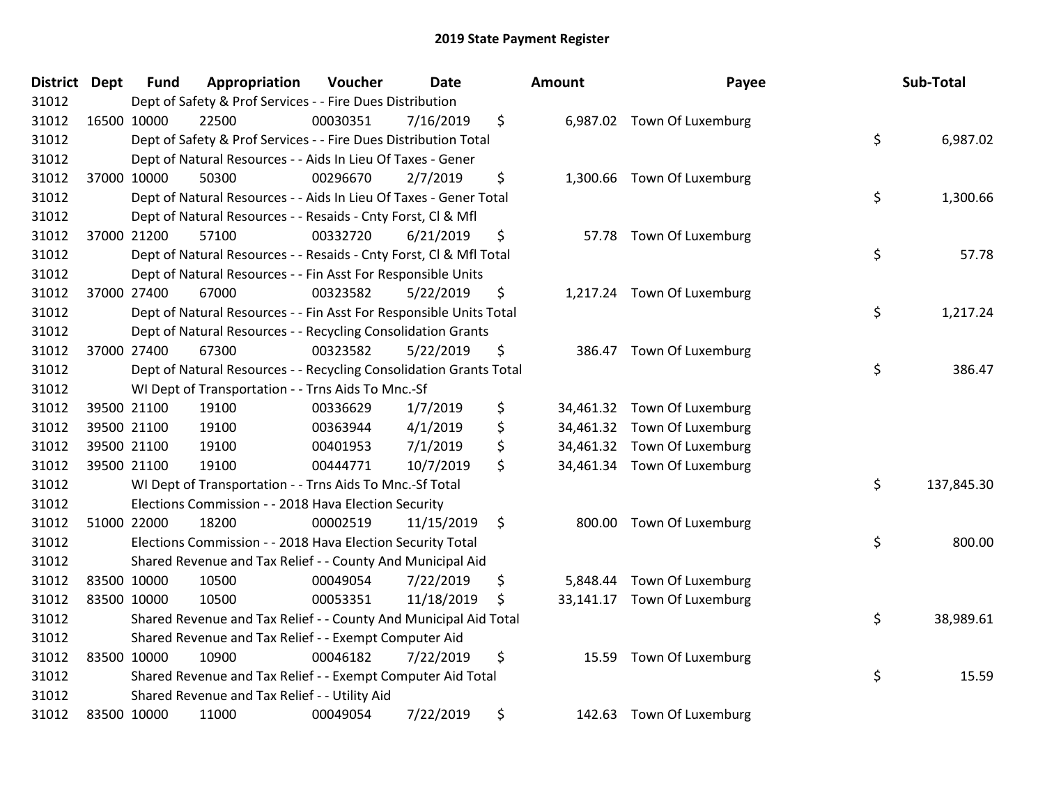# 2019 State Payment Register

| District | Dept | Fund | Appropriation | Voucher | Date | Amount | Payee | Sub-Total |
|---|---|---|---|---|---|---|---|---|
| 31012 | Dept of Safety & Prof Services - - Fire Dues Distribution | | | | | | | |
| 31012 | 16500 | 10000 | 22500 | 00030351 | 7/16/2019 | $ 6,987.02 | Town Of Luxemburg | |
| 31012 | Dept of Safety & Prof Services - - Fire Dues Distribution Total | | | | | | | $ 6,987.02 |
| 31012 | Dept of Natural Resources - - Aids In Lieu Of Taxes - Gener | | | | | | | |
| 31012 | 37000 | 10000 | 50300 | 00296670 | 2/7/2019 | $ 1,300.66 | Town Of Luxemburg | |
| 31012 | Dept of Natural Resources - - Aids In Lieu Of Taxes - Gener Total | | | | | | | $ 1,300.66 |
| 31012 | Dept of Natural Resources - - Resaids - Cnty Forst, Cl & Mfl | | | | | | | |
| 31012 | 37000 | 21200 | 57100 | 00332720 | 6/21/2019 | $ 57.78 | Town Of Luxemburg | |
| 31012 | Dept of Natural Resources - - Resaids - Cnty Forst, Cl & Mfl Total | | | | | | | $ 57.78 |
| 31012 | Dept of Natural Resources - - Fin Asst For Responsible Units | | | | | | | |
| 31012 | 37000 | 27400 | 67000 | 00323582 | 5/22/2019 | $ 1,217.24 | Town Of Luxemburg | |
| 31012 | Dept of Natural Resources - - Fin Asst For Responsible Units Total | | | | | | | $ 1,217.24 |
| 31012 | Dept of Natural Resources - - Recycling Consolidation Grants | | | | | | | |
| 31012 | 37000 | 27400 | 67300 | 00323582 | 5/22/2019 | $ 386.47 | Town Of Luxemburg | |
| 31012 | Dept of Natural Resources - - Recycling Consolidation Grants Total | | | | | | | $ 386.47 |
| 31012 | WI Dept of Transportation - - Trns Aids To Mnc.-Sf | | | | | | | |
| 31012 | 39500 | 21100 | 19100 | 00336629 | 1/7/2019 | $ 34,461.32 | Town Of Luxemburg | |
| 31012 | 39500 | 21100 | 19100 | 00363944 | 4/1/2019 | $ 34,461.32 | Town Of Luxemburg | |
| 31012 | 39500 | 21100 | 19100 | 00401953 | 7/1/2019 | $ 34,461.32 | Town Of Luxemburg | |
| 31012 | 39500 | 21100 | 19100 | 00444771 | 10/7/2019 | $ 34,461.34 | Town Of Luxemburg | |
| 31012 | WI Dept of Transportation - - Trns Aids To Mnc.-Sf Total | | | | | | | $ 137,845.30 |
| 31012 | Elections Commission - - 2018 Hava Election Security | | | | | | | |
| 31012 | 51000 | 22000 | 18200 | 00002519 | 11/15/2019 | $ 800.00 | Town Of Luxemburg | |
| 31012 | Elections Commission - - 2018 Hava Election Security Total | | | | | | | $ 800.00 |
| 31012 | Shared Revenue and Tax Relief - - County And Municipal Aid | | | | | | | |
| 31012 | 83500 | 10000 | 10500 | 00049054 | 7/22/2019 | $ 5,848.44 | Town Of Luxemburg | |
| 31012 | 83500 | 10000 | 10500 | 00053351 | 11/18/2019 | $ 33,141.17 | Town Of Luxemburg | |
| 31012 | Shared Revenue and Tax Relief - - County And Municipal Aid Total | | | | | | | $ 38,989.61 |
| 31012 | Shared Revenue and Tax Relief - - Exempt Computer Aid | | | | | | | |
| 31012 | 83500 | 10000 | 10900 | 00046182 | 7/22/2019 | $ 15.59 | Town Of Luxemburg | |
| 31012 | Shared Revenue and Tax Relief - - Exempt Computer Aid Total | | | | | | | $ 15.59 |
| 31012 | Shared Revenue and Tax Relief - - Utility Aid | | | | | | | |
| 31012 | 83500 | 10000 | 11000 | 00049054 | 7/22/2019 | $ 142.63 | Town Of Luxemburg | |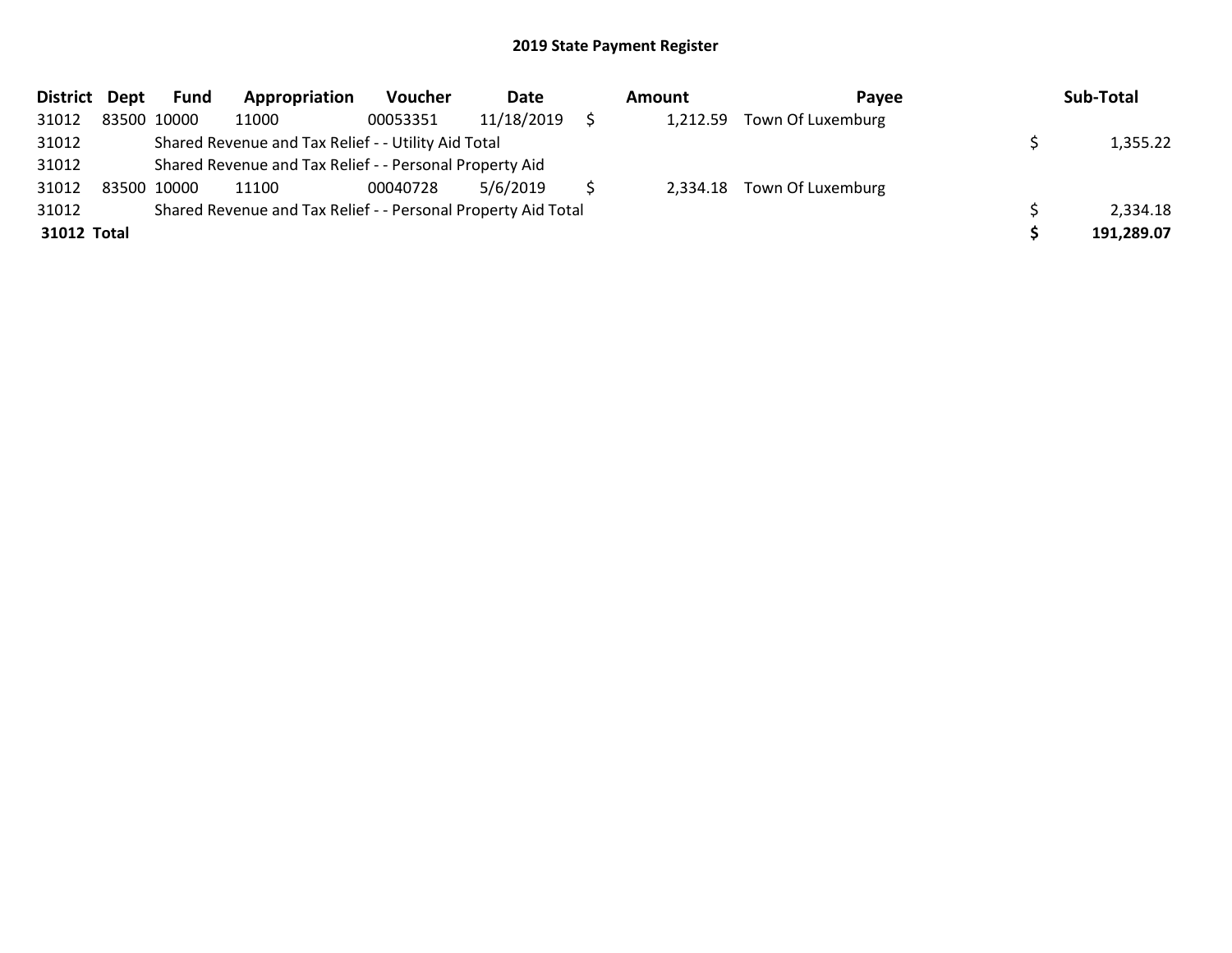## 2019 State Payment Register

| District | Dept | Fund | Appropriation | Voucher | Date | Amount | Payee | Sub-Total |
|---|---|---|---|---|---|---|---|---|
| 31012 | 83500 | 10000 | 11000 | 00053351 | 11/18/2019 | $ 1,212.59 | Town Of Luxemburg | |
| 31012 | | Shared Revenue and Tax Relief - - Utility Aid Total | | | | | | $ 1,355.22 |
| 31012 | | Shared Revenue and Tax Relief - - Personal Property Aid | | | | | | |
| 31012 | 83500 | 10000 | 11100 | 00040728 | 5/6/2019 | $ 2,334.18 | Town Of Luxemburg | |
| 31012 | | Shared Revenue and Tax Relief - - Personal Property Aid Total | | | | | | $ 2,334.18 |
| **31012 Total** | | | | | | | | **$ 191,289.07** |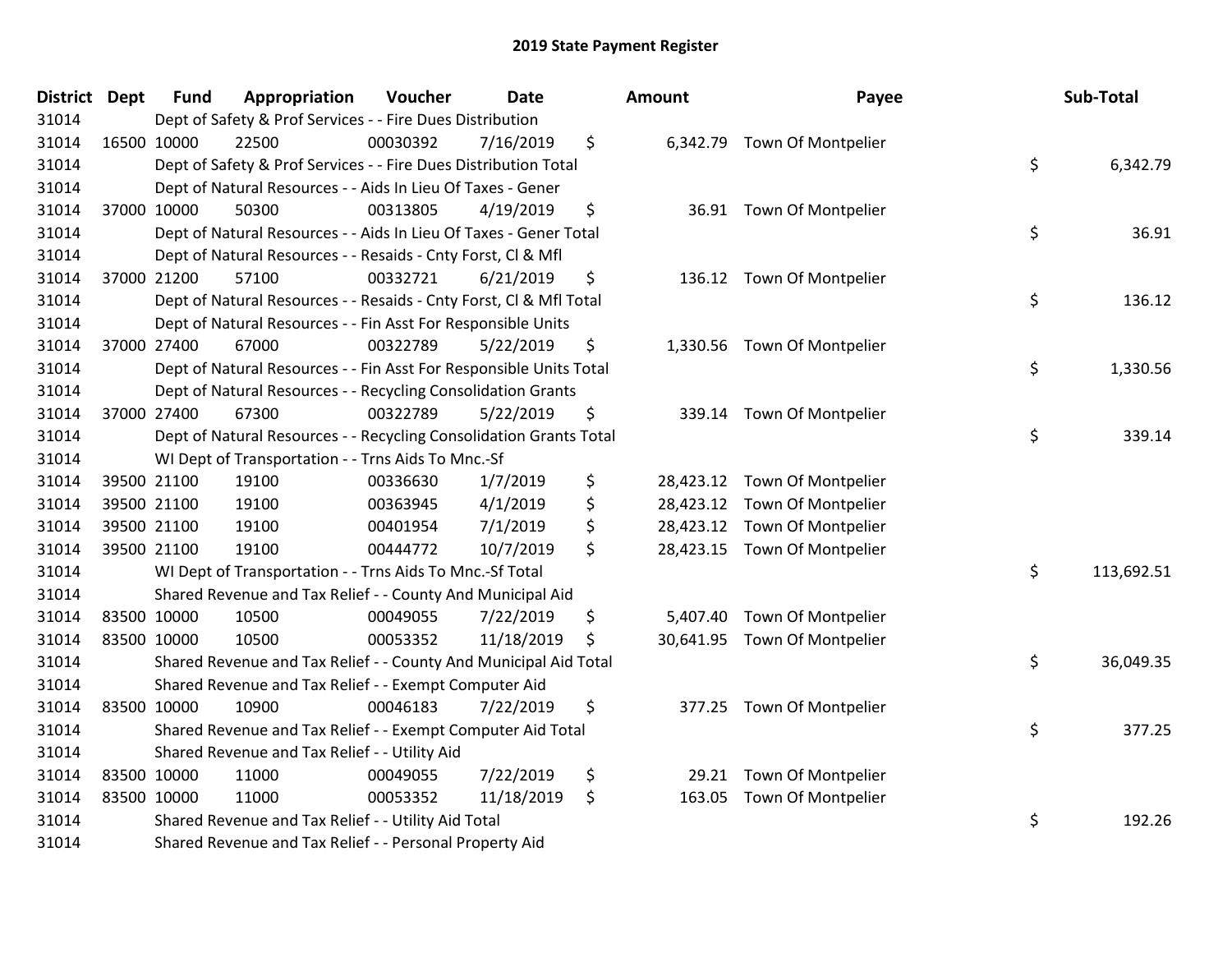# 2019 State Payment Register

| District | Dept | Fund | Appropriation | Voucher | Date | Amount | Payee | Sub-Total |
|---|---|---|---|---|---|---|---|---|
| 31014 | Dept of Safety & Prof Services - - Fire Dues Distribution | | | | | | | |
| 31014 | 16500 | 10000 | 22500 | 00030392 | 7/16/2019 | $ 6,342.79 | Town Of Montpelier | |
| 31014 | Dept of Safety & Prof Services - - Fire Dues Distribution Total | | | | | | | $ 6,342.79 |
| 31014 | Dept of Natural Resources - - Aids In Lieu Of Taxes - Gener | | | | | | | |
| 31014 | 37000 | 10000 | 50300 | 00313805 | 4/19/2019 | $ 36.91 | Town Of Montpelier | |
| 31014 | Dept of Natural Resources - - Aids In Lieu Of Taxes - Gener Total | | | | | | | $ 36.91 |
| 31014 | Dept of Natural Resources - - Resaids - Cnty Forst, Cl & Mfl | | | | | | | |
| 31014 | 37000 | 21200 | 57100 | 00332721 | 6/21/2019 | $ 136.12 | Town Of Montpelier | |
| 31014 | Dept of Natural Resources - - Resaids - Cnty Forst, Cl & Mfl Total | | | | | | | $ 136.12 |
| 31014 | Dept of Natural Resources - - Fin Asst For Responsible Units | | | | | | | |
| 31014 | 37000 | 27400 | 67000 | 00322789 | 5/22/2019 | $ 1,330.56 | Town Of Montpelier | |
| 31014 | Dept of Natural Resources - - Fin Asst For Responsible Units Total | | | | | | | $ 1,330.56 |
| 31014 | Dept of Natural Resources - - Recycling Consolidation Grants | | | | | | | |
| 31014 | 37000 | 27400 | 67300 | 00322789 | 5/22/2019 | $ 339.14 | Town Of Montpelier | |
| 31014 | Dept of Natural Resources - - Recycling Consolidation Grants Total | | | | | | | $ 339.14 |
| 31014 | WI Dept of Transportation - - Trns Aids To Mnc.-Sf | | | | | | | |
| 31014 | 39500 | 21100 | 19100 | 00336630 | 1/7/2019 | $ 28,423.12 | Town Of Montpelier | |
| 31014 | 39500 | 21100 | 19100 | 00363945 | 4/1/2019 | $ 28,423.12 | Town Of Montpelier | |
| 31014 | 39500 | 21100 | 19100 | 00401954 | 7/1/2019 | $ 28,423.12 | Town Of Montpelier | |
| 31014 | 39500 | 21100 | 19100 | 00444772 | 10/7/2019 | $ 28,423.15 | Town Of Montpelier | |
| 31014 | WI Dept of Transportation - - Trns Aids To Mnc.-Sf Total | | | | | | | $ 113,692.51 |
| 31014 | Shared Revenue and Tax Relief - - County And Municipal Aid | | | | | | | |
| 31014 | 83500 | 10000 | 10500 | 00049055 | 7/22/2019 | $ 5,407.40 | Town Of Montpelier | |
| 31014 | 83500 | 10000 | 10500 | 00053352 | 11/18/2019 | $ 30,641.95 | Town Of Montpelier | |
| 31014 | Shared Revenue and Tax Relief - - County And Municipal Aid Total | | | | | | | $ 36,049.35 |
| 31014 | Shared Revenue and Tax Relief - - Exempt Computer Aid | | | | | | | |
| 31014 | 83500 | 10000 | 10900 | 00046183 | 7/22/2019 | $ 377.25 | Town Of Montpelier | |
| 31014 | Shared Revenue and Tax Relief - - Exempt Computer Aid Total | | | | | | | $ 377.25 |
| 31014 | Shared Revenue and Tax Relief - - Utility Aid | | | | | | | |
| 31014 | 83500 | 10000 | 11000 | 00049055 | 7/22/2019 | $ 29.21 | Town Of Montpelier | |
| 31014 | 83500 | 10000 | 11000 | 00053352 | 11/18/2019 | $ 163.05 | Town Of Montpelier | |
| 31014 | Shared Revenue and Tax Relief - - Utility Aid Total | | | | | | | $ 192.26 |
| 31014 | Shared Revenue and Tax Relief - - Personal Property Aid | | | | | | | |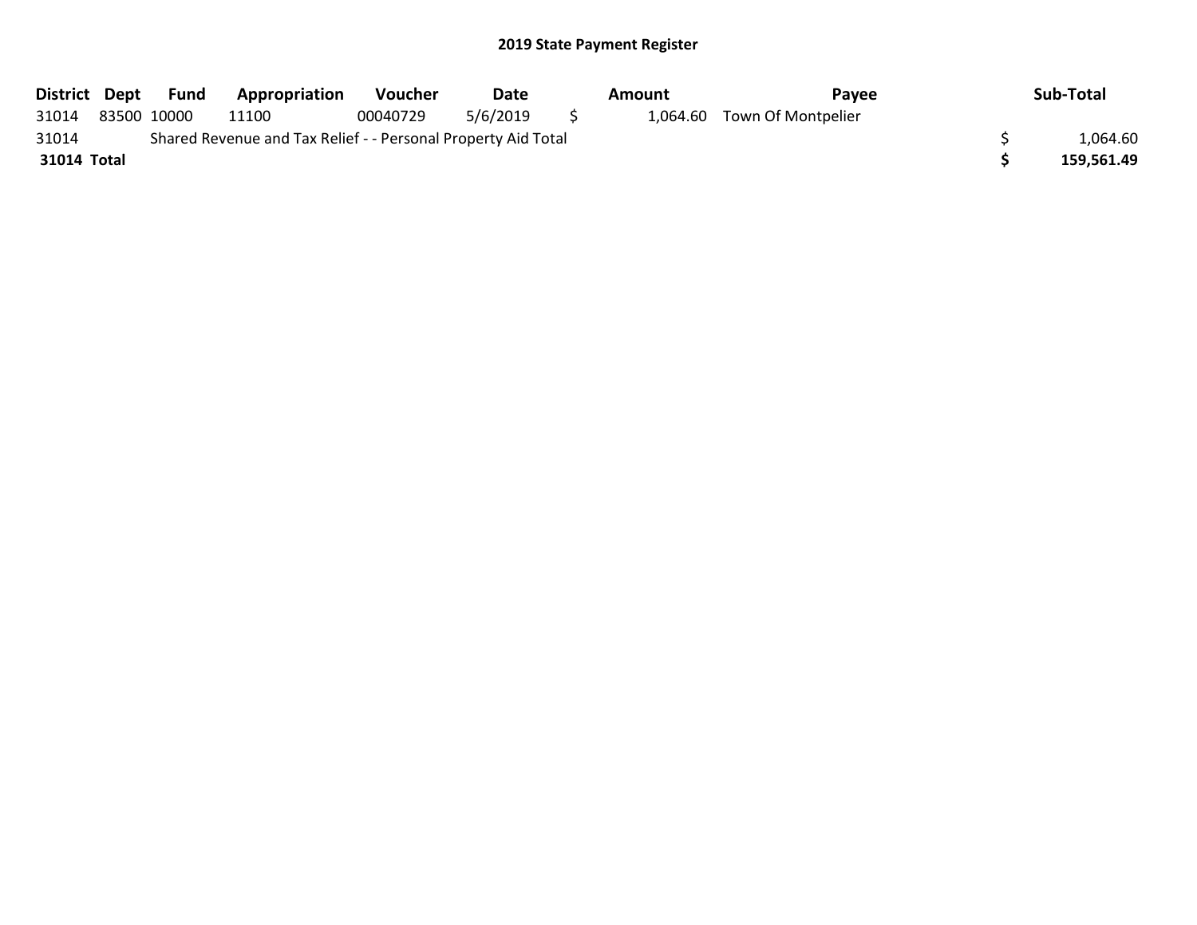## 2019 State Payment Register

| District | Dept | Fund | Appropriation | Voucher | Date | Amount | Payee | Sub-Total |
|---|---|---|---|---|---|---|---|---|
| 31014 | 83500 | 10000 | 11100 | 00040729 | 5/6/2019 | $ 1,064.60 | Town Of Montpelier | |
| 31014 | Shared Revenue and Tax Relief - - Personal Property Aid Total | | | | | | | $ 1,064.60 |
| **31014 Total** | | | | | | | | **$ 159,561.49** |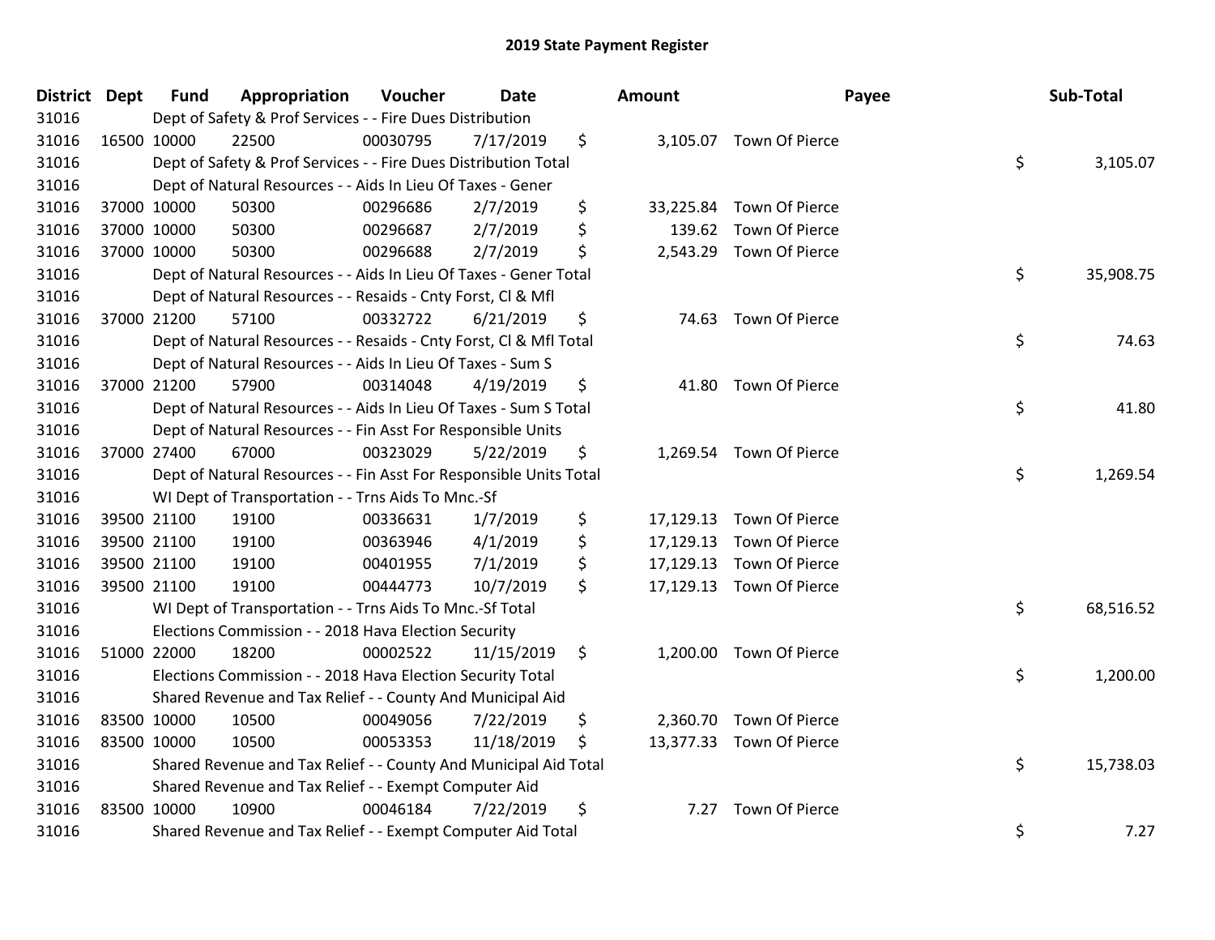# 2019 State Payment Register

| District | Dept | Fund | Appropriation | Voucher | Date | Amount | Payee | Sub-Total |
|---|---|---|---|---|---|---|---|---|
| 31016 | | Dept of Safety & Prof Services - - Fire Dues Distribution | | | | | | |
| 31016 | 16500 | 10000 | 22500 | 00030795 | 7/17/2019 | $ 3,105.07 | Town Of Pierce | |
| 31016 | | Dept of Safety & Prof Services - - Fire Dues Distribution Total | | | | | | $ 3,105.07 |
| 31016 | | Dept of Natural Resources - - Aids In Lieu Of Taxes - Gener | | | | | | |
| 31016 | 37000 | 10000 | 50300 | 00296686 | 2/7/2019 | $ 33,225.84 | Town Of Pierce | |
| 31016 | 37000 | 10000 | 50300 | 00296687 | 2/7/2019 | $ 139.62 | Town Of Pierce | |
| 31016 | 37000 | 10000 | 50300 | 00296688 | 2/7/2019 | $ 2,543.29 | Town Of Pierce | |
| 31016 | | Dept of Natural Resources - - Aids In Lieu Of Taxes - Gener Total | | | | | | $ 35,908.75 |
| 31016 | | Dept of Natural Resources - - Resaids - Cnty Forst, Cl & Mfl | | | | | | |
| 31016 | 37000 | 21200 | 57100 | 00332722 | 6/21/2019 | $ 74.63 | Town Of Pierce | |
| 31016 | | Dept of Natural Resources - - Resaids - Cnty Forst, Cl & Mfl Total | | | | | | $ 74.63 |
| 31016 | | Dept of Natural Resources - - Aids In Lieu Of Taxes - Sum S | | | | | | |
| 31016 | 37000 | 21200 | 57900 | 00314048 | 4/19/2019 | $ 41.80 | Town Of Pierce | |
| 31016 | | Dept of Natural Resources - - Aids In Lieu Of Taxes - Sum S Total | | | | | | $ 41.80 |
| 31016 | | Dept of Natural Resources - - Fin Asst For Responsible Units | | | | | | |
| 31016 | 37000 | 27400 | 67000 | 00323029 | 5/22/2019 | $ 1,269.54 | Town Of Pierce | |
| 31016 | | Dept of Natural Resources - - Fin Asst For Responsible Units Total | | | | | | $ 1,269.54 |
| 31016 | | WI Dept of Transportation - - Trns Aids To Mnc.-Sf | | | | | | |
| 31016 | 39500 | 21100 | 19100 | 00336631 | 1/7/2019 | $ 17,129.13 | Town Of Pierce | |
| 31016 | 39500 | 21100 | 19100 | 00363946 | 4/1/2019 | $ 17,129.13 | Town Of Pierce | |
| 31016 | 39500 | 21100 | 19100 | 00401955 | 7/1/2019 | $ 17,129.13 | Town Of Pierce | |
| 31016 | 39500 | 21100 | 19100 | 00444773 | 10/7/2019 | $ 17,129.13 | Town Of Pierce | |
| 31016 | | WI Dept of Transportation - - Trns Aids To Mnc.-Sf Total | | | | | | $ 68,516.52 |
| 31016 | | Elections Commission - - 2018 Hava Election Security | | | | | | |
| 31016 | 51000 | 22000 | 18200 | 00002522 | 11/15/2019 | $ 1,200.00 | Town Of Pierce | |
| 31016 | | Elections Commission - - 2018 Hava Election Security Total | | | | | | $ 1,200.00 |
| 31016 | | Shared Revenue and Tax Relief - - County And Municipal Aid | | | | | | |
| 31016 | 83500 | 10000 | 10500 | 00049056 | 7/22/2019 | $ 2,360.70 | Town Of Pierce | |
| 31016 | 83500 | 10000 | 10500 | 00053353 | 11/18/2019 | $ 13,377.33 | Town Of Pierce | |
| 31016 | | Shared Revenue and Tax Relief - - County And Municipal Aid Total | | | | | | $ 15,738.03 |
| 31016 | | Shared Revenue and Tax Relief - - Exempt Computer Aid | | | | | | |
| 31016 | 83500 | 10000 | 10900 | 00046184 | 7/22/2019 | $ 7.27 | Town Of Pierce | |
| 31016 | | Shared Revenue and Tax Relief - - Exempt Computer Aid Total | | | | | | $ 7.27 |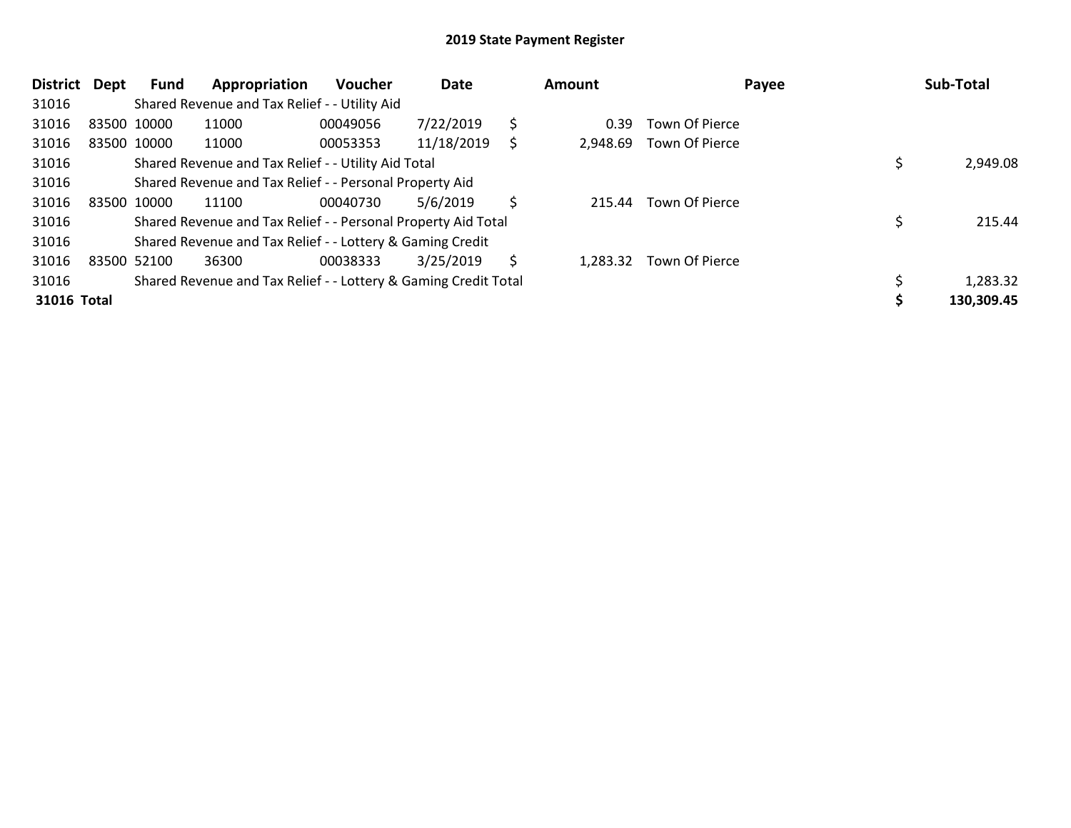# 2019 State Payment Register

| District | Dept | Fund | Appropriation | Voucher | Date | Amount | Payee | Sub-Total |
|---|---|---|---|---|---|---|---|---|
| 31016 | | Shared Revenue and Tax Relief - - Utility Aid | | | | | | |
| 31016 | 83500 | 10000 | 11000 | 00049056 | 7/22/2019 | $ 0.39 | Town Of Pierce | |
| 31016 | 83500 | 10000 | 11000 | 00053353 | 11/18/2019 | $ 2,948.69 | Town Of Pierce | |
| 31016 | | Shared Revenue and Tax Relief - - Utility Aid Total | | | | | | $ 2,949.08 |
| 31016 | | Shared Revenue and Tax Relief - - Personal Property Aid | | | | | | |
| 31016 | 83500 | 10000 | 11100 | 00040730 | 5/6/2019 | $ 215.44 | Town Of Pierce | |
| 31016 | | Shared Revenue and Tax Relief - - Personal Property Aid Total | | | | | | $ 215.44 |
| 31016 | | Shared Revenue and Tax Relief - - Lottery & Gaming Credit | | | | | | |
| 31016 | 83500 | 52100 | 36300 | 00038333 | 3/25/2019 | $ 1,283.32 | Town Of Pierce | |
| 31016 | | Shared Revenue and Tax Relief - - Lottery & Gaming Credit Total | | | | | | $ 1,283.32 |
| **31016** | **Total** | | | | | | | **$ 130,309.45** |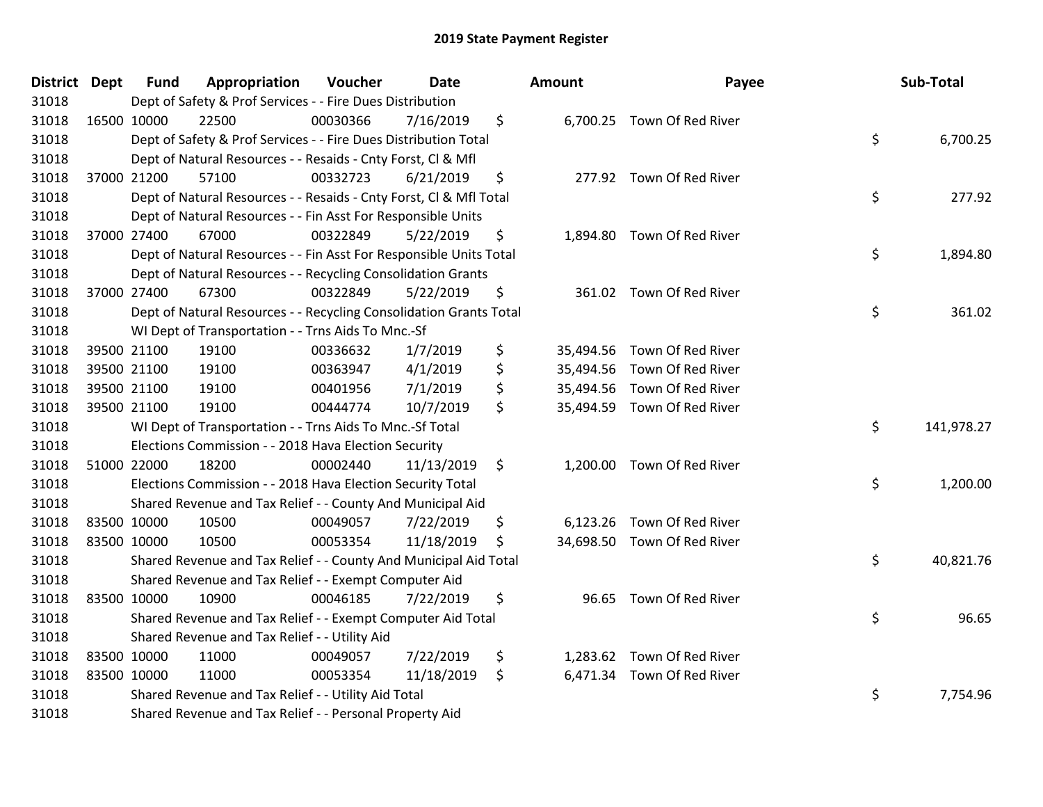# 2019 State Payment Register

| District | Dept | Fund | Appropriation | Voucher | Date | Amount | Payee | Sub-Total |
|---|---|---|---|---|---|---|---|---|
| 31018 | | Dept of Safety & Prof Services - - Fire Dues Distribution | | | | | | |
| 31018 | 16500 | 10000 | 22500 | 00030366 | 7/16/2019 | $ 6,700.25 | Town Of Red River | |
| 31018 | | Dept of Safety & Prof Services - - Fire Dues Distribution Total | | | | | | $ 6,700.25 |
| 31018 | | Dept of Natural Resources - - Resaids - Cnty Forst, Cl & Mfl | | | | | | |
| 31018 | 37000 | 21200 | 57100 | 00332723 | 6/21/2019 | $ 277.92 | Town Of Red River | |
| 31018 | | Dept of Natural Resources - - Resaids - Cnty Forst, Cl & Mfl Total | | | | | | $ 277.92 |
| 31018 | | Dept of Natural Resources - - Fin Asst For Responsible Units | | | | | | |
| 31018 | 37000 | 27400 | 67000 | 00322849 | 5/22/2019 | $ 1,894.80 | Town Of Red River | |
| 31018 | | Dept of Natural Resources - - Fin Asst For Responsible Units Total | | | | | | $ 1,894.80 |
| 31018 | | Dept of Natural Resources - - Recycling Consolidation Grants | | | | | | |
| 31018 | 37000 | 27400 | 67300 | 00322849 | 5/22/2019 | $ 361.02 | Town Of Red River | |
| 31018 | | Dept of Natural Resources - - Recycling Consolidation Grants Total | | | | | | $ 361.02 |
| 31018 | | WI Dept of Transportation - - Trns Aids To Mnc.-Sf | | | | | | |
| 31018 | 39500 | 21100 | 19100 | 00336632 | 1/7/2019 | $ 35,494.56 | Town Of Red River | |
| 31018 | 39500 | 21100 | 19100 | 00363947 | 4/1/2019 | $ 35,494.56 | Town Of Red River | |
| 31018 | 39500 | 21100 | 19100 | 00401956 | 7/1/2019 | $ 35,494.56 | Town Of Red River | |
| 31018 | 39500 | 21100 | 19100 | 00444774 | 10/7/2019 | $ 35,494.59 | Town Of Red River | |
| 31018 | | WI Dept of Transportation - - Trns Aids To Mnc.-Sf Total | | | | | | $ 141,978.27 |
| 31018 | | Elections Commission - - 2018 Hava Election Security | | | | | | |
| 31018 | 51000 | 22000 | 18200 | 00002440 | 11/13/2019 | $ 1,200.00 | Town Of Red River | |
| 31018 | | Elections Commission - - 2018 Hava Election Security Total | | | | | | $ 1,200.00 |
| 31018 | | Shared Revenue and Tax Relief - - County And Municipal Aid | | | | | | |
| 31018 | 83500 | 10000 | 10500 | 00049057 | 7/22/2019 | $ 6,123.26 | Town Of Red River | |
| 31018 | 83500 | 10000 | 10500 | 00053354 | 11/18/2019 | $ 34,698.50 | Town Of Red River | |
| 31018 | | Shared Revenue and Tax Relief - - County And Municipal Aid Total | | | | | | $ 40,821.76 |
| 31018 | | Shared Revenue and Tax Relief - - Exempt Computer Aid | | | | | | |
| 31018 | 83500 | 10000 | 10900 | 00046185 | 7/22/2019 | $ 96.65 | Town Of Red River | |
| 31018 | | Shared Revenue and Tax Relief - - Exempt Computer Aid Total | | | | | | $ 96.65 |
| 31018 | | Shared Revenue and Tax Relief - - Utility Aid | | | | | | |
| 31018 | 83500 | 10000 | 11000 | 00049057 | 7/22/2019 | $ 1,283.62 | Town Of Red River | |
| 31018 | 83500 | 10000 | 11000 | 00053354 | 11/18/2019 | $ 6,471.34 | Town Of Red River | |
| 31018 | | Shared Revenue and Tax Relief - - Utility Aid Total | | | | | | $ 7,754.96 |
| 31018 | | Shared Revenue and Tax Relief - - Personal Property Aid | | | | | | |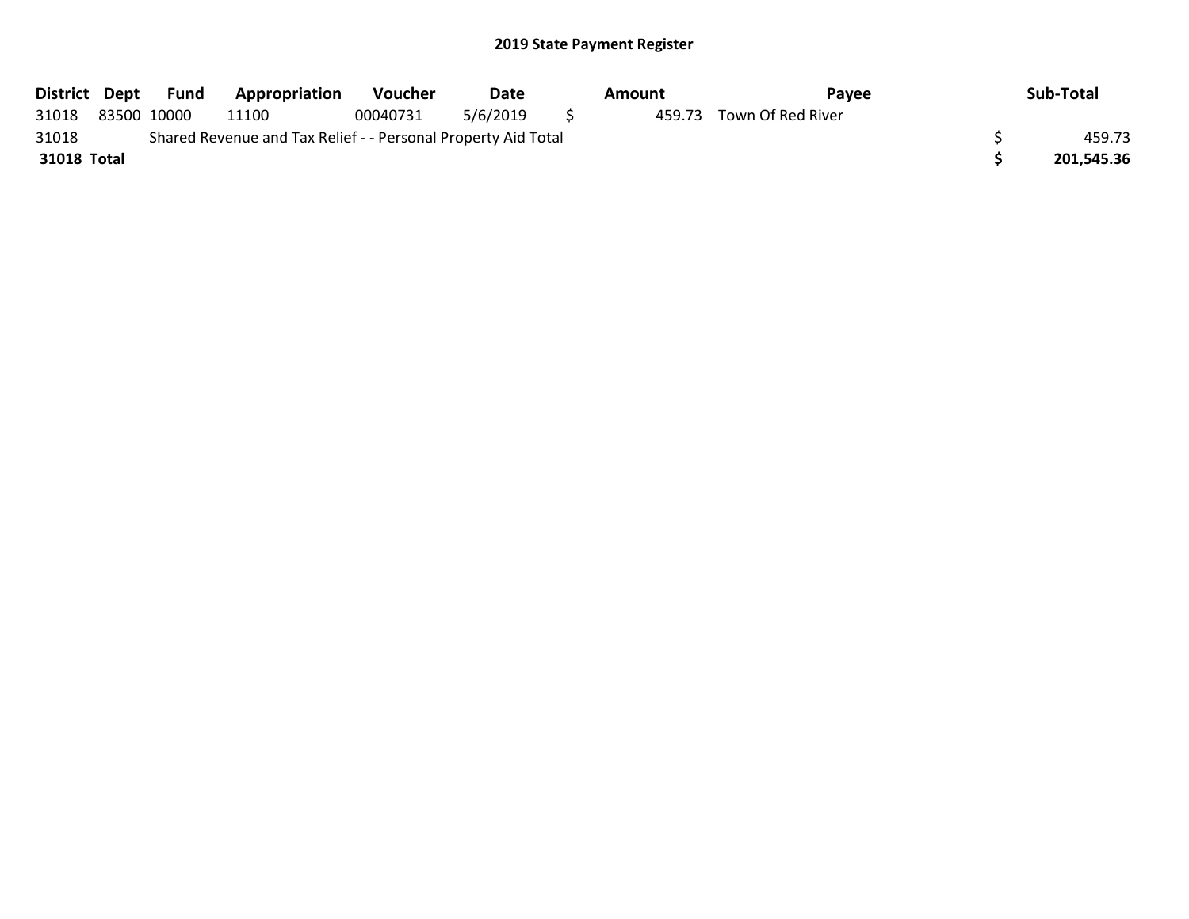## 2019 State Payment Register

| District | Dept | Fund | Appropriation | Voucher | Date | Amount | Payee | Sub-Total |
|---|---|---|---|---|---|---|---|---|
| 31018 | 83500 | 10000 | 11100 | 00040731 | 5/6/2019 | $ 459.73 | Town Of Red River | |
| 31018 | Shared Revenue and Tax Relief - - Personal Property Aid Total | | | | | | | $ 459.73 |
| **31018 Total** | | | | | | | | **$ 201,545.36** |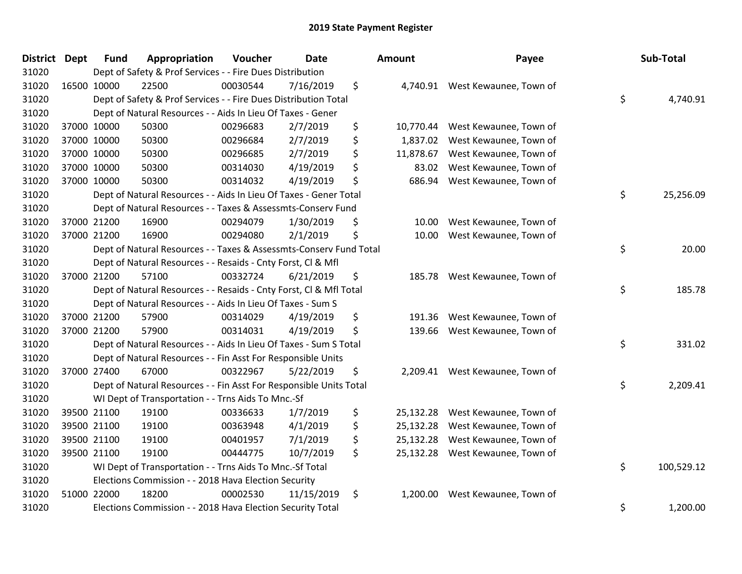## 2019 State Payment Register

| District | Dept | Fund | Appropriation | Voucher | Date | Amount | Payee | Sub-Total |
|---|---|---|---|---|---|---|---|---|
| 31020 | | Dept of Safety & Prof Services - - Fire Dues Distribution | | | | | | |
| 31020 | 16500 | 10000 | 22500 | 00030544 | 7/16/2019 | $ 4,740.91 | West Kewaunee, Town of | |
| 31020 | | Dept of Safety & Prof Services - - Fire Dues Distribution Total | | | | | | $ 4,740.91 |
| 31020 | | Dept of Natural Resources - - Aids In Lieu Of Taxes - Gener | | | | | | |
| 31020 | 37000 | 10000 | 50300 | 00296683 | 2/7/2019 | $ 10,770.44 | West Kewaunee, Town of | |
| 31020 | 37000 | 10000 | 50300 | 00296684 | 2/7/2019 | $ 1,837.02 | West Kewaunee, Town of | |
| 31020 | 37000 | 10000 | 50300 | 00296685 | 2/7/2019 | $ 11,878.67 | West Kewaunee, Town of | |
| 31020 | 37000 | 10000 | 50300 | 00314030 | 4/19/2019 | $ 83.02 | West Kewaunee, Town of | |
| 31020 | 37000 | 10000 | 50300 | 00314032 | 4/19/2019 | $ 686.94 | West Kewaunee, Town of | |
| 31020 | | Dept of Natural Resources - - Aids In Lieu Of Taxes - Gener Total | | | | | | $ 25,256.09 |
| 31020 | | Dept of Natural Resources - - Taxes & Assessmts-Conserv Fund | | | | | | |
| 31020 | 37000 | 21200 | 16900 | 00294079 | 1/30/2019 | $ 10.00 | West Kewaunee, Town of | |
| 31020 | 37000 | 21200 | 16900 | 00294080 | 2/1/2019 | $ 10.00 | West Kewaunee, Town of | |
| 31020 | | Dept of Natural Resources - - Taxes & Assessmts-Conserv Fund Total | | | | | | $ 20.00 |
| 31020 | | Dept of Natural Resources - - Resaids - Cnty Forst, Cl & Mfl | | | | | | |
| 31020 | 37000 | 21200 | 57100 | 00332724 | 6/21/2019 | $ 185.78 | West Kewaunee, Town of | |
| 31020 | | Dept of Natural Resources - - Resaids - Cnty Forst, Cl & Mfl Total | | | | | | $ 185.78 |
| 31020 | | Dept of Natural Resources - - Aids In Lieu Of Taxes - Sum S | | | | | | |
| 31020 | 37000 | 21200 | 57900 | 00314029 | 4/19/2019 | $ 191.36 | West Kewaunee, Town of | |
| 31020 | 37000 | 21200 | 57900 | 00314031 | 4/19/2019 | $ 139.66 | West Kewaunee, Town of | |
| 31020 | | Dept of Natural Resources - - Aids In Lieu Of Taxes - Sum S Total | | | | | | $ 331.02 |
| 31020 | | Dept of Natural Resources - - Fin Asst For Responsible Units | | | | | | |
| 31020 | 37000 | 27400 | 67000 | 00322967 | 5/22/2019 | $ 2,209.41 | West Kewaunee, Town of | |
| 31020 | | Dept of Natural Resources - - Fin Asst For Responsible Units Total | | | | | | $ 2,209.41 |
| 31020 | | WI Dept of Transportation - - Trns Aids To Mnc.-Sf | | | | | | |
| 31020 | 39500 | 21100 | 19100 | 00336633 | 1/7/2019 | $ 25,132.28 | West Kewaunee, Town of | |
| 31020 | 39500 | 21100 | 19100 | 00363948 | 4/1/2019 | $ 25,132.28 | West Kewaunee, Town of | |
| 31020 | 39500 | 21100 | 19100 | 00401957 | 7/1/2019 | $ 25,132.28 | West Kewaunee, Town of | |
| 31020 | 39500 | 21100 | 19100 | 00444775 | 10/7/2019 | $ 25,132.28 | West Kewaunee, Town of | |
| 31020 | | WI Dept of Transportation - - Trns Aids To Mnc.-Sf Total | | | | | | $ 100,529.12 |
| 31020 | | Elections Commission - - 2018 Hava Election Security | | | | | | |
| 31020 | 51000 | 22000 | 18200 | 00002530 | 11/15/2019 | $ 1,200.00 | West Kewaunee, Town of | |
| 31020 | | Elections Commission - - 2018 Hava Election Security Total | | | | | | $ 1,200.00 |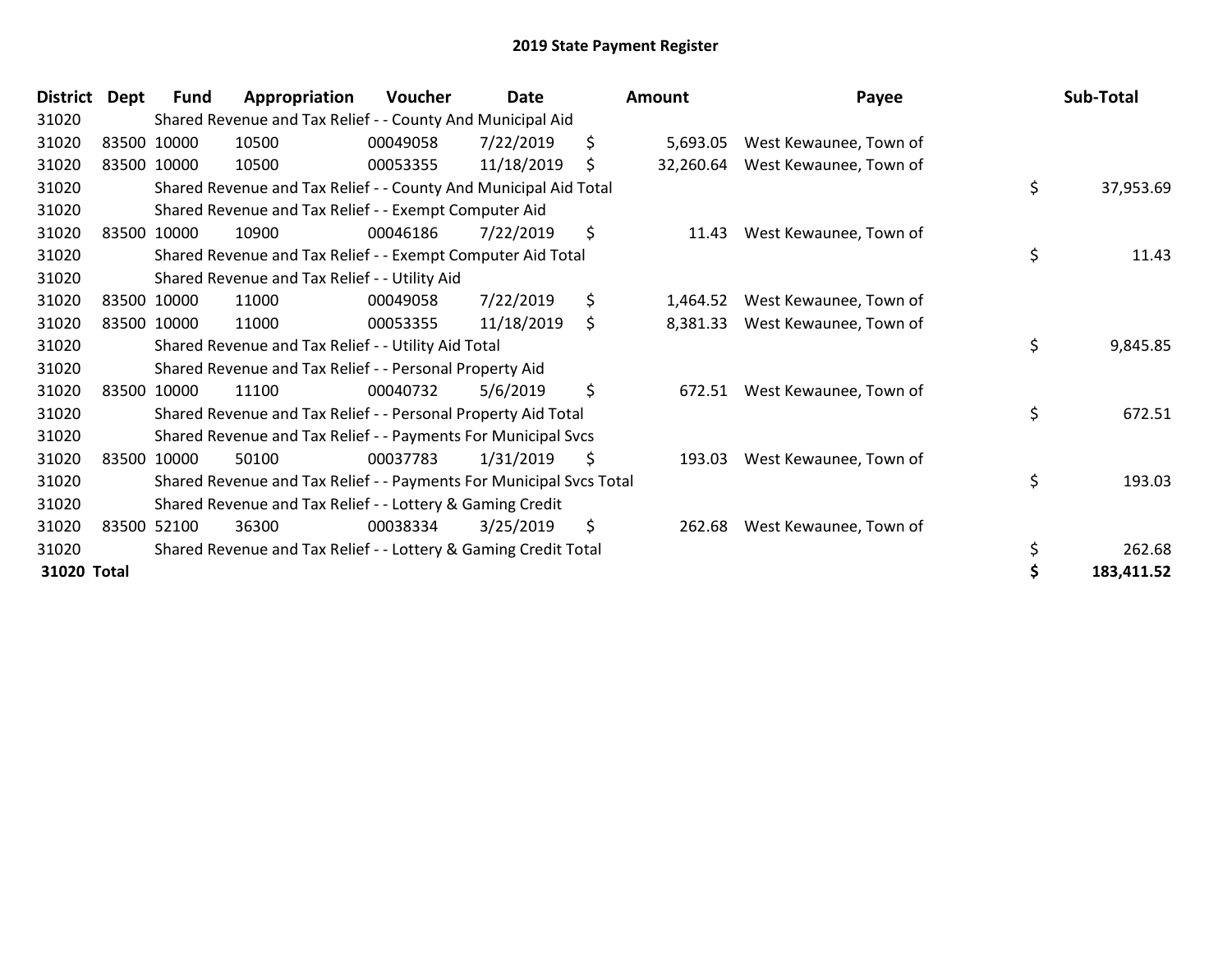# 2019 State Payment Register

| District | Dept | Fund | Appropriation | Voucher | Date | Amount | Payee | Sub-Total |
|---|---|---|---|---|---|---|---|---|
| 31020 | | Shared Revenue and Tax Relief - - County And Municipal Aid | | | | | | |
| 31020 | 83500 | 10000 | 10500 | 00049058 | 7/22/2019 | $ 5,693.05 | West Kewaunee, Town of | |
| 31020 | 83500 | 10000 | 10500 | 00053355 | 11/18/2019 | $ 32,260.64 | West Kewaunee, Town of | |
| 31020 | | Shared Revenue and Tax Relief - - County And Municipal Aid Total | | | | | | $ 37,953.69 |
| 31020 | | Shared Revenue and Tax Relief - - Exempt Computer Aid | | | | | | |
| 31020 | 83500 | 10000 | 10900 | 00046186 | 7/22/2019 | $ 11.43 | West Kewaunee, Town of | |
| 31020 | | Shared Revenue and Tax Relief - - Exempt Computer Aid Total | | | | | | $ 11.43 |
| 31020 | | Shared Revenue and Tax Relief - - Utility Aid | | | | | | |
| 31020 | 83500 | 10000 | 11000 | 00049058 | 7/22/2019 | $ 1,464.52 | West Kewaunee, Town of | |
| 31020 | 83500 | 10000 | 11000 | 00053355 | 11/18/2019 | $ 8,381.33 | West Kewaunee, Town of | |
| 31020 | | Shared Revenue and Tax Relief - - Utility Aid Total | | | | | | $ 9,845.85 |
| 31020 | | Shared Revenue and Tax Relief - - Personal Property Aid | | | | | | |
| 31020 | 83500 | 10000 | 11100 | 00040732 | 5/6/2019 | $ 672.51 | West Kewaunee, Town of | |
| 31020 | | Shared Revenue and Tax Relief - - Personal Property Aid Total | | | | | | $ 672.51 |
| 31020 | | Shared Revenue and Tax Relief - - Payments For Municipal Svcs | | | | | | |
| 31020 | 83500 | 10000 | 50100 | 00037783 | 1/31/2019 | $ 193.03 | West Kewaunee, Town of | |
| 31020 | | Shared Revenue and Tax Relief - - Payments For Municipal Svcs Total | | | | | | $ 193.03 |
| 31020 | | Shared Revenue and Tax Relief - - Lottery & Gaming Credit | | | | | | |
| 31020 | 83500 | 52100 | 36300 | 00038334 | 3/25/2019 | $ 262.68 | West Kewaunee, Town of | |
| 31020 | | Shared Revenue and Tax Relief - - Lottery & Gaming Credit Total | | | | | | $ 262.68 |
| **31020 Total** | | | | | | | | **$ 183,411.52** |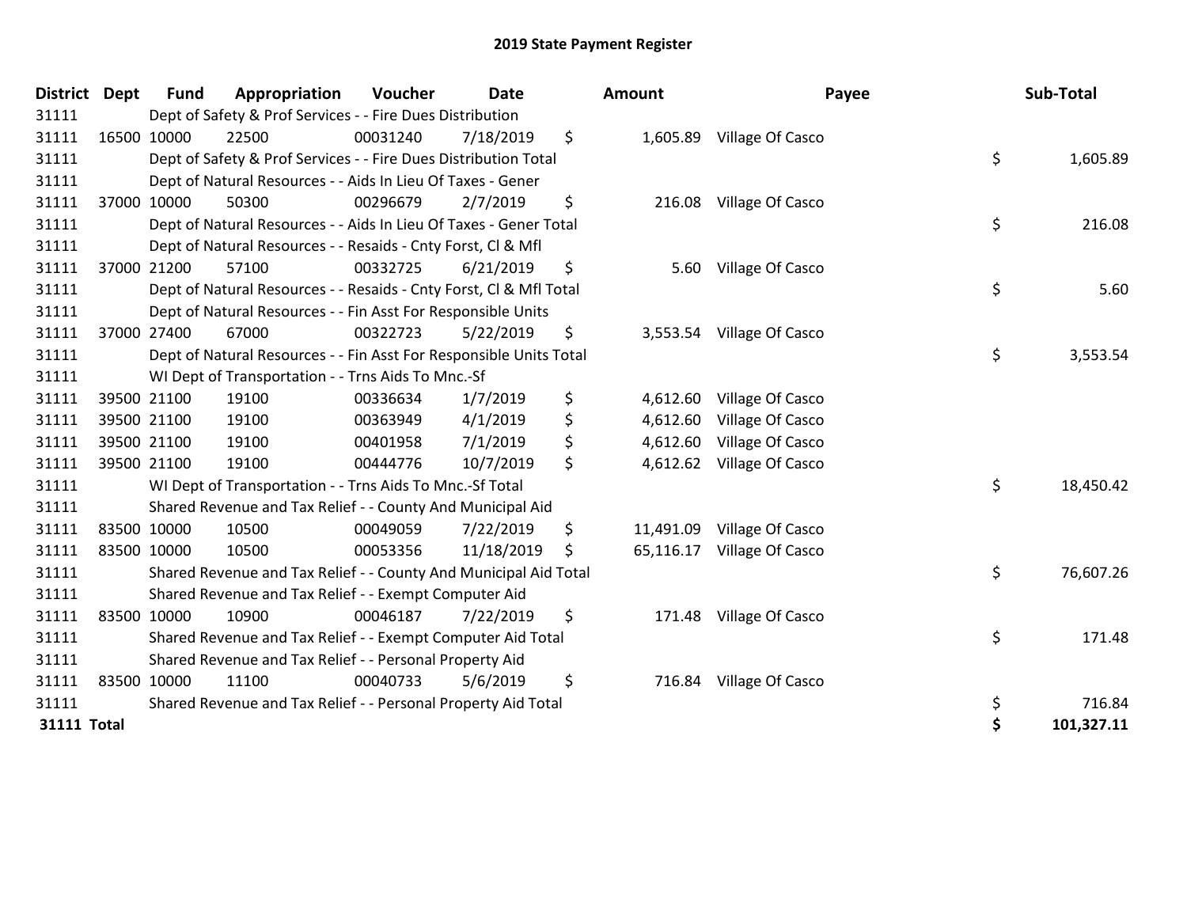# 2019 State Payment Register

| District | Dept | Fund | Appropriation | Voucher | Date | Amount | Payee | Sub-Total |
|---|---|---|---|---|---|---|---|---|
| 31111 | | Dept of Safety & Prof Services - - Fire Dues Distribution | | | | | | |
| 31111 | 16500 | 10000 | 22500 | 00031240 | 7/18/2019 | $ 1,605.89 | Village Of Casco | |
| 31111 | | Dept of Safety & Prof Services - - Fire Dues Distribution Total | | | | | | $ 1,605.89 |
| 31111 | | Dept of Natural Resources - - Aids In Lieu Of Taxes - Gener | | | | | | |
| 31111 | 37000 | 10000 | 50300 | 00296679 | 2/7/2019 | $ 216.08 | Village Of Casco | |
| 31111 | | Dept of Natural Resources - - Aids In Lieu Of Taxes - Gener Total | | | | | | $ 216.08 |
| 31111 | | Dept of Natural Resources - - Resaids - Cnty Forst, Cl & Mfl | | | | | | |
| 31111 | 37000 | 21200 | 57100 | 00332725 | 6/21/2019 | $ 5.60 | Village Of Casco | |
| 31111 | | Dept of Natural Resources - - Resaids - Cnty Forst, Cl & Mfl Total | | | | | | $ 5.60 |
| 31111 | | Dept of Natural Resources - - Fin Asst For Responsible Units | | | | | | |
| 31111 | 37000 | 27400 | 67000 | 00322723 | 5/22/2019 | $ 3,553.54 | Village Of Casco | |
| 31111 | | Dept of Natural Resources - - Fin Asst For Responsible Units Total | | | | | | $ 3,553.54 |
| 31111 | | WI Dept of Transportation - - Trns Aids To Mnc.-Sf | | | | | | |
| 31111 | 39500 | 21100 | 19100 | 00336634 | 1/7/2019 | $ 4,612.60 | Village Of Casco | |
| 31111 | 39500 | 21100 | 19100 | 00363949 | 4/1/2019 | $ 4,612.60 | Village Of Casco | |
| 31111 | 39500 | 21100 | 19100 | 00401958 | 7/1/2019 | $ 4,612.60 | Village Of Casco | |
| 31111 | 39500 | 21100 | 19100 | 00444776 | 10/7/2019 | $ 4,612.62 | Village Of Casco | |
| 31111 | | WI Dept of Transportation - - Trns Aids To Mnc.-Sf Total | | | | | | $ 18,450.42 |
| 31111 | | Shared Revenue and Tax Relief - - County And Municipal Aid | | | | | | |
| 31111 | 83500 | 10000 | 10500 | 00049059 | 7/22/2019 | $ 11,491.09 | Village Of Casco | |
| 31111 | 83500 | 10000 | 10500 | 00053356 | 11/18/2019 | $ 65,116.17 | Village Of Casco | |
| 31111 | | Shared Revenue and Tax Relief - - County And Municipal Aid Total | | | | | | $ 76,607.26 |
| 31111 | | Shared Revenue and Tax Relief - - Exempt Computer Aid | | | | | | |
| 31111 | 83500 | 10000 | 10900 | 00046187 | 7/22/2019 | $ 171.48 | Village Of Casco | |
| 31111 | | Shared Revenue and Tax Relief - - Exempt Computer Aid Total | | | | | | $ 171.48 |
| 31111 | | Shared Revenue and Tax Relief - - Personal Property Aid | | | | | | |
| 31111 | 83500 | 10000 | 11100 | 00040733 | 5/6/2019 | $ 716.84 | Village Of Casco | |
| 31111 | | Shared Revenue and Tax Relief - - Personal Property Aid Total | | | | | | $ 716.84 |
| **31111 Total** | | | | | | | | **$ 101,327.11** |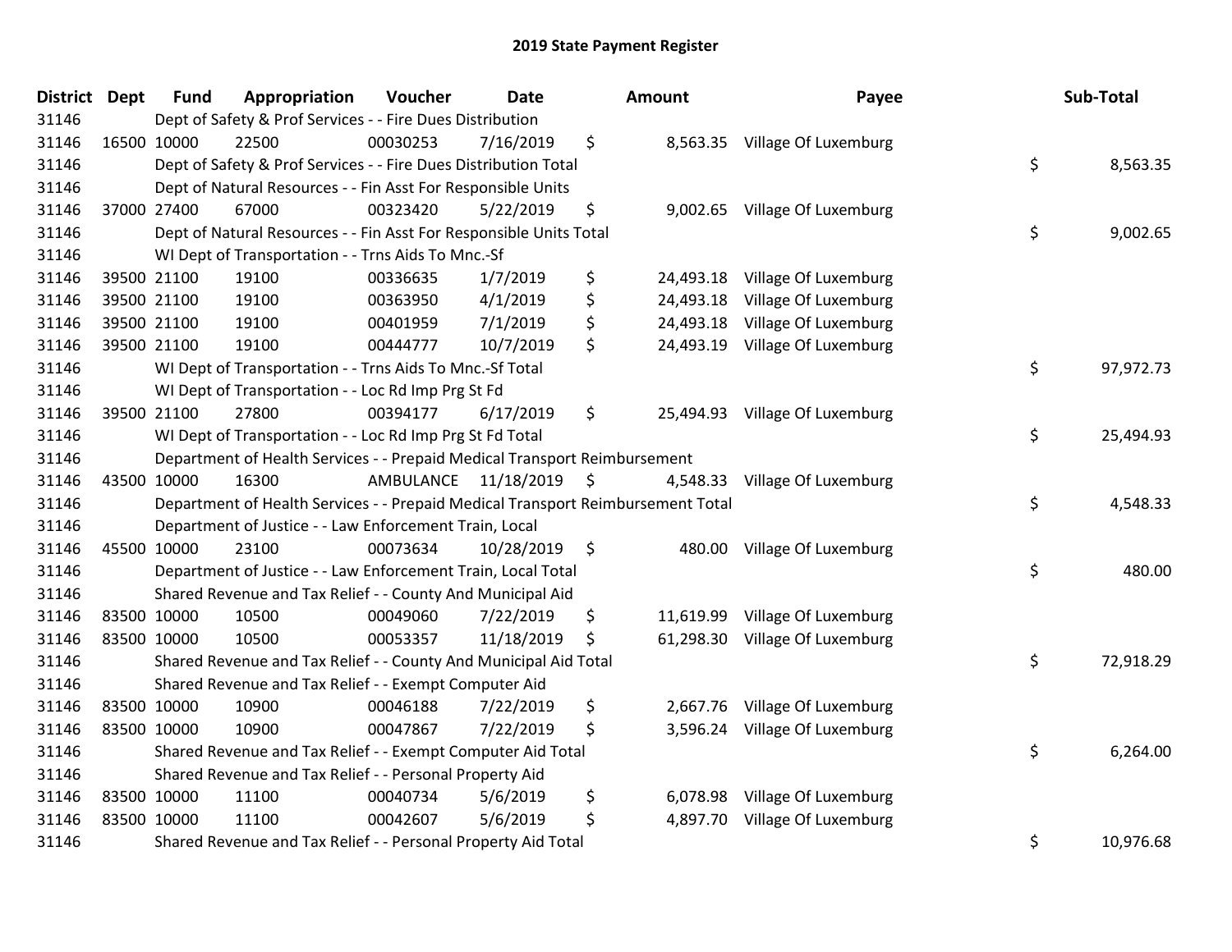# 2019 State Payment Register

| District | Dept | Fund | Appropriation | Voucher | Date | Amount | Payee | Sub-Total |
|---|---|---|---|---|---|---|---|---|
| 31146 | Dept of Safety & Prof Services - - Fire Dues Distribution | | | | | | | |
| 31146 | 16500 | 10000 | 22500 | 00030253 | 7/16/2019 | $ 8,563.35 | Village Of Luxemburg | |
| 31146 | Dept of Safety & Prof Services - - Fire Dues Distribution Total | | | | | | | $ 8,563.35 |
| 31146 | Dept of Natural Resources - - Fin Asst For Responsible Units | | | | | | | |
| 31146 | 37000 | 27400 | 67000 | 00323420 | 5/22/2019 | $ 9,002.65 | Village Of Luxemburg | |
| 31146 | Dept of Natural Resources - - Fin Asst For Responsible Units Total | | | | | | | $ 9,002.65 |
| 31146 | WI Dept of Transportation - - Trns Aids To Mnc.-Sf | | | | | | | |
| 31146 | 39500 | 21100 | 19100 | 00336635 | 1/7/2019 | $ 24,493.18 | Village Of Luxemburg | |
| 31146 | 39500 | 21100 | 19100 | 00363950 | 4/1/2019 | $ 24,493.18 | Village Of Luxemburg | |
| 31146 | 39500 | 21100 | 19100 | 00401959 | 7/1/2019 | $ 24,493.18 | Village Of Luxemburg | |
| 31146 | 39500 | 21100 | 19100 | 00444777 | 10/7/2019 | $ 24,493.19 | Village Of Luxemburg | |
| 31146 | WI Dept of Transportation - - Trns Aids To Mnc.-Sf Total | | | | | | | $ 97,972.73 |
| 31146 | WI Dept of Transportation - - Loc Rd Imp Prg St Fd | | | | | | | |
| 31146 | 39500 | 21100 | 27800 | 00394177 | 6/17/2019 | $ 25,494.93 | Village Of Luxemburg | |
| 31146 | WI Dept of Transportation - - Loc Rd Imp Prg St Fd Total | | | | | | | $ 25,494.93 |
| 31146 | Department of Health Services - - Prepaid Medical Transport Reimbursement | | | | | | | |
| 31146 | 43500 | 10000 | 16300 | AMBULANCE | 11/18/2019 | $ 4,548.33 | Village Of Luxemburg | |
| 31146 | Department of Health Services - - Prepaid Medical Transport Reimbursement Total | | | | | | | $ 4,548.33 |
| 31146 | Department of Justice - - Law Enforcement Train, Local | | | | | | | |
| 31146 | 45500 | 10000 | 23100 | 00073634 | 10/28/2019 | $ 480.00 | Village Of Luxemburg | |
| 31146 | Department of Justice - - Law Enforcement Train, Local Total | | | | | | | $ 480.00 |
| 31146 | Shared Revenue and Tax Relief - - County And Municipal Aid | | | | | | | |
| 31146 | 83500 | 10000 | 10500 | 00049060 | 7/22/2019 | $ 11,619.99 | Village Of Luxemburg | |
| 31146 | 83500 | 10000 | 10500 | 00053357 | 11/18/2019 | $ 61,298.30 | Village Of Luxemburg | |
| 31146 | Shared Revenue and Tax Relief - - County And Municipal Aid Total | | | | | | | $ 72,918.29 |
| 31146 | Shared Revenue and Tax Relief - - Exempt Computer Aid | | | | | | | |
| 31146 | 83500 | 10000 | 10900 | 00046188 | 7/22/2019 | $ 2,667.76 | Village Of Luxemburg | |
| 31146 | 83500 | 10000 | 10900 | 00047867 | 7/22/2019 | $ 3,596.24 | Village Of Luxemburg | |
| 31146 | Shared Revenue and Tax Relief - - Exempt Computer Aid Total | | | | | | | $ 6,264.00 |
| 31146 | Shared Revenue and Tax Relief - - Personal Property Aid | | | | | | | |
| 31146 | 83500 | 10000 | 11100 | 00040734 | 5/6/2019 | $ 6,078.98 | Village Of Luxemburg | |
| 31146 | 83500 | 10000 | 11100 | 00042607 | 5/6/2019 | $ 4,897.70 | Village Of Luxemburg | |
| 31146 | Shared Revenue and Tax Relief - - Personal Property Aid Total | | | | | | | $ 10,976.68 |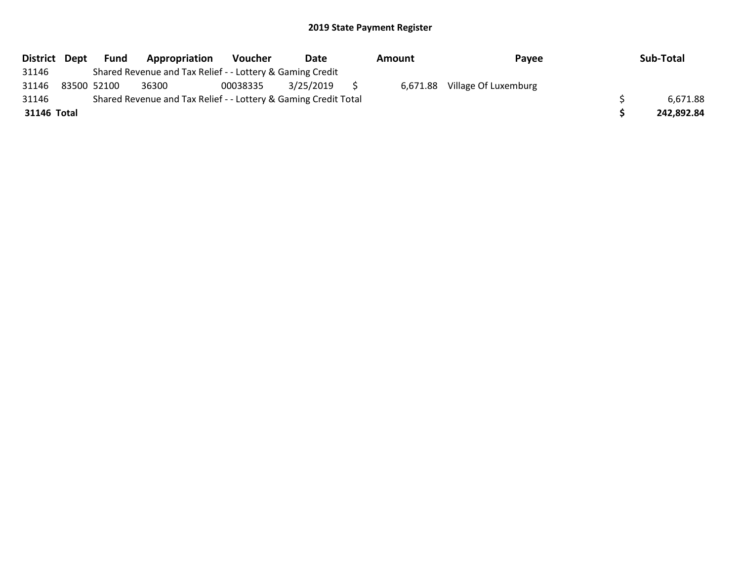## 2019 State Payment Register

| District | Dept | Fund | Appropriation | Voucher | Date | Amount | Payee | Sub-Total |
|---|---|---|---|---|---|---|---|---|
| 31146 | | Shared Revenue and Tax Relief - - Lottery & Gaming Credit | | | | | | |
| 31146 | 83500 | 52100 | 36300 | 00038335 | 3/25/2019 | $ 6,671.88 | Village Of Luxemburg | |
| 31146 | | Shared Revenue and Tax Relief - - Lottery & Gaming Credit Total | | | | | | $ 6,671.88 |
| **31146 Total** | | | | | | | | **$ 242,892.84** |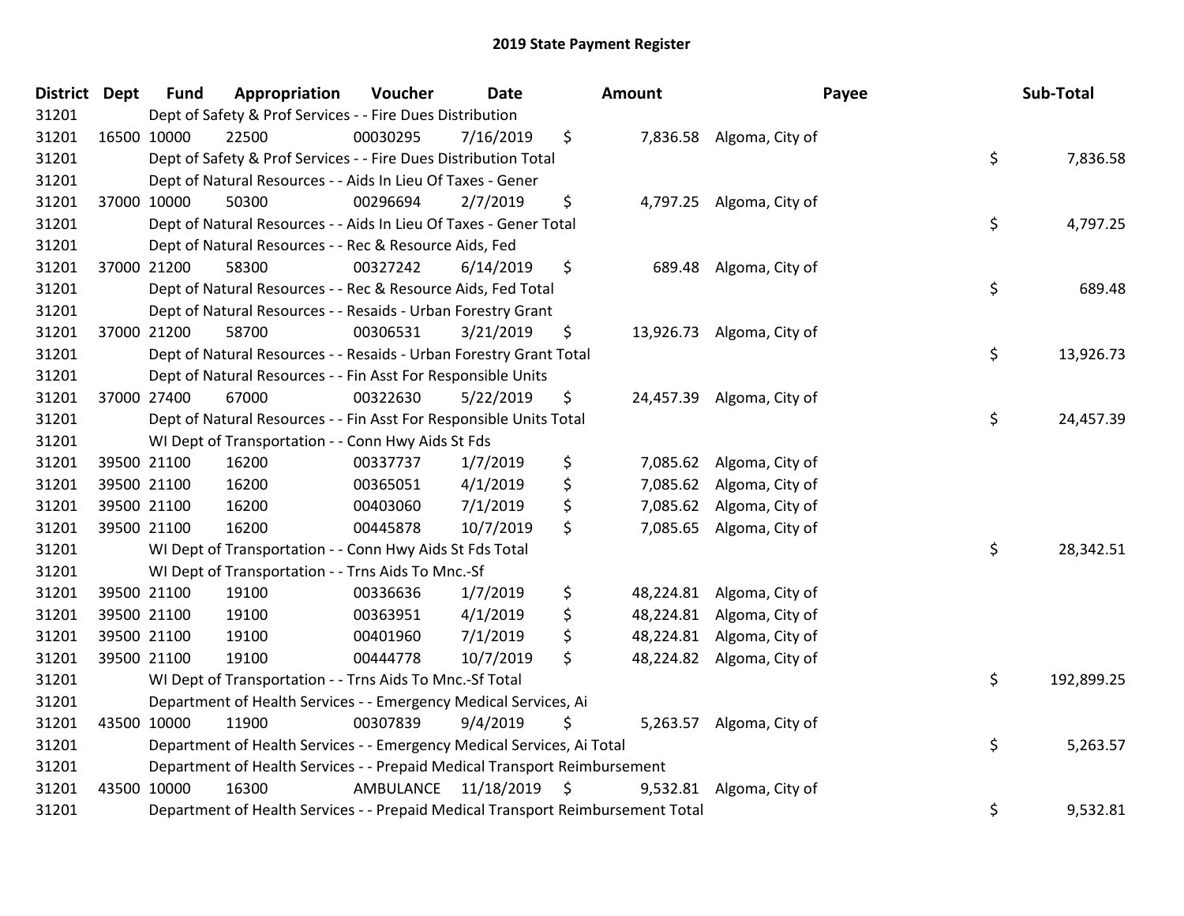## 2019 State Payment Register

| District | Dept | Fund | Appropriation | Voucher | Date | Amount | Payee | Sub-Total |
|---|---|---|---|---|---|---|---|---|
| 31201 | | Dept of Safety & Prof Services - - Fire Dues Distribution | | | | | | |
| 31201 | 16500 | 10000 | 22500 | 00030295 | 7/16/2019 | $ 7,836.58 | Algoma, City of | |
| 31201 | | Dept of Safety & Prof Services - - Fire Dues Distribution Total | | | | | | $ 7,836.58 |
| 31201 | | Dept of Natural Resources - - Aids In Lieu Of Taxes - Gener | | | | | | |
| 31201 | 37000 | 10000 | 50300 | 00296694 | 2/7/2019 | $ 4,797.25 | Algoma, City of | |
| 31201 | | Dept of Natural Resources - - Aids In Lieu Of Taxes - Gener Total | | | | | | $ 4,797.25 |
| 31201 | | Dept of Natural Resources - - Rec & Resource Aids, Fed | | | | | | |
| 31201 | 37000 | 21200 | 58300 | 00327242 | 6/14/2019 | $ 689.48 | Algoma, City of | |
| 31201 | | Dept of Natural Resources - - Rec & Resource Aids, Fed Total | | | | | | $ 689.48 |
| 31201 | | Dept of Natural Resources - - Resaids - Urban Forestry Grant | | | | | | |
| 31201 | 37000 | 21200 | 58700 | 00306531 | 3/21/2019 | $ 13,926.73 | Algoma, City of | |
| 31201 | | Dept of Natural Resources - - Resaids - Urban Forestry Grant Total | | | | | | $ 13,926.73 |
| 31201 | | Dept of Natural Resources - - Fin Asst For Responsible Units | | | | | | |
| 31201 | 37000 | 27400 | 67000 | 00322630 | 5/22/2019 | $ 24,457.39 | Algoma, City of | |
| 31201 | | Dept of Natural Resources - - Fin Asst For Responsible Units Total | | | | | | $ 24,457.39 |
| 31201 | | WI Dept of Transportation - - Conn Hwy Aids St Fds | | | | | | |
| 31201 | 39500 | 21100 | 16200 | 00337737 | 1/7/2019 | $ 7,085.62 | Algoma, City of | |
| 31201 | 39500 | 21100 | 16200 | 00365051 | 4/1/2019 | $ 7,085.62 | Algoma, City of | |
| 31201 | 39500 | 21100 | 16200 | 00403060 | 7/1/2019 | $ 7,085.62 | Algoma, City of | |
| 31201 | 39500 | 21100 | 16200 | 00445878 | 10/7/2019 | $ 7,085.65 | Algoma, City of | |
| 31201 | | WI Dept of Transportation - - Conn Hwy Aids St Fds Total | | | | | | $ 28,342.51 |
| 31201 | | WI Dept of Transportation - - Trns Aids To Mnc.-Sf | | | | | | |
| 31201 | 39500 | 21100 | 19100 | 00336636 | 1/7/2019 | $ 48,224.81 | Algoma, City of | |
| 31201 | 39500 | 21100 | 19100 | 00363951 | 4/1/2019 | $ 48,224.81 | Algoma, City of | |
| 31201 | 39500 | 21100 | 19100 | 00401960 | 7/1/2019 | $ 48,224.81 | Algoma, City of | |
| 31201 | 39500 | 21100 | 19100 | 00444778 | 10/7/2019 | $ 48,224.82 | Algoma, City of | |
| 31201 | | WI Dept of Transportation - - Trns Aids To Mnc.-Sf Total | | | | | | $ 192,899.25 |
| 31201 | | Department of Health Services - - Emergency Medical Services, Ai | | | | | | |
| 31201 | 43500 | 10000 | 11900 | 00307839 | 9/4/2019 | $ 5,263.57 | Algoma, City of | |
| 31201 | | Department of Health Services - - Emergency Medical Services, Ai Total | | | | | | $ 5,263.57 |
| 31201 | | Department of Health Services - - Prepaid Medical Transport Reimbursement | | | | | | |
| 31201 | 43500 | 10000 | 16300 | AMBULANCE | 11/18/2019 | $ 9,532.81 | Algoma, City of | |
| 31201 | | Department of Health Services - - Prepaid Medical Transport Reimbursement Total | | | | | | $ 9,532.81 |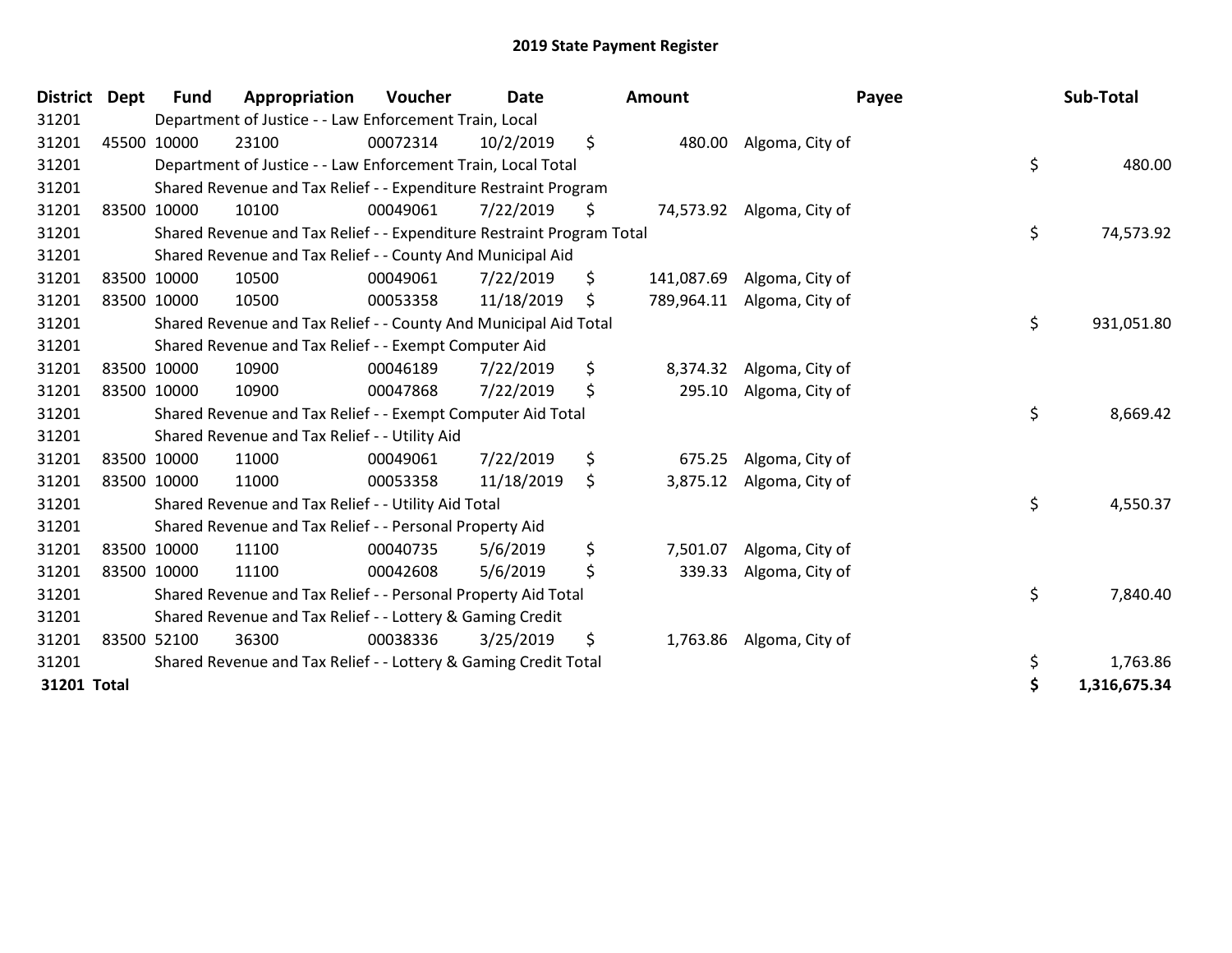# 2019 State Payment Register

| District | Dept | Fund | Appropriation | Voucher | Date | Amount | Payee | Sub-Total |
|---|---|---|---|---|---|---|---|---|
| 31201 | | Department of Justice - - Law Enforcement Train, Local | | | | | | |
| 31201 | 45500 | 10000 | 23100 | 00072314 | 10/2/2019 | $ 480.00 | Algoma, City of | |
| 31201 | | Department of Justice - - Law Enforcement Train, Local Total | | | | | | $ 480.00 |
| 31201 | | Shared Revenue and Tax Relief - - Expenditure Restraint Program | | | | | | |
| 31201 | 83500 | 10000 | 10100 | 00049061 | 7/22/2019 | $ 74,573.92 | Algoma, City of | |
| 31201 | | Shared Revenue and Tax Relief - - Expenditure Restraint Program Total | | | | | | $ 74,573.92 |
| 31201 | | Shared Revenue and Tax Relief - - County And Municipal Aid | | | | | | |
| 31201 | 83500 | 10000 | 10500 | 00049061 | 7/22/2019 | $ 141,087.69 | Algoma, City of | |
| 31201 | 83500 | 10000 | 10500 | 00053358 | 11/18/2019 | $ 789,964.11 | Algoma, City of | |
| 31201 | | Shared Revenue and Tax Relief - - County And Municipal Aid Total | | | | | | $ 931,051.80 |
| 31201 | | Shared Revenue and Tax Relief - - Exempt Computer Aid | | | | | | |
| 31201 | 83500 | 10000 | 10900 | 00046189 | 7/22/2019 | $ 8,374.32 | Algoma, City of | |
| 31201 | 83500 | 10000 | 10900 | 00047868 | 7/22/2019 | $ 295.10 | Algoma, City of | |
| 31201 | | Shared Revenue and Tax Relief - - Exempt Computer Aid Total | | | | | | $ 8,669.42 |
| 31201 | | Shared Revenue and Tax Relief - - Utility Aid | | | | | | |
| 31201 | 83500 | 10000 | 11000 | 00049061 | 7/22/2019 | $ 675.25 | Algoma, City of | |
| 31201 | 83500 | 10000 | 11000 | 00053358 | 11/18/2019 | $ 3,875.12 | Algoma, City of | |
| 31201 | | Shared Revenue and Tax Relief - - Utility Aid Total | | | | | | $ 4,550.37 |
| 31201 | | Shared Revenue and Tax Relief - - Personal Property Aid | | | | | | |
| 31201 | 83500 | 10000 | 11100 | 00040735 | 5/6/2019 | $ 7,501.07 | Algoma, City of | |
| 31201 | 83500 | 10000 | 11100 | 00042608 | 5/6/2019 | $ 339.33 | Algoma, City of | |
| 31201 | | Shared Revenue and Tax Relief - - Personal Property Aid Total | | | | | | $ 7,840.40 |
| 31201 | | Shared Revenue and Tax Relief - - Lottery & Gaming Credit | | | | | | |
| 31201 | 83500 | 52100 | 36300 | 00038336 | 3/25/2019 | $ 1,763.86 | Algoma, City of | |
| 31201 | | Shared Revenue and Tax Relief - - Lottery & Gaming Credit Total | | | | | | $ 1,763.86 |
| **31201 Total** | | | | | | | | **$ 1,316,675.34** |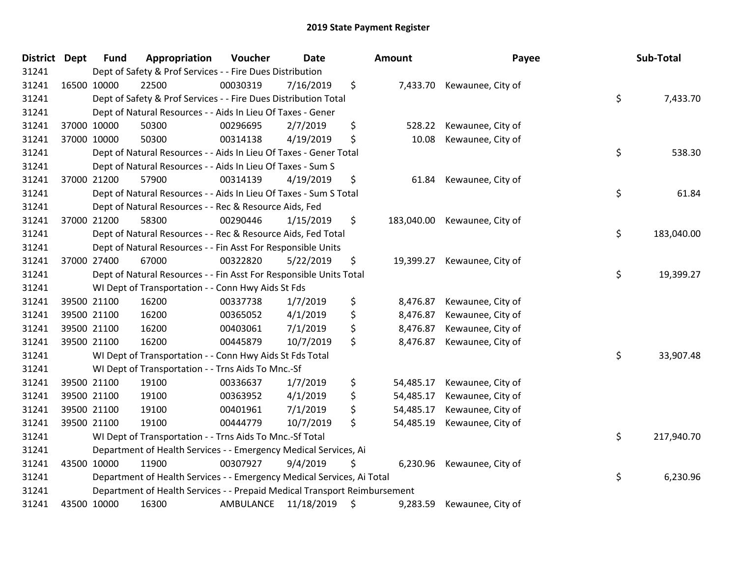# 2019 State Payment Register

| District | Dept | Fund | Appropriation | Voucher | Date | Amount | Payee | Sub-Total |
|---|---|---|---|---|---|---|---|---|
| 31241 | | Dept of Safety & Prof Services - - Fire Dues Distribution | | | | | | |
| 31241 | 16500 | 10000 | 22500 | 00030319 | 7/16/2019 | $ 7,433.70 | Kewaunee, City of | |
| 31241 | | Dept of Safety & Prof Services - - Fire Dues Distribution Total | | | | | | $ 7,433.70 |
| 31241 | | Dept of Natural Resources - - Aids In Lieu Of Taxes - Gener | | | | | | |
| 31241 | 37000 | 10000 | 50300 | 00296695 | 2/7/2019 | $ 528.22 | Kewaunee, City of | |
| 31241 | 37000 | 10000 | 50300 | 00314138 | 4/19/2019 | $ 10.08 | Kewaunee, City of | |
| 31241 | | Dept of Natural Resources - - Aids In Lieu Of Taxes - Gener Total | | | | | | $ 538.30 |
| 31241 | | Dept of Natural Resources - - Aids In Lieu Of Taxes - Sum S | | | | | | |
| 31241 | 37000 | 21200 | 57900 | 00314139 | 4/19/2019 | $ 61.84 | Kewaunee, City of | |
| 31241 | | Dept of Natural Resources - - Aids In Lieu Of Taxes - Sum S Total | | | | | | $ 61.84 |
| 31241 | | Dept of Natural Resources - - Rec & Resource Aids, Fed | | | | | | |
| 31241 | 37000 | 21200 | 58300 | 00290446 | 1/15/2019 | $ 183,040.00 | Kewaunee, City of | |
| 31241 | | Dept of Natural Resources - - Rec & Resource Aids, Fed Total | | | | | | $ 183,040.00 |
| 31241 | | Dept of Natural Resources - - Fin Asst For Responsible Units | | | | | | |
| 31241 | 37000 | 27400 | 67000 | 00322820 | 5/22/2019 | $ 19,399.27 | Kewaunee, City of | |
| 31241 | | Dept of Natural Resources - - Fin Asst For Responsible Units Total | | | | | | $ 19,399.27 |
| 31241 | | WI Dept of Transportation - - Conn Hwy Aids St Fds | | | | | | |
| 31241 | 39500 | 21100 | 16200 | 00337738 | 1/7/2019 | $ 8,476.87 | Kewaunee, City of | |
| 31241 | 39500 | 21100 | 16200 | 00365052 | 4/1/2019 | $ 8,476.87 | Kewaunee, City of | |
| 31241 | 39500 | 21100 | 16200 | 00403061 | 7/1/2019 | $ 8,476.87 | Kewaunee, City of | |
| 31241 | 39500 | 21100 | 16200 | 00445879 | 10/7/2019 | $ 8,476.87 | Kewaunee, City of | |
| 31241 | | WI Dept of Transportation - - Conn Hwy Aids St Fds Total | | | | | | $ 33,907.48 |
| 31241 | | WI Dept of Transportation - - Trns Aids To Mnc.-Sf | | | | | | |
| 31241 | 39500 | 21100 | 19100 | 00336637 | 1/7/2019 | $ 54,485.17 | Kewaunee, City of | |
| 31241 | 39500 | 21100 | 19100 | 00363952 | 4/1/2019 | $ 54,485.17 | Kewaunee, City of | |
| 31241 | 39500 | 21100 | 19100 | 00401961 | 7/1/2019 | $ 54,485.17 | Kewaunee, City of | |
| 31241 | 39500 | 21100 | 19100 | 00444779 | 10/7/2019 | $ 54,485.19 | Kewaunee, City of | |
| 31241 | | WI Dept of Transportation - - Trns Aids To Mnc.-Sf Total | | | | | | $ 217,940.70 |
| 31241 | | Department of Health Services - - Emergency Medical Services, Ai | | | | | | |
| 31241 | 43500 | 10000 | 11900 | 00307927 | 9/4/2019 | $ 6,230.96 | Kewaunee, City of | |
| 31241 | | Department of Health Services - - Emergency Medical Services, Ai Total | | | | | | $ 6,230.96 |
| 31241 | | Department of Health Services - - Prepaid Medical Transport Reimbursement | | | | | | |
| 31241 | 43500 | 10000 | 16300 | AMBULANCE | 11/18/2019 | $ 9,283.59 | Kewaunee, City of | |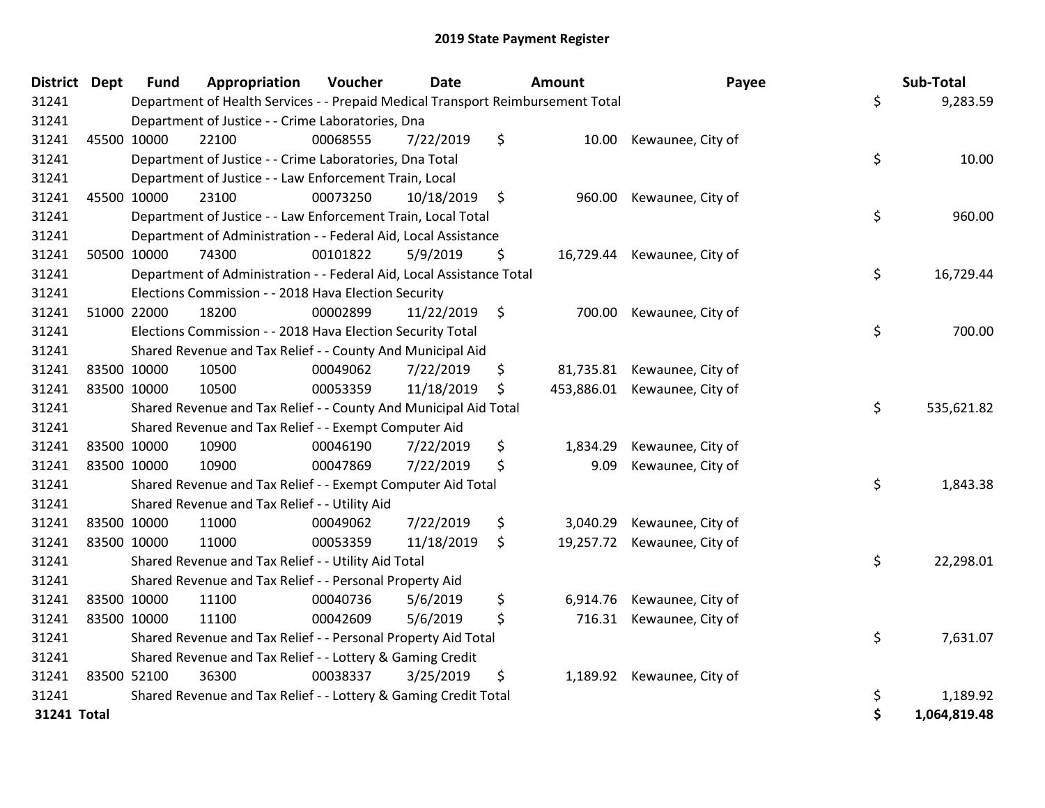# 2019 State Payment Register

| District | Dept | Fund | Appropriation | Voucher | Date | Amount | Payee | Sub-Total |
|---|---|---|---|---|---|---|---|---|
| 31241 | | Department of Health Services - - Prepaid Medical Transport Reimbursement Total | | | | | | $ 9,283.59 |
| 31241 | | Department of Justice - - Crime Laboratories, Dna | | | | | | |
| 31241 | 45500 | 10000 | 22100 | 00068555 | 7/22/2019 | $ 10.00 | Kewaunee, City of | |
| 31241 | | Department of Justice - - Crime Laboratories, Dna Total | | | | | | $ 10.00 |
| 31241 | | Department of Justice - - Law Enforcement Train, Local | | | | | | |
| 31241 | 45500 | 10000 | 23100 | 00073250 | 10/18/2019 | $ 960.00 | Kewaunee, City of | |
| 31241 | | Department of Justice - - Law Enforcement Train, Local Total | | | | | | $ 960.00 |
| 31241 | | Department of Administration - - Federal Aid, Local Assistance | | | | | | |
| 31241 | 50500 | 10000 | 74300 | 00101822 | 5/9/2019 | $ 16,729.44 | Kewaunee, City of | |
| 31241 | | Department of Administration - - Federal Aid, Local Assistance Total | | | | | | $ 16,729.44 |
| 31241 | | Elections Commission - - 2018 Hava Election Security | | | | | | |
| 31241 | 51000 | 22000 | 18200 | 00002899 | 11/22/2019 | $ 700.00 | Kewaunee, City of | |
| 31241 | | Elections Commission - - 2018 Hava Election Security Total | | | | | | $ 700.00 |
| 31241 | | Shared Revenue and Tax Relief - - County And Municipal Aid | | | | | | |
| 31241 | 83500 | 10000 | 10500 | 00049062 | 7/22/2019 | $ 81,735.81 | Kewaunee, City of | |
| 31241 | 83500 | 10000 | 10500 | 00053359 | 11/18/2019 | $ 453,886.01 | Kewaunee, City of | |
| 31241 | | Shared Revenue and Tax Relief - - County And Municipal Aid Total | | | | | | $ 535,621.82 |
| 31241 | | Shared Revenue and Tax Relief - - Exempt Computer Aid | | | | | | |
| 31241 | 83500 | 10000 | 10900 | 00046190 | 7/22/2019 | $ 1,834.29 | Kewaunee, City of | |
| 31241 | 83500 | 10000 | 10900 | 00047869 | 7/22/2019 | $ 9.09 | Kewaunee, City of | |
| 31241 | | Shared Revenue and Tax Relief - - Exempt Computer Aid Total | | | | | | $ 1,843.38 |
| 31241 | | Shared Revenue and Tax Relief - - Utility Aid | | | | | | |
| 31241 | 83500 | 10000 | 11000 | 00049062 | 7/22/2019 | $ 3,040.29 | Kewaunee, City of | |
| 31241 | 83500 | 10000 | 11000 | 00053359 | 11/18/2019 | $ 19,257.72 | Kewaunee, City of | |
| 31241 | | Shared Revenue and Tax Relief - - Utility Aid Total | | | | | | $ 22,298.01 |
| 31241 | | Shared Revenue and Tax Relief - - Personal Property Aid | | | | | | |
| 31241 | 83500 | 10000 | 11100 | 00040736 | 5/6/2019 | $ 6,914.76 | Kewaunee, City of | |
| 31241 | 83500 | 10000 | 11100 | 00042609 | 5/6/2019 | $ 716.31 | Kewaunee, City of | |
| 31241 | | Shared Revenue and Tax Relief - - Personal Property Aid Total | | | | | | $ 7,631.07 |
| 31241 | | Shared Revenue and Tax Relief - - Lottery & Gaming Credit | | | | | | |
| 31241 | 83500 | 52100 | 36300 | 00038337 | 3/25/2019 | $ 1,189.92 | Kewaunee, City of | |
| 31241 | | Shared Revenue and Tax Relief - - Lottery & Gaming Credit Total | | | | | | $ 1,189.92 |
| **31241 Total** | | | | | | | | **$ 1,064,819.48** |